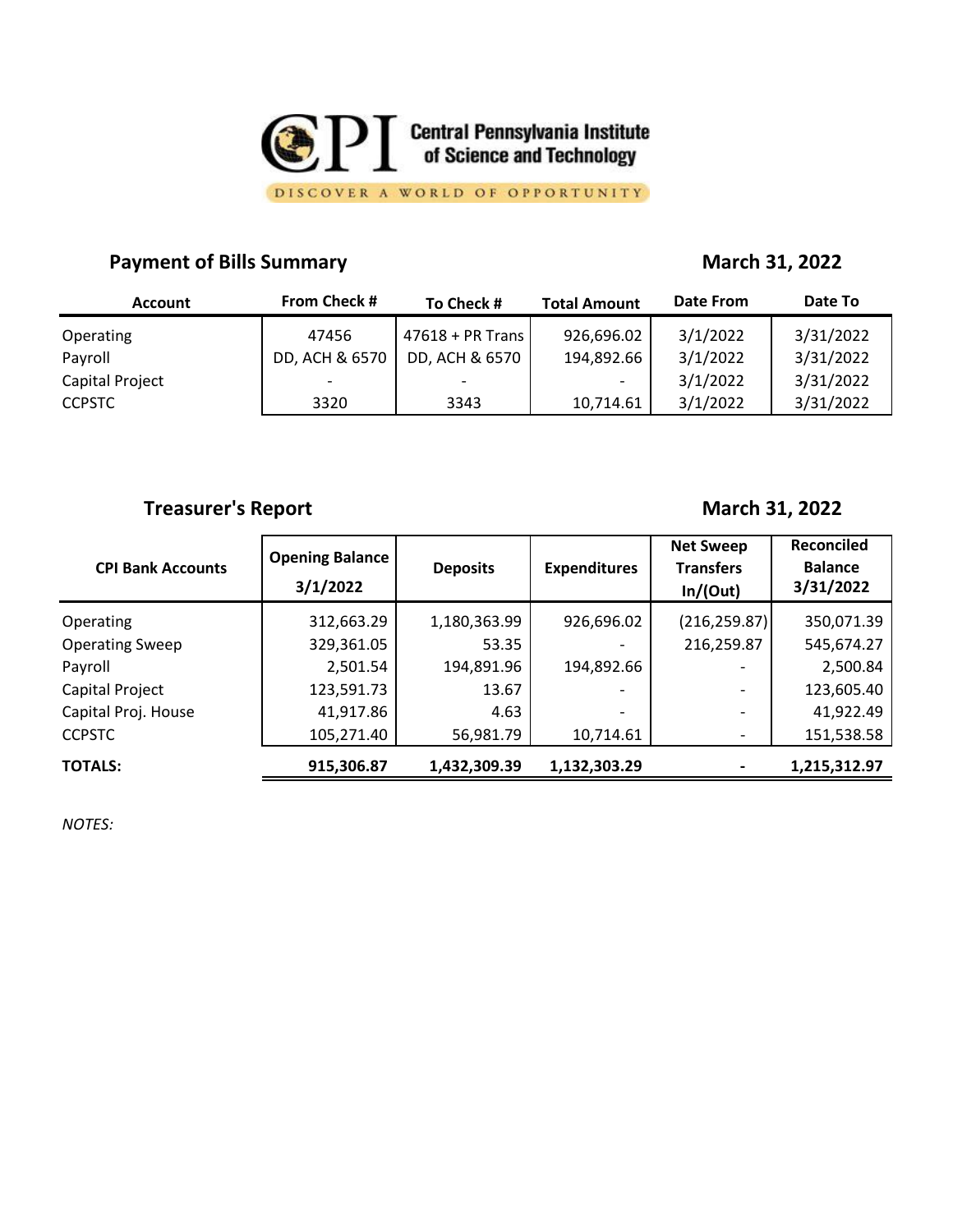# CPI Central Pennsylvania Institute of Science and Technology

DISCOVER A WORLD OF OPPORTUNITY

## Payment of Bills Summary

**March 31, 2022**

| Account | From Check # | To Check # | Total Amount | Date From | Date To |
|---|---|---|---|---|---|
| Operating | 47456 | 47618 + PR Trans | 926,696.02 | 3/1/2022 | 3/31/2022 |
| Payroll | DD, ACH & 6570 | DD, ACH & 6570 | 194,892.66 | 3/1/2022 | 3/31/2022 |
| Capital Project | - | - | - | 3/1/2022 | 3/31/2022 |
| CCPSTC | 3320 | 3343 | 10,714.61 | 3/1/2022 | 3/31/2022 |

## Treasurer's Report

**March 31, 2022**

| CPI Bank Accounts | Opening Balance 3/1/2022 | Deposits | Expenditures | Net Sweep Transfers In/(Out) | Reconciled Balance 3/31/2022 |
|---|---|---|---|---|---|
| Operating | 312,663.29 | 1,180,363.99 | 926,696.02 | (216,259.87) | 350,071.39 |
| Operating Sweep | 329,361.05 | 53.35 | - | 216,259.87 | 545,674.27 |
| Payroll | 2,501.54 | 194,891.96 | 194,892.66 | - | 2,500.84 |
| Capital Project | 123,591.73 | 13.67 | - | - | 123,605.40 |
| Capital Proj. House | 41,917.86 | 4.63 | - | - | 41,922.49 |
| CCPSTC | 105,271.40 | 56,981.79 | 10,714.61 | - | 151,538.58 |
| **TOTALS:** | **915,306.87** | **1,432,309.39** | **1,132,303.29** | **-** | **1,215,312.97** |

*NOTES:*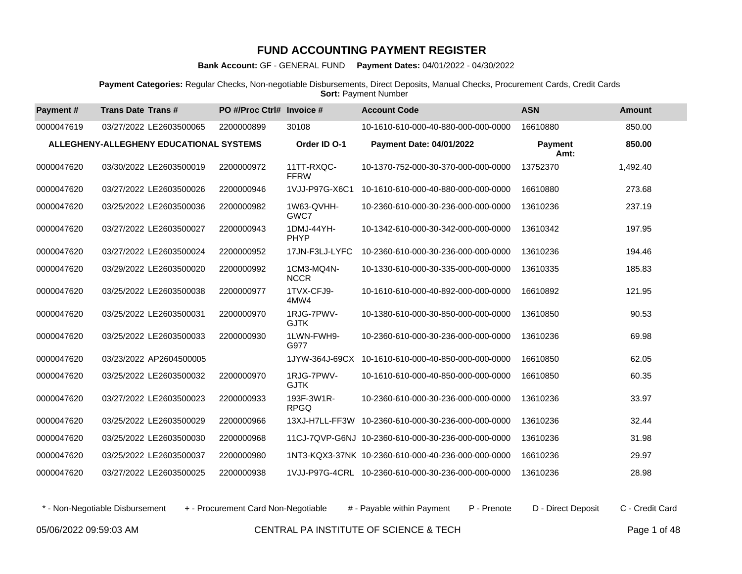# FUND ACCOUNTING PAYMENT REGISTER

**Bank Account:** GF - GENERAL FUND **Payment Dates:** 04/01/2022 - 04/30/2022

**Payment Categories:** Regular Checks, Non-negotiable Disbursements, Direct Deposits, Manual Checks, Procurement Cards, Credit Cards
**Sort:** Payment Number

| Payment # | Trans Date | Trans # | PO #/Proc Ctrl# | Invoice # | Account Code | ASN | Amount |
|---|---|---|---|---|---|---|---|
| 0000047619 | 03/27/2022 | LE2603500065 | 2200000899 | 30108 | 10-1610-610-000-40-880-000-000-0000 | 16610880 | 850.00 |
| **ALLEGHENY-ALLEGHENY EDUCATIONAL SYSTEMS** | | | | **Order ID O-1** | **Payment Date: 04/01/2022** | **Payment Amt:** | **850.00** |
| 0000047620 | 03/30/2022 | LE2603500019 | 2200000972 | 11TT-RXQC-FFRW | 10-1370-752-000-30-370-000-000-0000 | 13752370 | 1,492.40 |
| 0000047620 | 03/27/2022 | LE2603500026 | 2200000946 | 1VJJ-P97G-X6C1 | 10-1610-610-000-40-880-000-000-0000 | 16610880 | 273.68 |
| 0000047620 | 03/25/2022 | LE2603500036 | 2200000982 | 1W63-QVHH-GWC7 | 10-2360-610-000-30-236-000-000-0000 | 13610236 | 237.19 |
| 0000047620 | 03/27/2022 | LE2603500027 | 2200000943 | 1DMJ-44YH-PHYP | 10-1342-610-000-30-342-000-000-0000 | 13610342 | 197.95 |
| 0000047620 | 03/27/2022 | LE2603500024 | 2200000952 | 17JN-F3LJ-LYFC | 10-2360-610-000-30-236-000-000-0000 | 13610236 | 194.46 |
| 0000047620 | 03/29/2022 | LE2603500020 | 2200000992 | 1CM3-MQ4N-NCCR | 10-1330-610-000-30-335-000-000-0000 | 13610335 | 185.83 |
| 0000047620 | 03/25/2022 | LE2603500038 | 2200000977 | 1TVX-CFJ9-4MW4 | 10-1610-610-000-40-892-000-000-0000 | 16610892 | 121.95 |
| 0000047620 | 03/25/2022 | LE2603500031 | 2200000970 | 1RJG-7PWV-GJTK | 10-1380-610-000-30-850-000-000-0000 | 13610850 | 90.53 |
| 0000047620 | 03/25/2022 | LE2603500033 | 2200000930 | 1LWN-FWH9-G977 | 10-2360-610-000-30-236-000-000-0000 | 13610236 | 69.98 |
| 0000047620 | 03/23/2022 | AP2604500005 | | 1JYW-364J-69CX | 10-1610-610-000-40-850-000-000-0000 | 16610850 | 62.05 |
| 0000047620 | 03/25/2022 | LE2603500032 | 2200000970 | 1RJG-7PWV-GJTK | 10-1610-610-000-40-850-000-000-0000 | 16610850 | 60.35 |
| 0000047620 | 03/27/2022 | LE2603500023 | 2200000933 | 193F-3W1R-RPGQ | 10-2360-610-000-30-236-000-000-0000 | 13610236 | 33.97 |
| 0000047620 | 03/25/2022 | LE2603500029 | 2200000966 | 13XJ-H7LL-FF3W | 10-2360-610-000-30-236-000-000-0000 | 13610236 | 32.44 |
| 0000047620 | 03/25/2022 | LE2603500030 | 2200000968 | 11CJ-7QVP-G6NJ | 10-2360-610-000-30-236-000-000-0000 | 13610236 | 31.98 |
| 0000047620 | 03/25/2022 | LE2603500037 | 2200000980 | 1NT3-KQX3-37NK | 10-2360-610-000-40-236-000-000-0000 | 16610236 | 29.97 |
| 0000047620 | 03/27/2022 | LE2603500025 | 2200000938 | 1VJJ-P97G-4CRL | 10-2360-610-000-30-236-000-000-0000 | 13610236 | 28.98 |

\* - Non-Negotiable Disbursement  + - Procurement Card Non-Negotiable  # - Payable within Payment  P - Prenote  D - Direct Deposit  C - Credit Card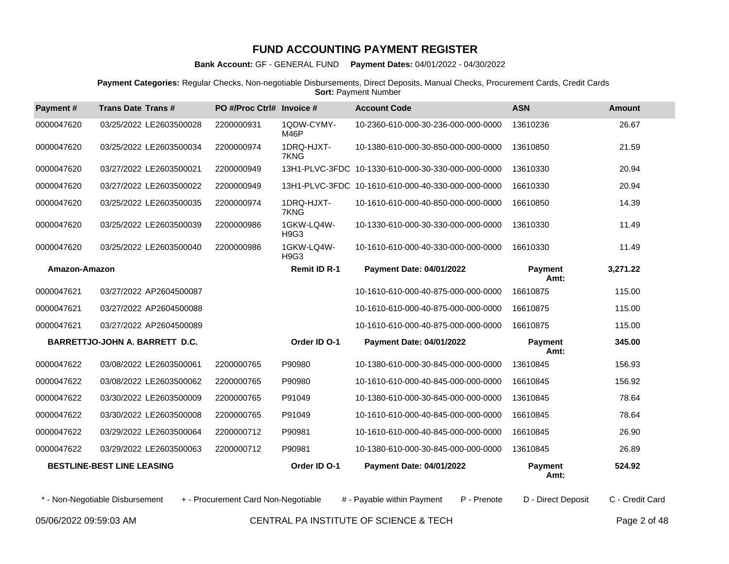# FUND ACCOUNTING PAYMENT REGISTER

**Bank Account:** GF - GENERAL FUND **Payment Dates:** 04/01/2022 - 04/30/2022

**Payment Categories:** Regular Checks, Non-negotiable Disbursements, Direct Deposits, Manual Checks, Procurement Cards, Credit Cards
**Sort:** Payment Number

| Payment # | Trans Date | Trans # | PO #/Proc Ctrl# | Invoice # | Account Code | ASN | Amount |
|---|---|---|---|---|---|---|---|
| 0000047620 | 03/25/2022 | LE2603500028 | 2200000931 | 1QDW-CYMY-M46P | 10-2360-610-000-30-236-000-000-0000 | 13610236 | 26.67 |
| 0000047620 | 03/25/2022 | LE2603500034 | 2200000974 | 1DRQ-HJXT-7KNG | 10-1380-610-000-30-850-000-000-0000 | 13610850 | 21.59 |
| 0000047620 | 03/27/2022 | LE2603500021 | 2200000949 | 13H1-PLVC-3FDC | 10-1330-610-000-30-330-000-000-0000 | 13610330 | 20.94 |
| 0000047620 | 03/27/2022 | LE2603500022 | 2200000949 | 13H1-PLVC-3FDC | 10-1610-610-000-40-330-000-000-0000 | 16610330 | 20.94 |
| 0000047620 | 03/25/2022 | LE2603500035 | 2200000974 | 1DRQ-HJXT-7KNG | 10-1610-610-000-40-850-000-000-0000 | 16610850 | 14.39 |
| 0000047620 | 03/25/2022 | LE2603500039 | 2200000986 | 1GKW-LQ4W-H9G3 | 10-1330-610-000-30-330-000-000-0000 | 13610330 | 11.49 |
| 0000047620 | 03/25/2022 | LE2603500040 | 2200000986 | 1GKW-LQ4W-H9G3 | 10-1610-610-000-40-330-000-000-0000 | 16610330 | 11.49 |
| **Amazon-Amazon** | | | | **Remit ID R-1** | **Payment Date: 04/01/2022** | **Payment Amt:** | **3,271.22** |
| 0000047621 | 03/27/2022 | AP2604500087 | | | 10-1610-610-000-40-875-000-000-0000 | 16610875 | 115.00 |
| 0000047621 | 03/27/2022 | AP2604500088 | | | 10-1610-610-000-40-875-000-000-0000 | 16610875 | 115.00 |
| 0000047621 | 03/27/2022 | AP2604500089 | | | 10-1610-610-000-40-875-000-000-0000 | 16610875 | 115.00 |
| **BARRETTJO-JOHN A. BARRETT D.C.** | | | | **Order ID O-1** | **Payment Date: 04/01/2022** | **Payment Amt:** | **345.00** |
| 0000047622 | 03/08/2022 | LE2603500061 | 2200000765 | P90980 | 10-1380-610-000-30-845-000-000-0000 | 13610845 | 156.93 |
| 0000047622 | 03/08/2022 | LE2603500062 | 2200000765 | P90980 | 10-1610-610-000-40-845-000-000-0000 | 16610845 | 156.92 |
| 0000047622 | 03/30/2022 | LE2603500009 | 2200000765 | P91049 | 10-1380-610-000-30-845-000-000-0000 | 13610845 | 78.64 |
| 0000047622 | 03/30/2022 | LE2603500008 | 2200000765 | P91049 | 10-1610-610-000-40-845-000-000-0000 | 16610845 | 78.64 |
| 0000047622 | 03/29/2022 | LE2603500064 | 2200000712 | P90981 | 10-1610-610-000-40-845-000-000-0000 | 16610845 | 26.90 |
| 0000047622 | 03/29/2022 | LE2603500063 | 2200000712 | P90981 | 10-1380-610-000-30-845-000-000-0000 | 13610845 | 26.89 |
| **BESTLINE-BEST LINE LEASING** | | | | **Order ID O-1** | **Payment Date: 04/01/2022** | **Payment Amt:** | **524.92** |

\* - Non-Negotiable Disbursement + - Procurement Card Non-Negotiable # - Payable within Payment P - Prenote D - Direct Deposit C - Credit Card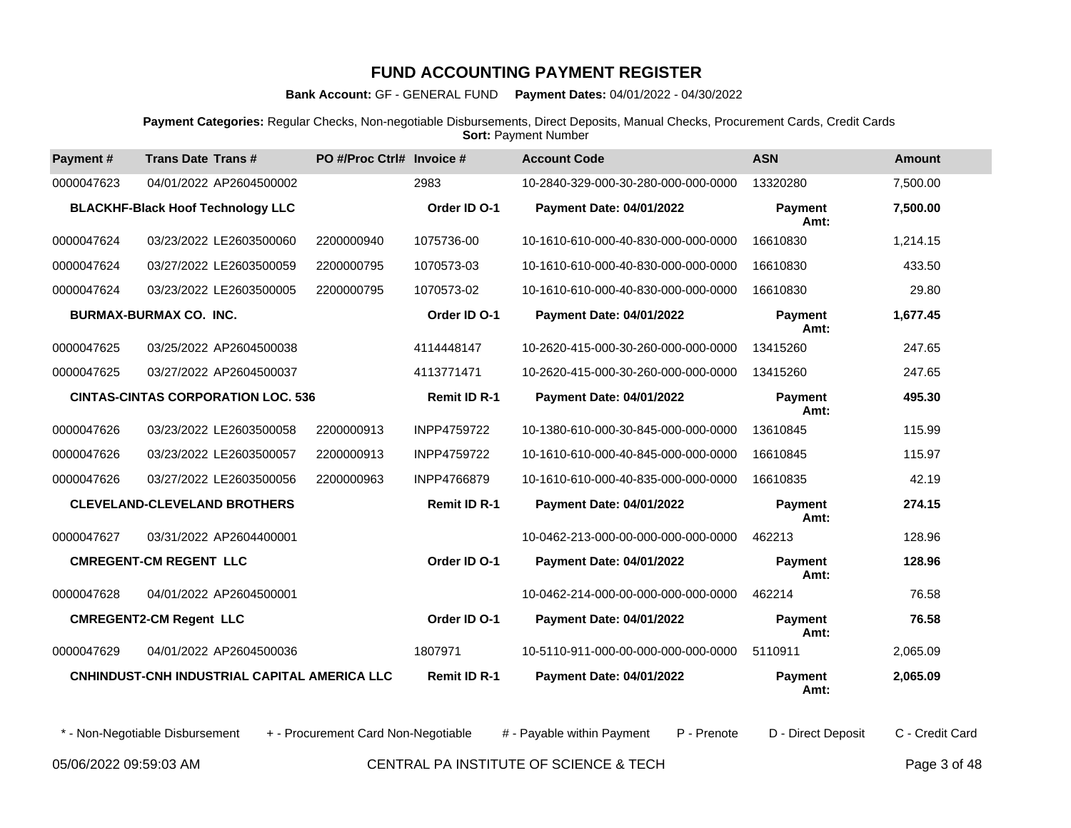# FUND ACCOUNTING PAYMENT REGISTER

**Bank Account:** GF - GENERAL FUND **Payment Dates:** 04/01/2022 - 04/30/2022

**Payment Categories:** Regular Checks, Non-negotiable Disbursements, Direct Deposits, Manual Checks, Procurement Cards, Credit Cards
**Sort:** Payment Number

| Payment # | Trans Date | Trans # | PO #/Proc Ctrl# | Invoice # | Account Code | ASN | Amount |
|---|---|---|---|---|---|---|---|
| 0000047623 | 04/01/2022 | AP2604500002 | | 2983 | 10-2840-329-000-30-280-000-000-0000 | 13320280 | 7,500.00 |
| **BLACKHF-Black Hoof Technology LLC** | | | | **Order ID O-1** | **Payment Date: 04/01/2022** | **Payment Amt:** | **7,500.00** |
| 0000047624 | 03/23/2022 | LE2603500060 | 2200000940 | 1075736-00 | 10-1610-610-000-40-830-000-000-0000 | 16610830 | 1,214.15 |
| 0000047624 | 03/27/2022 | LE2603500059 | 2200000795 | 1070573-03 | 10-1610-610-000-40-830-000-000-0000 | 16610830 | 433.50 |
| 0000047624 | 03/23/2022 | LE2603500005 | 2200000795 | 1070573-02 | 10-1610-610-000-40-830-000-000-0000 | 16610830 | 29.80 |
| **BURMAX-BURMAX CO. INC.** | | | | **Order ID O-1** | **Payment Date: 04/01/2022** | **Payment Amt:** | **1,677.45** |
| 0000047625 | 03/25/2022 | AP2604500038 | | 4114448147 | 10-2620-415-000-30-260-000-000-0000 | 13415260 | 247.65 |
| 0000047625 | 03/27/2022 | AP2604500037 | | 4113771471 | 10-2620-415-000-30-260-000-000-0000 | 13415260 | 247.65 |
| **CINTAS-CINTAS CORPORATION LOC. 536** | | | | **Remit ID R-1** | **Payment Date: 04/01/2022** | **Payment Amt:** | **495.30** |
| 0000047626 | 03/23/2022 | LE2603500058 | 2200000913 | INPP4759722 | 10-1380-610-000-30-845-000-000-0000 | 13610845 | 115.99 |
| 0000047626 | 03/23/2022 | LE2603500057 | 2200000913 | INPP4759722 | 10-1610-610-000-40-845-000-000-0000 | 16610845 | 115.97 |
| 0000047626 | 03/27/2022 | LE2603500056 | 2200000963 | INPP4766879 | 10-1610-610-000-40-835-000-000-0000 | 16610835 | 42.19 |
| **CLEVELAND-CLEVELAND BROTHERS** | | | | **Remit ID R-1** | **Payment Date: 04/01/2022** | **Payment Amt:** | **274.15** |
| 0000047627 | 03/31/2022 | AP2604400001 | | | 10-0462-213-000-00-000-000-000-0000 | 462213 | 128.96 |
| **CMREGENT-CM REGENT LLC** | | | | **Order ID O-1** | **Payment Date: 04/01/2022** | **Payment Amt:** | **128.96** |
| 0000047628 | 04/01/2022 | AP2604500001 | | | 10-0462-214-000-00-000-000-000-0000 | 462214 | 76.58 |
| **CMREGENT2-CM Regent LLC** | | | | **Order ID O-1** | **Payment Date: 04/01/2022** | **Payment Amt:** | **76.58** |
| 0000047629 | 04/01/2022 | AP2604500036 | | 1807971 | 10-5110-911-000-00-000-000-000-0000 | 5110911 | 2,065.09 |
| **CNHINDUST-CNH INDUSTRIAL CAPITAL AMERICA LLC** | | | | **Remit ID R-1** | **Payment Date: 04/01/2022** | **Payment Amt:** | **2,065.09** |

\* - Non-Negotiable Disbursement + - Procurement Card Non-Negotiable # - Payable within Payment P - Prenote D - Direct Deposit C - Credit Card

05/06/2022 09:59:03 AM CENTRAL PA INSTITUTE OF SCIENCE & TECH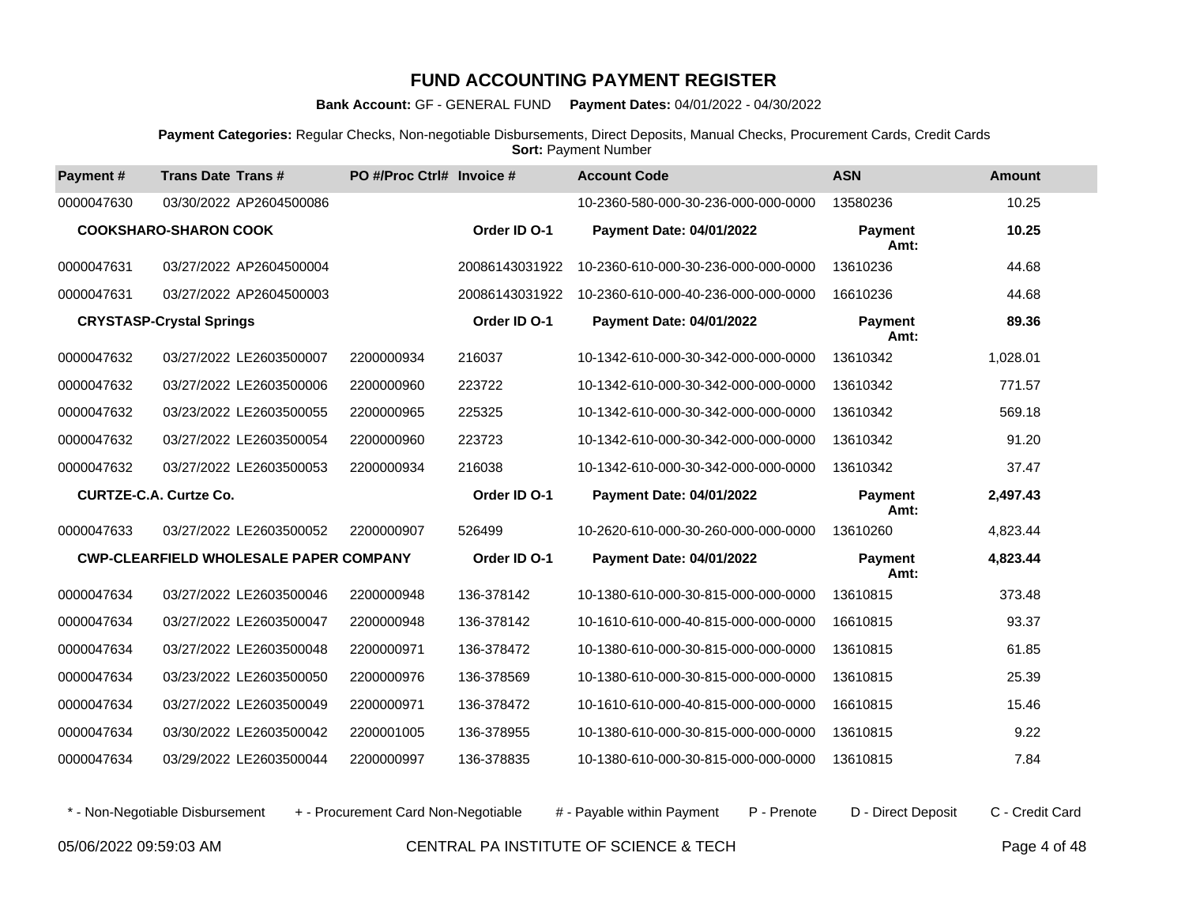# FUND ACCOUNTING PAYMENT REGISTER

**Bank Account:** GF - GENERAL FUND **Payment Dates:** 04/01/2022 - 04/30/2022

**Payment Categories:** Regular Checks, Non-negotiable Disbursements, Direct Deposits, Manual Checks, Procurement Cards, Credit Cards
**Sort:** Payment Number

| Payment # | Trans Date | Trans # | PO #/Proc Ctrl# | Invoice # | Account Code | ASN | Amount |
|---|---|---|---|---|---|---|---|
| 0000047630 | 03/30/2022 | AP2604500086 | | | 10-2360-580-000-30-236-000-000-0000 | 13580236 | 10.25 |
| **COOKSHARO-SHARON COOK** | | | | **Order ID O-1** | **Payment Date: 04/01/2022** | **Payment Amt:** | **10.25** |
| 0000047631 | 03/27/2022 | AP2604500004 | | 20086143031922 | 10-2360-610-000-30-236-000-000-0000 | 13610236 | 44.68 |
| 0000047631 | 03/27/2022 | AP2604500003 | | 20086143031922 | 10-2360-610-000-40-236-000-000-0000 | 16610236 | 44.68 |
| **CRYSTASP-Crystal Springs** | | | | **Order ID O-1** | **Payment Date: 04/01/2022** | **Payment Amt:** | **89.36** |
| 0000047632 | 03/27/2022 | LE2603500007 | 2200000934 | 216037 | 10-1342-610-000-30-342-000-000-0000 | 13610342 | 1,028.01 |
| 0000047632 | 03/27/2022 | LE2603500006 | 2200000960 | 223722 | 10-1342-610-000-30-342-000-000-0000 | 13610342 | 771.57 |
| 0000047632 | 03/23/2022 | LE2603500055 | 2200000965 | 225325 | 10-1342-610-000-30-342-000-000-0000 | 13610342 | 569.18 |
| 0000047632 | 03/27/2022 | LE2603500054 | 2200000960 | 223723 | 10-1342-610-000-30-342-000-000-0000 | 13610342 | 91.20 |
| 0000047632 | 03/27/2022 | LE2603500053 | 2200000934 | 216038 | 10-1342-610-000-30-342-000-000-0000 | 13610342 | 37.47 |
| **CURTZE-C.A. Curtze Co.** | | | | **Order ID O-1** | **Payment Date: 04/01/2022** | **Payment Amt:** | **2,497.43** |
| 0000047633 | 03/27/2022 | LE2603500052 | 2200000907 | 526499 | 10-2620-610-000-30-260-000-000-0000 | 13610260 | 4,823.44 |
| **CWP-CLEARFIELD WHOLESALE PAPER COMPANY** | | | | **Order ID O-1** | **Payment Date: 04/01/2022** | **Payment Amt:** | **4,823.44** |
| 0000047634 | 03/27/2022 | LE2603500046 | 2200000948 | 136-378142 | 10-1380-610-000-30-815-000-000-0000 | 13610815 | 373.48 |
| 0000047634 | 03/27/2022 | LE2603500047 | 2200000948 | 136-378142 | 10-1610-610-000-40-815-000-000-0000 | 16610815 | 93.37 |
| 0000047634 | 03/27/2022 | LE2603500048 | 2200000971 | 136-378472 | 10-1380-610-000-30-815-000-000-0000 | 13610815 | 61.85 |
| 0000047634 | 03/23/2022 | LE2603500050 | 2200000976 | 136-378569 | 10-1380-610-000-30-815-000-000-0000 | 13610815 | 25.39 |
| 0000047634 | 03/27/2022 | LE2603500049 | 2200000971 | 136-378472 | 10-1610-610-000-40-815-000-000-0000 | 16610815 | 15.46 |
| 0000047634 | 03/30/2022 | LE2603500042 | 2200001005 | 136-378955 | 10-1380-610-000-30-815-000-000-0000 | 13610815 | 9.22 |
| 0000047634 | 03/29/2022 | LE2603500044 | 2200000997 | 136-378835 | 10-1380-610-000-30-815-000-000-0000 | 13610815 | 7.84 |

\* - Non-Negotiable Disbursement  + - Procurement Card Non-Negotiable  # - Payable within Payment  P - Prenote  D - Direct Deposit  C - Credit Card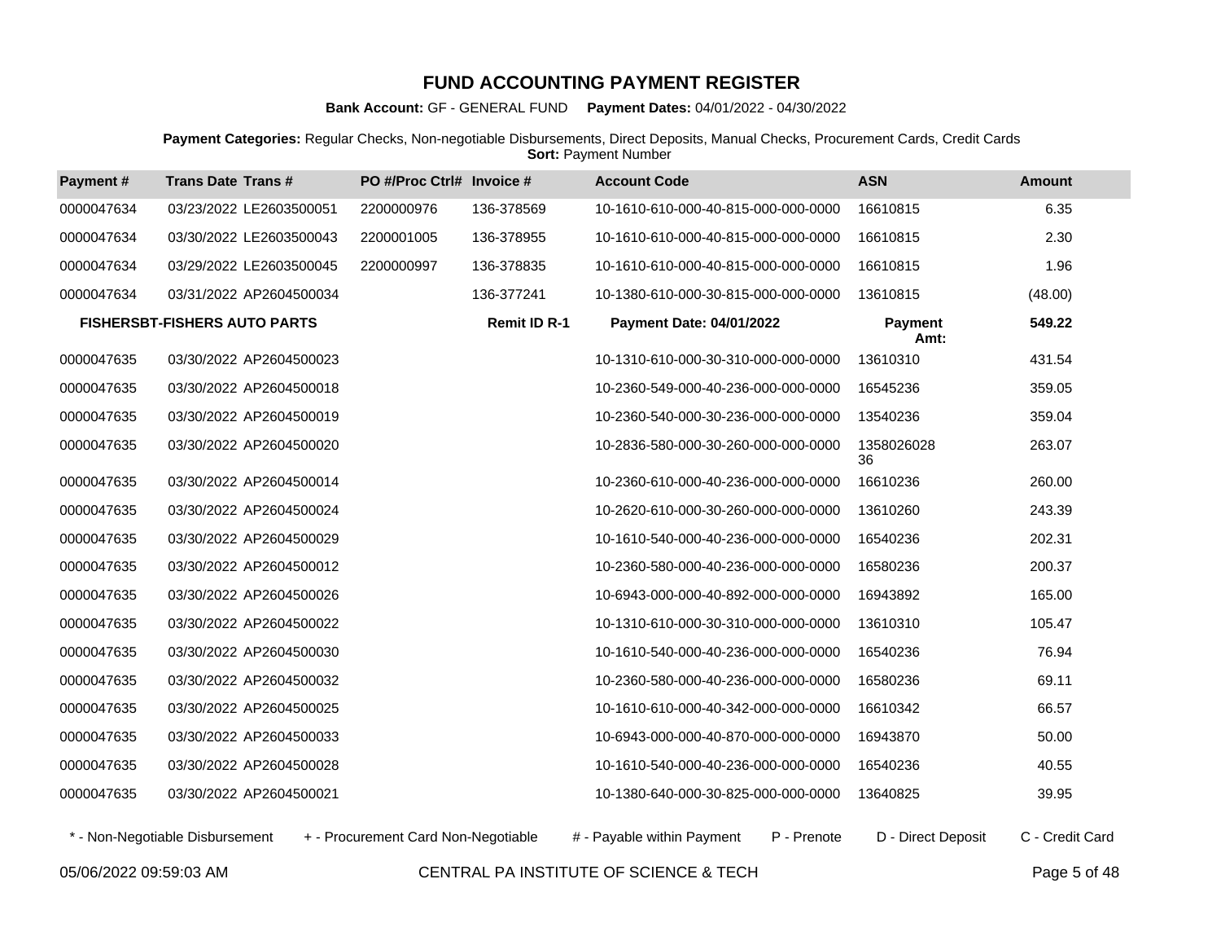# FUND ACCOUNTING PAYMENT REGISTER

**Bank Account:** GF - GENERAL FUND **Payment Dates:** 04/01/2022 - 04/30/2022

**Payment Categories:** Regular Checks, Non-negotiable Disbursements, Direct Deposits, Manual Checks, Procurement Cards, Credit Cards
**Sort:** Payment Number

| Payment # | Trans Date | Trans # | PO #/Proc Ctrl# | Invoice # | Account Code | ASN | Amount |
|---|---|---|---|---|---|---|---|
| 0000047634 | 03/23/2022 | LE2603500051 | 2200000976 | 136-378569 | 10-1610-610-000-40-815-000-000-0000 | 16610815 | 6.35 |
| 0000047634 | 03/30/2022 | LE2603500043 | 2200001005 | 136-378955 | 10-1610-610-000-40-815-000-000-0000 | 16610815 | 2.30 |
| 0000047634 | 03/29/2022 | LE2603500045 | 2200000997 | 136-378835 | 10-1610-610-000-40-815-000-000-0000 | 16610815 | 1.96 |
| 0000047634 | 03/31/2022 | AP2604500034 | | 136-377241 | 10-1380-610-000-30-815-000-000-0000 | 13610815 | (48.00) |
| **FISHERSBT-FISHERS AUTO PARTS** | | | | **Remit ID R-1** | **Payment Date: 04/01/2022** | **Payment Amt:** | **549.22** |
| 0000047635 | 03/30/2022 | AP2604500023 | | | 10-1310-610-000-30-310-000-000-0000 | 13610310 | 431.54 |
| 0000047635 | 03/30/2022 | AP2604500018 | | | 10-2360-549-000-40-236-000-000-0000 | 16545236 | 359.05 |
| 0000047635 | 03/30/2022 | AP2604500019 | | | 10-2360-540-000-30-236-000-000-0000 | 13540236 | 359.04 |
| 0000047635 | 03/30/2022 | AP2604500020 | | | 10-2836-580-000-30-260-000-000-0000 | 1358026028 36 | 263.07 |
| 0000047635 | 03/30/2022 | AP2604500014 | | | 10-2360-610-000-40-236-000-000-0000 | 16610236 | 260.00 |
| 0000047635 | 03/30/2022 | AP2604500024 | | | 10-2620-610-000-30-260-000-000-0000 | 13610260 | 243.39 |
| 0000047635 | 03/30/2022 | AP2604500029 | | | 10-1610-540-000-40-236-000-000-0000 | 16540236 | 202.31 |
| 0000047635 | 03/30/2022 | AP2604500012 | | | 10-2360-580-000-40-236-000-000-0000 | 16580236 | 200.37 |
| 0000047635 | 03/30/2022 | AP2604500026 | | | 10-6943-000-000-40-892-000-000-0000 | 16943892 | 165.00 |
| 0000047635 | 03/30/2022 | AP2604500022 | | | 10-1310-610-000-30-310-000-000-0000 | 13610310 | 105.47 |
| 0000047635 | 03/30/2022 | AP2604500030 | | | 10-1610-540-000-40-236-000-000-0000 | 16540236 | 76.94 |
| 0000047635 | 03/30/2022 | AP2604500032 | | | 10-2360-580-000-40-236-000-000-0000 | 16580236 | 69.11 |
| 0000047635 | 03/30/2022 | AP2604500025 | | | 10-1610-610-000-40-342-000-000-0000 | 16610342 | 66.57 |
| 0000047635 | 03/30/2022 | AP2604500033 | | | 10-6943-000-000-40-870-000-000-0000 | 16943870 | 50.00 |
| 0000047635 | 03/30/2022 | AP2604500028 | | | 10-1610-540-000-40-236-000-000-0000 | 16540236 | 40.55 |
| 0000047635 | 03/30/2022 | AP2604500021 | | | 10-1380-640-000-30-825-000-000-0000 | 13640825 | 39.95 |

\* - Non-Negotiable Disbursement + - Procurement Card Non-Negotiable # - Payable within Payment P - Prenote D - Direct Deposit C - Credit Card

05/06/2022 09:59:03 AM CENTRAL PA INSTITUTE OF SCIENCE & TECH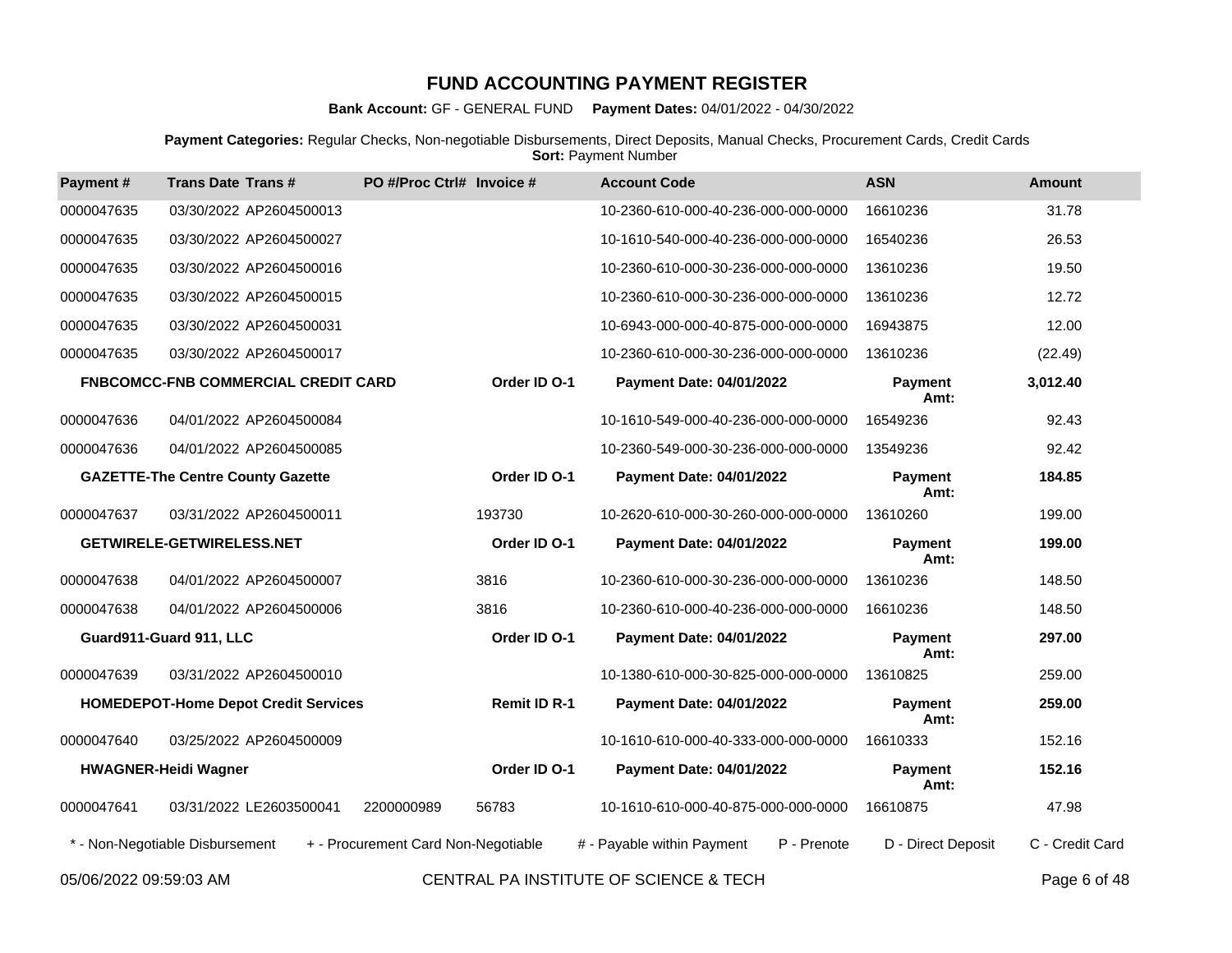# FUND ACCOUNTING PAYMENT REGISTER

**Bank Account:** GF - GENERAL FUND **Payment Dates:** 04/01/2022 - 04/30/2022

**Payment Categories:** Regular Checks, Non-negotiable Disbursements, Direct Deposits, Manual Checks, Procurement Cards, Credit Cards
**Sort:** Payment Number

| Payment # | Trans Date | Trans # | PO #/Proc Ctrl# | Invoice # | Account Code | ASN | Amount |
|---|---|---|---|---|---|---|---|
| 0000047635 | 03/30/2022 | AP2604500013 | | | 10-2360-610-000-40-236-000-000-0000 | 16610236 | 31.78 |
| 0000047635 | 03/30/2022 | AP2604500027 | | | 10-1610-540-000-40-236-000-000-0000 | 16540236 | 26.53 |
| 0000047635 | 03/30/2022 | AP2604500016 | | | 10-2360-610-000-30-236-000-000-0000 | 13610236 | 19.50 |
| 0000047635 | 03/30/2022 | AP2604500015 | | | 10-2360-610-000-30-236-000-000-0000 | 13610236 | 12.72 |
| 0000047635 | 03/30/2022 | AP2604500031 | | | 10-6943-000-000-40-875-000-000-0000 | 16943875 | 12.00 |
| 0000047635 | 03/30/2022 | AP2604500017 | | | 10-2360-610-000-30-236-000-000-0000 | 13610236 | (22.49) |
| **FNBCOMCC-FNB COMMERCIAL CREDIT CARD** | | | | **Order ID O-1** | **Payment Date: 04/01/2022** | **Payment Amt:** | **3,012.40** |
| 0000047636 | 04/01/2022 | AP2604500084 | | | 10-1610-549-000-40-236-000-000-0000 | 16549236 | 92.43 |
| 0000047636 | 04/01/2022 | AP2604500085 | | | 10-2360-549-000-30-236-000-000-0000 | 13549236 | 92.42 |
| **GAZETTE-The Centre County Gazette** | | | | **Order ID O-1** | **Payment Date: 04/01/2022** | **Payment Amt:** | **184.85** |
| 0000047637 | 03/31/2022 | AP2604500011 | | 193730 | 10-2620-610-000-30-260-000-000-0000 | 13610260 | 199.00 |
| **GETWIRELE-GETWIRELESS.NET** | | | | **Order ID O-1** | **Payment Date: 04/01/2022** | **Payment Amt:** | **199.00** |
| 0000047638 | 04/01/2022 | AP2604500007 | | 3816 | 10-2360-610-000-30-236-000-000-0000 | 13610236 | 148.50 |
| 0000047638 | 04/01/2022 | AP2604500006 | | 3816 | 10-2360-610-000-40-236-000-000-0000 | 16610236 | 148.50 |
| **Guard911-Guard 911, LLC** | | | | **Order ID O-1** | **Payment Date: 04/01/2022** | **Payment Amt:** | **297.00** |
| 0000047639 | 03/31/2022 | AP2604500010 | | | 10-1380-610-000-30-825-000-000-0000 | 13610825 | 259.00 |
| **HOMEDEPOT-Home Depot Credit Services** | | | | **Remit ID R-1** | **Payment Date: 04/01/2022** | **Payment Amt:** | **259.00** |
| 0000047640 | 03/25/2022 | AP2604500009 | | | 10-1610-610-000-40-333-000-000-0000 | 16610333 | 152.16 |
| **HWAGNER-Heidi Wagner** | | | | **Order ID O-1** | **Payment Date: 04/01/2022** | **Payment Amt:** | **152.16** |
| 0000047641 | 03/31/2022 | LE2603500041 | 2200000989 | 56783 | 10-1610-610-000-40-875-000-000-0000 | 16610875 | 47.98 |

\* - Non-Negotiable Disbursement   + - Procurement Card Non-Negotiable   # - Payable within Payment   P - Prenote   D - Direct Deposit   C - Credit Card

05/06/2022 09:59:03 AM   CENTRAL PA INSTITUTE OF SCIENCE & TECH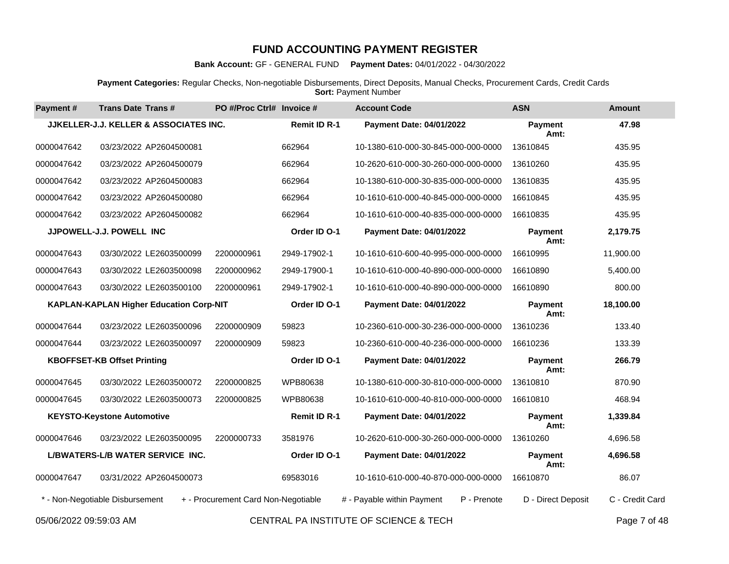# FUND ACCOUNTING PAYMENT REGISTER

**Bank Account:** GF - GENERAL FUND **Payment Dates:** 04/01/2022 - 04/30/2022

**Payment Categories:** Regular Checks, Non-negotiable Disbursements, Direct Deposits, Manual Checks, Procurement Cards, Credit Cards
**Sort:** Payment Number

| Payment # | Trans Date | Trans # | PO #/Proc Ctrl# | Invoice # | Account Code | ASN | Amount |
|---|---|---|---|---|---|---|---|
| **JJKELLER-J.J. KELLER & ASSOCIATES INC.** | | | | **Remit ID R-1** | **Payment Date: 04/01/2022** | **Payment Amt:** | **47.98** |
| 0000047642 | 03/23/2022 | AP2604500081 | | 662964 | 10-1380-610-000-30-845-000-000-0000 | 13610845 | 435.95 |
| 0000047642 | 03/23/2022 | AP2604500079 | | 662964 | 10-2620-610-000-30-260-000-000-0000 | 13610260 | 435.95 |
| 0000047642 | 03/23/2022 | AP2604500083 | | 662964 | 10-1380-610-000-30-835-000-000-0000 | 13610835 | 435.95 |
| 0000047642 | 03/23/2022 | AP2604500080 | | 662964 | 10-1610-610-000-40-845-000-000-0000 | 16610845 | 435.95 |
| 0000047642 | 03/23/2022 | AP2604500082 | | 662964 | 10-1610-610-000-40-835-000-000-0000 | 16610835 | 435.95 |
| **JJPOWELL-J.J. POWELL INC** | | | | **Order ID O-1** | **Payment Date: 04/01/2022** | **Payment Amt:** | **2,179.75** |
| 0000047643 | 03/30/2022 | LE2603500099 | 2200000961 | 2949-17902-1 | 10-1610-610-600-40-995-000-000-0000 | 16610995 | 11,900.00 |
| 0000047643 | 03/30/2022 | LE2603500098 | 2200000962 | 2949-17900-1 | 10-1610-610-000-40-890-000-000-0000 | 16610890 | 5,400.00 |
| 0000047643 | 03/30/2022 | LE2603500100 | 2200000961 | 2949-17902-1 | 10-1610-610-000-40-890-000-000-0000 | 16610890 | 800.00 |
| **KAPLAN-KAPLAN Higher Education Corp-NIT** | | | | **Order ID O-1** | **Payment Date: 04/01/2022** | **Payment Amt:** | **18,100.00** |
| 0000047644 | 03/23/2022 | LE2603500096 | 2200000909 | 59823 | 10-2360-610-000-30-236-000-000-0000 | 13610236 | 133.40 |
| 0000047644 | 03/23/2022 | LE2603500097 | 2200000909 | 59823 | 10-2360-610-000-40-236-000-000-0000 | 16610236 | 133.39 |
| **KBOFFSET-KB Offset Printing** | | | | **Order ID O-1** | **Payment Date: 04/01/2022** | **Payment Amt:** | **266.79** |
| 0000047645 | 03/30/2022 | LE2603500072 | 2200000825 | WPB80638 | 10-1380-610-000-30-810-000-000-0000 | 13610810 | 870.90 |
| 0000047645 | 03/30/2022 | LE2603500073 | 2200000825 | WPB80638 | 10-1610-610-000-40-810-000-000-0000 | 16610810 | 468.94 |
| **KEYSTO-Keystone Automotive** | | | | **Remit ID R-1** | **Payment Date: 04/01/2022** | **Payment Amt:** | **1,339.84** |
| 0000047646 | 03/23/2022 | LE2603500095 | 2200000733 | 3581976 | 10-2620-610-000-30-260-000-000-0000 | 13610260 | 4,696.58 |
| **L/BWATERS-L/B WATER SERVICE INC.** | | | | **Order ID O-1** | **Payment Date: 04/01/2022** | **Payment Amt:** | **4,696.58** |
| 0000047647 | 03/31/2022 | AP2604500073 | | 69583016 | 10-1610-610-000-40-870-000-000-0000 | 16610870 | 86.07 |

\* - Non-Negotiable Disbursement + - Procurement Card Non-Negotiable # - Payable within Payment P - Prenote D - Direct Deposit C - Credit Card

05/06/2022 09:59:03 AM CENTRAL PA INSTITUTE OF SCIENCE & TECH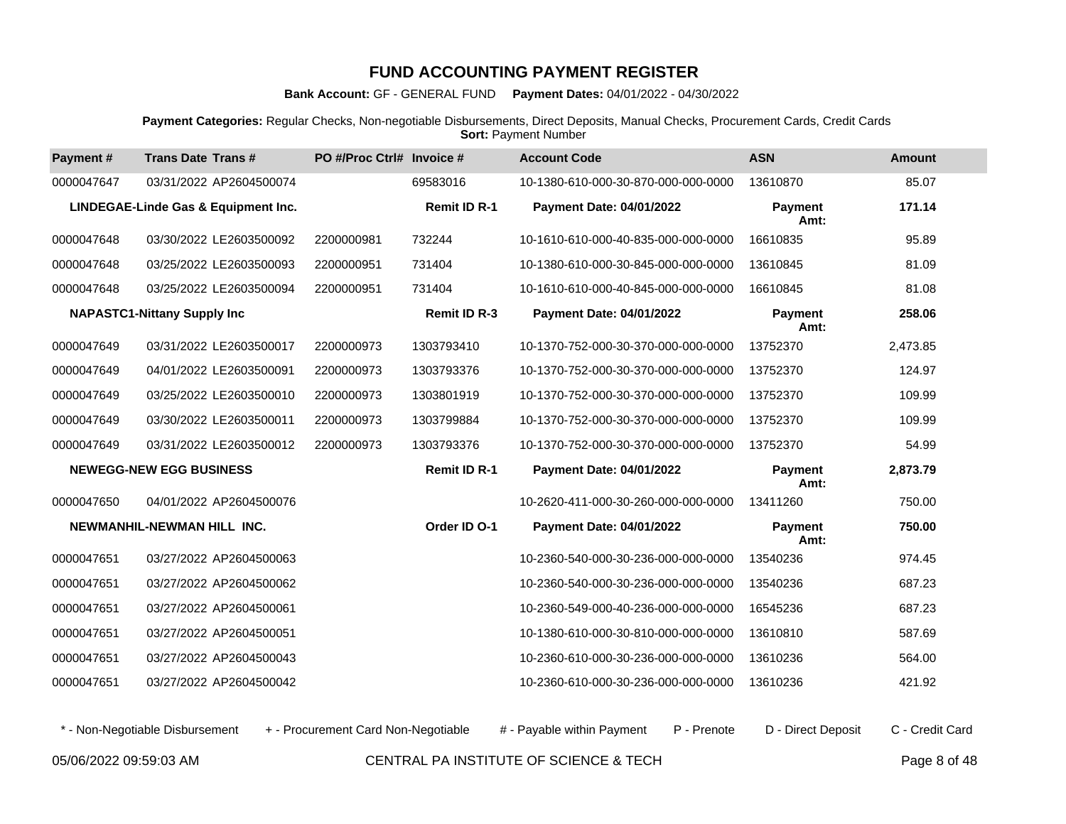# FUND ACCOUNTING PAYMENT REGISTER

**Bank Account:** GF - GENERAL FUND **Payment Dates:** 04/01/2022 - 04/30/2022

**Payment Categories:** Regular Checks, Non-negotiable Disbursements, Direct Deposits, Manual Checks, Procurement Cards, Credit Cards
**Sort:** Payment Number

| Payment # | Trans Date | Trans # | PO #/Proc Ctrl# | Invoice # | Account Code | ASN | Amount |
|---|---|---|---|---|---|---|---|
| 0000047647 | 03/31/2022 | AP2604500074 | | 69583016 | 10-1380-610-000-30-870-000-000-0000 | 13610870 | 85.07 |
| | **LINDEGAE-Linde Gas & Equipment Inc.** | | | **Remit ID R-1** | **Payment Date: 04/01/2022** | **Payment Amt:** | **171.14** |
| 0000047648 | 03/30/2022 | LE2603500092 | 2200000981 | 732244 | 10-1610-610-000-40-835-000-000-0000 | 16610835 | 95.89 |
| 0000047648 | 03/25/2022 | LE2603500093 | 2200000951 | 731404 | 10-1380-610-000-30-845-000-000-0000 | 13610845 | 81.09 |
| 0000047648 | 03/25/2022 | LE2603500094 | 2200000951 | 731404 | 10-1610-610-000-40-845-000-000-0000 | 16610845 | 81.08 |
| | **NAPASTC1-Nittany Supply Inc** | | | **Remit ID R-3** | **Payment Date: 04/01/2022** | **Payment Amt:** | **258.06** |
| 0000047649 | 03/31/2022 | LE2603500017 | 2200000973 | 1303793410 | 10-1370-752-000-30-370-000-000-0000 | 13752370 | 2,473.85 |
| 0000047649 | 04/01/2022 | LE2603500091 | 2200000973 | 1303793376 | 10-1370-752-000-30-370-000-000-0000 | 13752370 | 124.97 |
| 0000047649 | 03/25/2022 | LE2603500010 | 2200000973 | 1303801919 | 10-1370-752-000-30-370-000-000-0000 | 13752370 | 109.99 |
| 0000047649 | 03/30/2022 | LE2603500011 | 2200000973 | 1303799884 | 10-1370-752-000-30-370-000-000-0000 | 13752370 | 109.99 |
| 0000047649 | 03/31/2022 | LE2603500012 | 2200000973 | 1303793376 | 10-1370-752-000-30-370-000-000-0000 | 13752370 | 54.99 |
| | **NEWEGG-NEW EGG BUSINESS** | | | **Remit ID R-1** | **Payment Date: 04/01/2022** | **Payment Amt:** | **2,873.79** |
| 0000047650 | 04/01/2022 | AP2604500076 | | | 10-2620-411-000-30-260-000-000-0000 | 13411260 | 750.00 |
| | **NEWMANHIL-NEWMAN HILL INC.** | | | **Order ID O-1** | **Payment Date: 04/01/2022** | **Payment Amt:** | **750.00** |
| 0000047651 | 03/27/2022 | AP2604500063 | | | 10-2360-540-000-30-236-000-000-0000 | 13540236 | 974.45 |
| 0000047651 | 03/27/2022 | AP2604500062 | | | 10-2360-540-000-30-236-000-000-0000 | 13540236 | 687.23 |
| 0000047651 | 03/27/2022 | AP2604500061 | | | 10-2360-549-000-40-236-000-000-0000 | 16545236 | 687.23 |
| 0000047651 | 03/27/2022 | AP2604500051 | | | 10-1380-610-000-30-810-000-000-0000 | 13610810 | 587.69 |
| 0000047651 | 03/27/2022 | AP2604500043 | | | 10-2360-610-000-30-236-000-000-0000 | 13610236 | 564.00 |
| 0000047651 | 03/27/2022 | AP2604500042 | | | 10-2360-610-000-30-236-000-000-0000 | 13610236 | 421.92 |

\* - Non-Negotiable Disbursement + - Procurement Card Non-Negotiable # - Payable within Payment P - Prenote D - Direct Deposit C - Credit Card

05/06/2022 09:59:03 AM CENTRAL PA INSTITUTE OF SCIENCE & TECH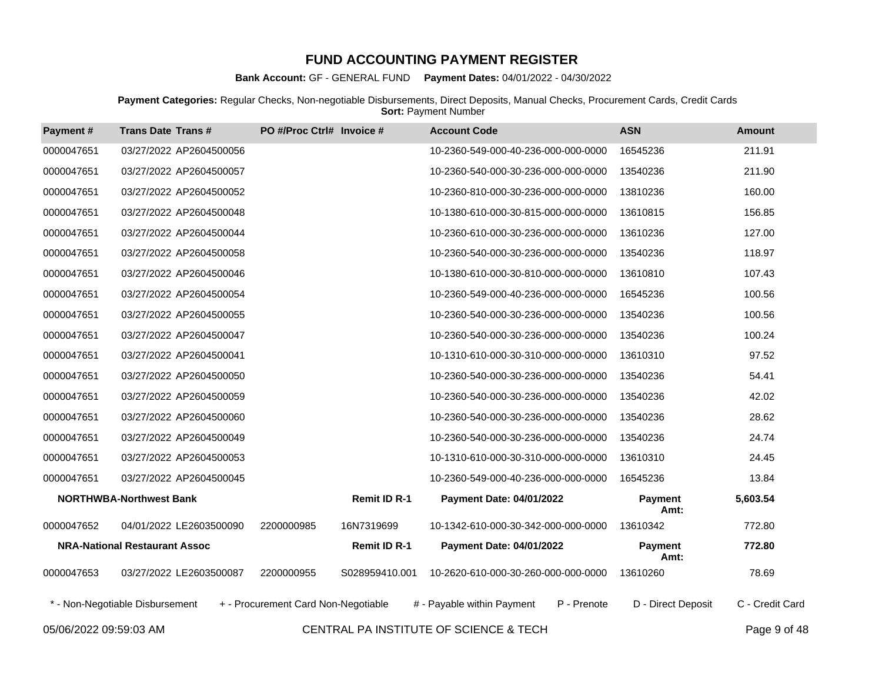# FUND ACCOUNTING PAYMENT REGISTER

**Bank Account:** GF - GENERAL FUND **Payment Dates:** 04/01/2022 - 04/30/2022

**Payment Categories:** Regular Checks, Non-negotiable Disbursements, Direct Deposits, Manual Checks, Procurement Cards, Credit Cards
**Sort:** Payment Number

| Payment # | Trans Date | Trans # | PO #/Proc Ctrl# | Invoice # | Account Code | ASN | Amount |
|---|---|---|---|---|---|---|---|
| 0000047651 | 03/27/2022 | AP2604500056 | | | 10-2360-549-000-40-236-000-000-0000 | 16545236 | 211.91 |
| 0000047651 | 03/27/2022 | AP2604500057 | | | 10-2360-540-000-30-236-000-000-0000 | 13540236 | 211.90 |
| 0000047651 | 03/27/2022 | AP2604500052 | | | 10-2360-810-000-30-236-000-000-0000 | 13810236 | 160.00 |
| 0000047651 | 03/27/2022 | AP2604500048 | | | 10-1380-610-000-30-815-000-000-0000 | 13610815 | 156.85 |
| 0000047651 | 03/27/2022 | AP2604500044 | | | 10-2360-610-000-30-236-000-000-0000 | 13610236 | 127.00 |
| 0000047651 | 03/27/2022 | AP2604500058 | | | 10-2360-540-000-30-236-000-000-0000 | 13540236 | 118.97 |
| 0000047651 | 03/27/2022 | AP2604500046 | | | 10-1380-610-000-30-810-000-000-0000 | 13610810 | 107.43 |
| 0000047651 | 03/27/2022 | AP2604500054 | | | 10-2360-549-000-40-236-000-000-0000 | 16545236 | 100.56 |
| 0000047651 | 03/27/2022 | AP2604500055 | | | 10-2360-540-000-30-236-000-000-0000 | 13540236 | 100.56 |
| 0000047651 | 03/27/2022 | AP2604500047 | | | 10-2360-540-000-30-236-000-000-0000 | 13540236 | 100.24 |
| 0000047651 | 03/27/2022 | AP2604500041 | | | 10-1310-610-000-30-310-000-000-0000 | 13610310 | 97.52 |
| 0000047651 | 03/27/2022 | AP2604500050 | | | 10-2360-540-000-30-236-000-000-0000 | 13540236 | 54.41 |
| 0000047651 | 03/27/2022 | AP2604500059 | | | 10-2360-540-000-30-236-000-000-0000 | 13540236 | 42.02 |
| 0000047651 | 03/27/2022 | AP2604500060 | | | 10-2360-540-000-30-236-000-000-0000 | 13540236 | 28.62 |
| 0000047651 | 03/27/2022 | AP2604500049 | | | 10-2360-540-000-30-236-000-000-0000 | 13540236 | 24.74 |
| 0000047651 | 03/27/2022 | AP2604500053 | | | 10-1310-610-000-30-310-000-000-0000 | 13610310 | 24.45 |
| 0000047651 | 03/27/2022 | AP2604500045 | | | 10-2360-549-000-40-236-000-000-0000 | 16545236 | 13.84 |
| **NORTHWBA-Northwest Bank** | | | | **Remit ID R-1** | **Payment Date: 04/01/2022** | **Payment Amt:** | **5,603.54** |
| 0000047652 | 04/01/2022 | LE2603500090 | 2200000985 | 16N7319699 | 10-1342-610-000-30-342-000-000-0000 | 13610342 | 772.80 |
| **NRA-National Restaurant Assoc** | | | | **Remit ID R-1** | **Payment Date: 04/01/2022** | **Payment Amt:** | **772.80** |
| 0000047653 | 03/27/2022 | LE2603500087 | 2200000955 | S028959410.001 | 10-2620-610-000-30-260-000-000-0000 | 13610260 | 78.69 |

\* - Non-Negotiable Disbursement + - Procurement Card Non-Negotiable # - Payable within Payment P - Prenote D - Direct Deposit C - Credit Card

05/06/2022 09:59:03 AM CENTRAL PA INSTITUTE OF SCIENCE & TECH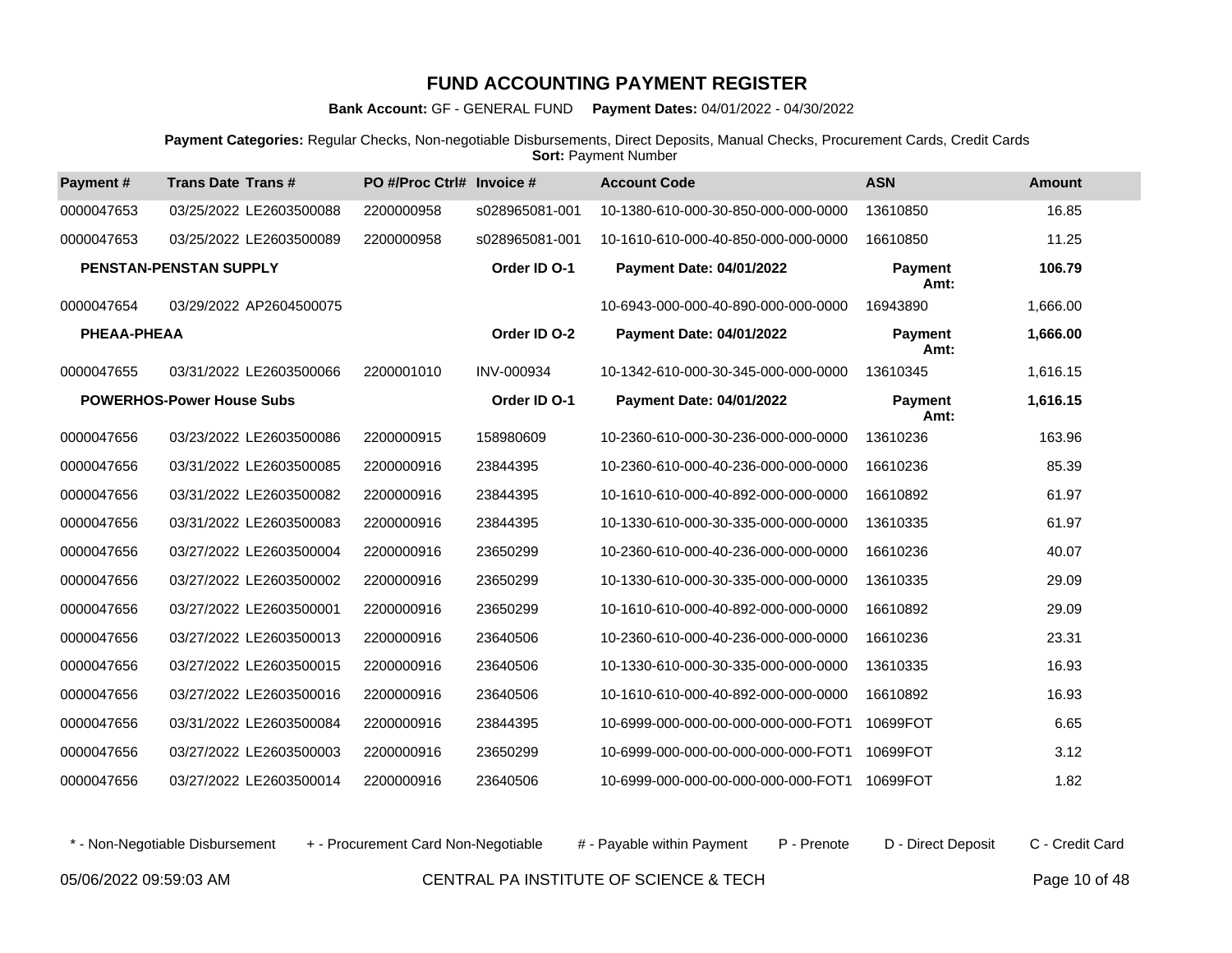# FUND ACCOUNTING PAYMENT REGISTER

**Bank Account:** GF - GENERAL FUND **Payment Dates:** 04/01/2022 - 04/30/2022

**Payment Categories:** Regular Checks, Non-negotiable Disbursements, Direct Deposits, Manual Checks, Procurement Cards, Credit Cards
**Sort:** Payment Number

| Payment # | Trans Date | Trans # | PO #/Proc Ctrl# | Invoice # | Account Code | ASN | Amount |
|---|---|---|---|---|---|---|---|
| 0000047653 | 03/25/2022 | LE2603500088 | 2200000958 | s028965081-001 | 10-1380-610-000-30-850-000-000-0000 | 13610850 | 16.85 |
| 0000047653 | 03/25/2022 | LE2603500089 | 2200000958 | s028965081-001 | 10-1610-610-000-40-850-000-000-0000 | 16610850 | 11.25 |
| **PENSTAN-PENSTAN SUPPLY** | | | | **Order ID O-1** | **Payment Date: 04/01/2022** | **Payment Amt:** | **106.79** |
| 0000047654 | 03/29/2022 | AP2604500075 | | | 10-6943-000-000-40-890-000-000-0000 | 16943890 | 1,666.00 |
| **PHEAA-PHEAA** | | | | **Order ID O-2** | **Payment Date: 04/01/2022** | **Payment Amt:** | **1,666.00** |
| 0000047655 | 03/31/2022 | LE2603500066 | 2200001010 | INV-000934 | 10-1342-610-000-30-345-000-000-0000 | 13610345 | 1,616.15 |
| **POWERHOS-Power House Subs** | | | | **Order ID O-1** | **Payment Date: 04/01/2022** | **Payment Amt:** | **1,616.15** |
| 0000047656 | 03/23/2022 | LE2603500086 | 2200000915 | 158980609 | 10-2360-610-000-30-236-000-000-0000 | 13610236 | 163.96 |
| 0000047656 | 03/31/2022 | LE2603500085 | 2200000916 | 23844395 | 10-2360-610-000-40-236-000-000-0000 | 16610236 | 85.39 |
| 0000047656 | 03/31/2022 | LE2603500082 | 2200000916 | 23844395 | 10-1610-610-000-40-892-000-000-0000 | 16610892 | 61.97 |
| 0000047656 | 03/31/2022 | LE2603500083 | 2200000916 | 23844395 | 10-1330-610-000-30-335-000-000-0000 | 13610335 | 61.97 |
| 0000047656 | 03/27/2022 | LE2603500004 | 2200000916 | 23650299 | 10-2360-610-000-40-236-000-000-0000 | 16610236 | 40.07 |
| 0000047656 | 03/27/2022 | LE2603500002 | 2200000916 | 23650299 | 10-1330-610-000-30-335-000-000-0000 | 13610335 | 29.09 |
| 0000047656 | 03/27/2022 | LE2603500001 | 2200000916 | 23650299 | 10-1610-610-000-40-892-000-000-0000 | 16610892 | 29.09 |
| 0000047656 | 03/27/2022 | LE2603500013 | 2200000916 | 23640506 | 10-2360-610-000-40-236-000-000-0000 | 16610236 | 23.31 |
| 0000047656 | 03/27/2022 | LE2603500015 | 2200000916 | 23640506 | 10-1330-610-000-30-335-000-000-0000 | 13610335 | 16.93 |
| 0000047656 | 03/27/2022 | LE2603500016 | 2200000916 | 23640506 | 10-1610-610-000-40-892-000-000-0000 | 16610892 | 16.93 |
| 0000047656 | 03/31/2022 | LE2603500084 | 2200000916 | 23844395 | 10-6999-000-000-00-000-000-000-FOT1 | 10699FOT | 6.65 |
| 0000047656 | 03/27/2022 | LE2603500003 | 2200000916 | 23650299 | 10-6999-000-000-00-000-000-000-FOT1 | 10699FOT | 3.12 |
| 0000047656 | 03/27/2022 | LE2603500014 | 2200000916 | 23640506 | 10-6999-000-000-00-000-000-000-FOT1 | 10699FOT | 1.82 |

\* - Non-Negotiable Disbursement + - Procurement Card Non-Negotiable # - Payable within Payment P - Prenote D - Direct Deposit C - Credit Card

05/06/2022 09:59:03 AM CENTRAL PA INSTITUTE OF SCIENCE & TECH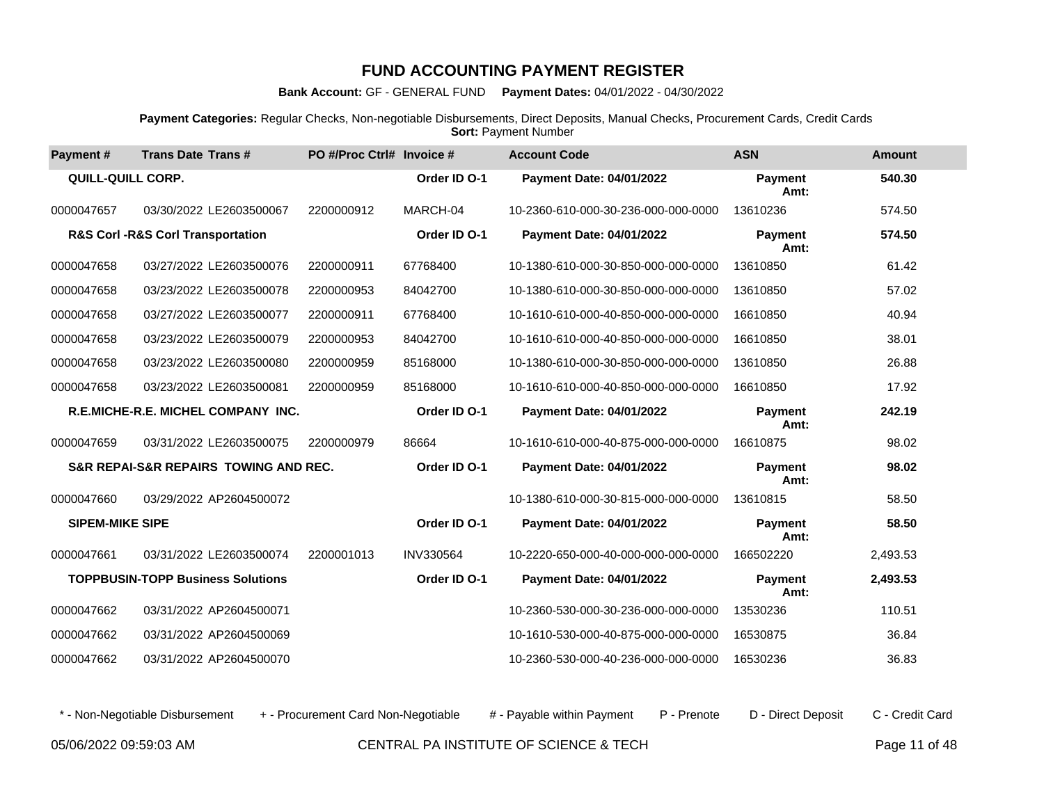# FUND ACCOUNTING PAYMENT REGISTER

**Bank Account:** GF - GENERAL FUND **Payment Dates:** 04/01/2022 - 04/30/2022

**Payment Categories:** Regular Checks, Non-negotiable Disbursements, Direct Deposits, Manual Checks, Procurement Cards, Credit Cards
**Sort:** Payment Number

| Payment # | Trans Date | Trans # | PO #/Proc Ctrl# | Invoice # | Account Code | ASN | Amount |
|---|---|---|---|---|---|---|---|
| **QUILL-QUILL CORP.** | | | | **Order ID O-1** | **Payment Date: 04/01/2022** | **Payment Amt:** | **540.30** |
| 0000047657 | 03/30/2022 | LE2603500067 | 2200000912 | MARCH-04 | 10-2360-610-000-30-236-000-000-0000 | 13610236 | 574.50 |
| **R&S Corl -R&S Corl Transportation** | | | | **Order ID O-1** | **Payment Date: 04/01/2022** | **Payment Amt:** | **574.50** |
| 0000047658 | 03/27/2022 | LE2603500076 | 2200000911 | 67768400 | 10-1380-610-000-30-850-000-000-0000 | 13610850 | 61.42 |
| 0000047658 | 03/23/2022 | LE2603500078 | 2200000953 | 84042700 | 10-1380-610-000-30-850-000-000-0000 | 13610850 | 57.02 |
| 0000047658 | 03/27/2022 | LE2603500077 | 2200000911 | 67768400 | 10-1610-610-000-40-850-000-000-0000 | 16610850 | 40.94 |
| 0000047658 | 03/23/2022 | LE2603500079 | 2200000953 | 84042700 | 10-1610-610-000-40-850-000-000-0000 | 16610850 | 38.01 |
| 0000047658 | 03/23/2022 | LE2603500080 | 2200000959 | 85168000 | 10-1380-610-000-30-850-000-000-0000 | 13610850 | 26.88 |
| 0000047658 | 03/23/2022 | LE2603500081 | 2200000959 | 85168000 | 10-1610-610-000-40-850-000-000-0000 | 16610850 | 17.92 |
| **R.E.MICHE-R.E. MICHEL COMPANY INC.** | | | | **Order ID O-1** | **Payment Date: 04/01/2022** | **Payment Amt:** | **242.19** |
| 0000047659 | 03/31/2022 | LE2603500075 | 2200000979 | 86664 | 10-1610-610-000-40-875-000-000-0000 | 16610875 | 98.02 |
| **S&R REPAI-S&R REPAIRS TOWING AND REC.** | | | | **Order ID O-1** | **Payment Date: 04/01/2022** | **Payment Amt:** | **98.02** |
| 0000047660 | 03/29/2022 | AP2604500072 | | | 10-1380-610-000-30-815-000-000-0000 | 13610815 | 58.50 |
| **SIPEM-MIKE SIPE** | | | | **Order ID O-1** | **Payment Date: 04/01/2022** | **Payment Amt:** | **58.50** |
| 0000047661 | 03/31/2022 | LE2603500074 | 2200001013 | INV330564 | 10-2220-650-000-40-000-000-000-0000 | 166502220 | 2,493.53 |
| **TOPPBUSIN-TOPP Business Solutions** | | | | **Order ID O-1** | **Payment Date: 04/01/2022** | **Payment Amt:** | **2,493.53** |
| 0000047662 | 03/31/2022 | AP2604500071 | | | 10-2360-530-000-30-236-000-000-0000 | 13530236 | 110.51 |
| 0000047662 | 03/31/2022 | AP2604500069 | | | 10-1610-530-000-40-875-000-000-0000 | 16530875 | 36.84 |
| 0000047662 | 03/31/2022 | AP2604500070 | | | 10-2360-530-000-40-236-000-000-0000 | 16530236 | 36.83 |

\* - Non-Negotiable Disbursement + - Procurement Card Non-Negotiable # - Payable within Payment P - Prenote D - Direct Deposit C - Credit Card

05/06/2022 09:59:03 AM CENTRAL PA INSTITUTE OF SCIENCE & TECH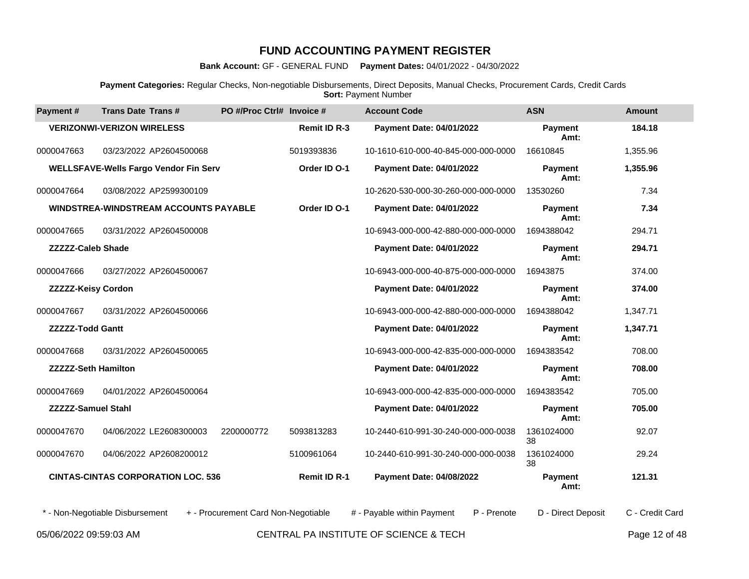# FUND ACCOUNTING PAYMENT REGISTER

**Bank Account:** GF - GENERAL FUND **Payment Dates:** 04/01/2022 - 04/30/2022

**Payment Categories:** Regular Checks, Non-negotiable Disbursements, Direct Deposits, Manual Checks, Procurement Cards, Credit Cards
**Sort:** Payment Number

| Payment # | Trans Date | Trans # | PO #/Proc Ctrl# | Invoice # | Account Code | ASN | Amount |
|---|---|---|---|---|---|---|---|
| | **VERIZONWI-VERIZON WIRELESS** | | | **Remit ID R-3** | **Payment Date: 04/01/2022** | **Payment Amt:** | **184.18** |
| 0000047663 | 03/23/2022 | AP2604500068 | | 5019393836 | 10-1610-610-000-40-845-000-000-0000 | 16610845 | 1,355.96 |
| | **WELLSFAVE-Wells Fargo Vendor Fin Serv** | | | **Order ID O-1** | **Payment Date: 04/01/2022** | **Payment Amt:** | **1,355.96** |
| 0000047664 | 03/08/2022 | AP2599300109 | | | 10-2620-530-000-30-260-000-000-0000 | 13530260 | 7.34 |
| | **WINDSTREA-WINDSTREAM ACCOUNTS PAYABLE** | | | **Order ID O-1** | **Payment Date: 04/01/2022** | **Payment Amt:** | **7.34** |
| 0000047665 | 03/31/2022 | AP2604500008 | | | 10-6943-000-000-42-880-000-000-0000 | 1694388042 | 294.71 |
| | **ZZZZZ-Caleb Shade** | | | | **Payment Date: 04/01/2022** | **Payment Amt:** | **294.71** |
| 0000047666 | 03/27/2022 | AP2604500067 | | | 10-6943-000-000-40-875-000-000-0000 | 16943875 | 374.00 |
| | **ZZZZZ-Keisy Cordon** | | | | **Payment Date: 04/01/2022** | **Payment Amt:** | **374.00** |
| 0000047667 | 03/31/2022 | AP2604500066 | | | 10-6943-000-000-42-880-000-000-0000 | 1694388042 | 1,347.71 |
| | **ZZZZZ-Todd Gantt** | | | | **Payment Date: 04/01/2022** | **Payment Amt:** | **1,347.71** |
| 0000047668 | 03/31/2022 | AP2604500065 | | | 10-6943-000-000-42-835-000-000-0000 | 1694383542 | 708.00 |
| | **ZZZZZ-Seth Hamilton** | | | | **Payment Date: 04/01/2022** | **Payment Amt:** | **708.00** |
| 0000047669 | 04/01/2022 | AP2604500064 | | | 10-6943-000-000-42-835-000-000-0000 | 1694383542 | 705.00 |
| | **ZZZZZ-Samuel Stahl** | | | | **Payment Date: 04/01/2022** | **Payment Amt:** | **705.00** |
| 0000047670 | 04/06/2022 | LE2608300003 | 2200000772 | 5093813283 | 10-2440-610-991-30-240-000-000-0038 | 136102400038 | 92.07 |
| 0000047670 | 04/06/2022 | AP2608200012 | | 5100961064 | 10-2440-610-991-30-240-000-000-0038 | 136102400038 | 29.24 |
| | **CINTAS-CINTAS CORPORATION LOC. 536** | | | **Remit ID R-1** | **Payment Date: 04/08/2022** | **Payment Amt:** | **121.31** |

\* - Non-Negotiable Disbursement   + - Procurement Card Non-Negotiable   # - Payable within Payment   P - Prenote   D - Direct Deposit   C - Credit Card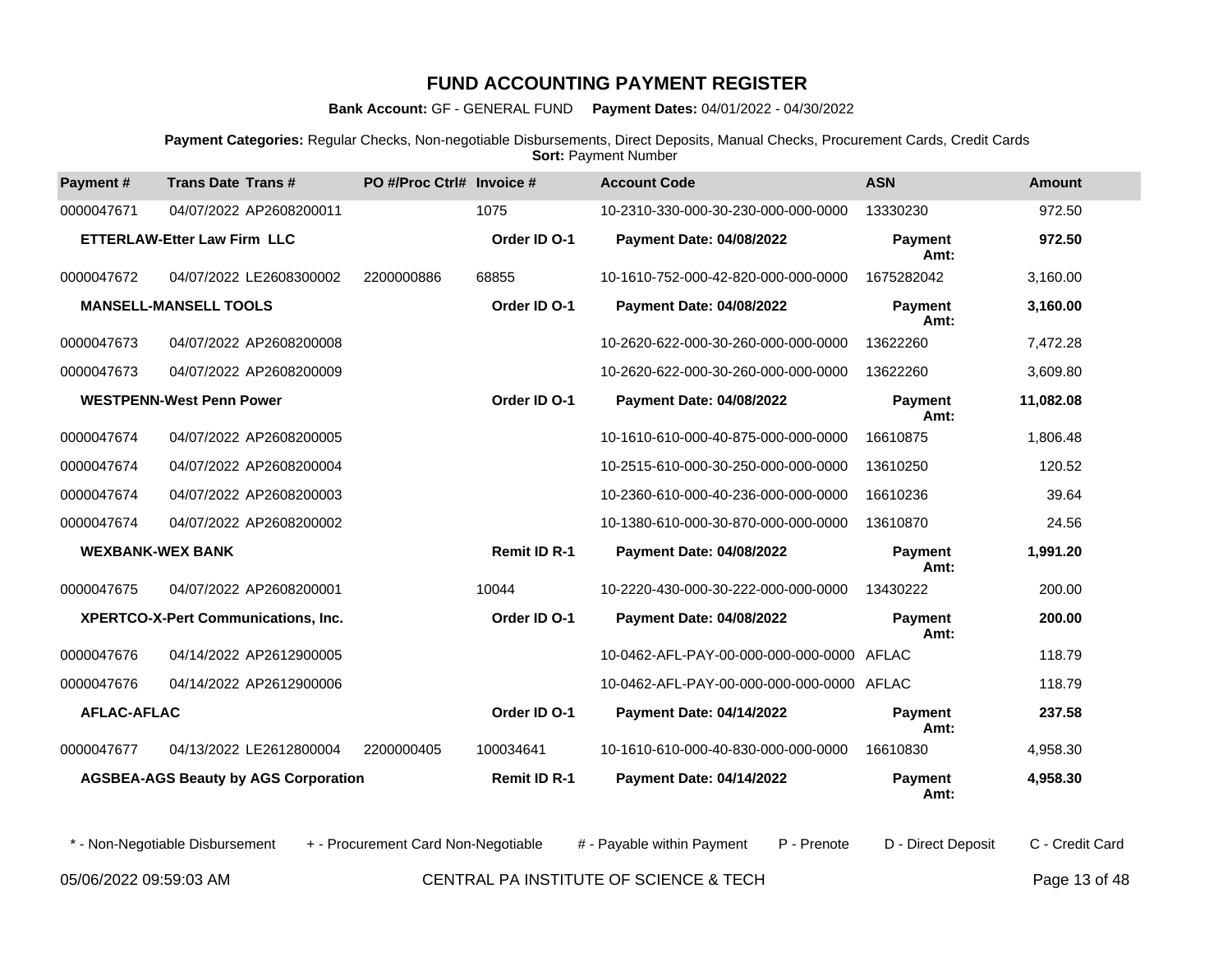# FUND ACCOUNTING PAYMENT REGISTER

**Bank Account:** GF - GENERAL FUND **Payment Dates:** 04/01/2022 - 04/30/2022

**Payment Categories:** Regular Checks, Non-negotiable Disbursements, Direct Deposits, Manual Checks, Procurement Cards, Credit Cards
**Sort:** Payment Number

| Payment # | Trans Date | Trans # | PO #/Proc Ctrl# | Invoice # | Account Code | ASN | Amount |
|---|---|---|---|---|---|---|---|
| 0000047671 | 04/07/2022 | AP2608200011 | | 1075 | 10-2310-330-000-30-230-000-000-0000 | 13330230 | 972.50 |
| **ETTERLAW-Etter Law Firm LLC** | | | | **Order ID O-1** | **Payment Date: 04/08/2022** | **Payment Amt:** | **972.50** |
| 0000047672 | 04/07/2022 | LE2608300002 | 2200000886 | 68855 | 10-1610-752-000-42-820-000-000-0000 | 1675282042 | 3,160.00 |
| **MANSELL-MANSELL TOOLS** | | | | **Order ID O-1** | **Payment Date: 04/08/2022** | **Payment Amt:** | **3,160.00** |
| 0000047673 | 04/07/2022 | AP2608200008 | | | 10-2620-622-000-30-260-000-000-0000 | 13622260 | 7,472.28 |
| 0000047673 | 04/07/2022 | AP2608200009 | | | 10-2620-622-000-30-260-000-000-0000 | 13622260 | 3,609.80 |
| **WESTPENN-West Penn Power** | | | | **Order ID O-1** | **Payment Date: 04/08/2022** | **Payment Amt:** | **11,082.08** |
| 0000047674 | 04/07/2022 | AP2608200005 | | | 10-1610-610-000-40-875-000-000-0000 | 16610875 | 1,806.48 |
| 0000047674 | 04/07/2022 | AP2608200004 | | | 10-2515-610-000-30-250-000-000-0000 | 13610250 | 120.52 |
| 0000047674 | 04/07/2022 | AP2608200003 | | | 10-2360-610-000-40-236-000-000-0000 | 16610236 | 39.64 |
| 0000047674 | 04/07/2022 | AP2608200002 | | | 10-1380-610-000-30-870-000-000-0000 | 13610870 | 24.56 |
| **WEXBANK-WEX BANK** | | | | **Remit ID R-1** | **Payment Date: 04/08/2022** | **Payment Amt:** | **1,991.20** |
| 0000047675 | 04/07/2022 | AP2608200001 | | 10044 | 10-2220-430-000-30-222-000-000-0000 | 13430222 | 200.00 |
| **XPERTCO-X-Pert Communications, Inc.** | | | | **Order ID O-1** | **Payment Date: 04/08/2022** | **Payment Amt:** | **200.00** |
| 0000047676 | 04/14/2022 | AP2612900005 | | | 10-0462-AFL-PAY-00-000-000-000-0000 | AFLAC | 118.79 |
| 0000047676 | 04/14/2022 | AP2612900006 | | | 10-0462-AFL-PAY-00-000-000-000-0000 | AFLAC | 118.79 |
| **AFLAC-AFLAC** | | | | **Order ID O-1** | **Payment Date: 04/14/2022** | **Payment Amt:** | **237.58** |
| 0000047677 | 04/13/2022 | LE2612800004 | 2200000405 | 100034641 | 10-1610-610-000-40-830-000-000-0000 | 16610830 | 4,958.30 |
| **AGSBEA-AGS Beauty by AGS Corporation** | | | | **Remit ID R-1** | **Payment Date: 04/14/2022** | **Payment Amt:** | **4,958.30** |

\* - Non-Negotiable Disbursement + - Procurement Card Non-Negotiable # - Payable within Payment P - Prenote D - Direct Deposit C - Credit Card

05/06/2022 09:59:03 AM CENTRAL PA INSTITUTE OF SCIENCE & TECH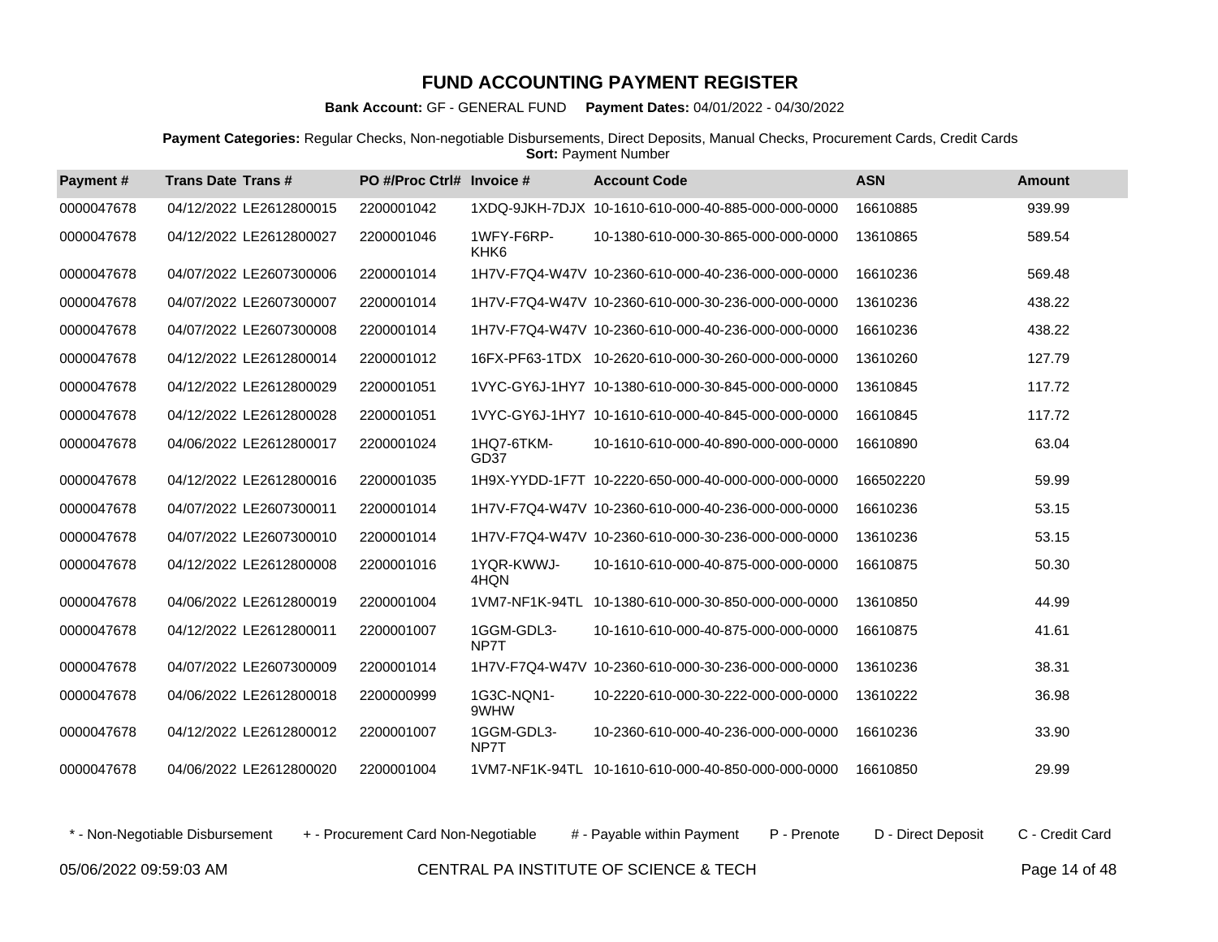# FUND ACCOUNTING PAYMENT REGISTER

**Bank Account:** GF - GENERAL FUND **Payment Dates:** 04/01/2022 - 04/30/2022

**Payment Categories:** Regular Checks, Non-negotiable Disbursements, Direct Deposits, Manual Checks, Procurement Cards, Credit Cards
**Sort:** Payment Number

| Payment # | Trans Date | Trans # | PO #/Proc Ctrl# | Invoice # | Account Code | ASN | Amount |
|---|---|---|---|---|---|---|---|
| 0000047678 | 04/12/2022 | LE2612800015 | 2200001042 | 1XDQ-9JKH-7DJX | 10-1610-610-000-40-885-000-000-0000 | 16610885 | 939.99 |
| 0000047678 | 04/12/2022 | LE2612800027 | 2200001046 | 1WFY-F6RP-KHK6 | 10-1380-610-000-30-865-000-000-0000 | 13610865 | 589.54 |
| 0000047678 | 04/07/2022 | LE2607300006 | 2200001014 | 1H7V-F7Q4-W47V | 10-2360-610-000-40-236-000-000-0000 | 16610236 | 569.48 |
| 0000047678 | 04/07/2022 | LE2607300007 | 2200001014 | 1H7V-F7Q4-W47V | 10-2360-610-000-30-236-000-000-0000 | 13610236 | 438.22 |
| 0000047678 | 04/07/2022 | LE2607300008 | 2200001014 | 1H7V-F7Q4-W47V | 10-2360-610-000-40-236-000-000-0000 | 16610236 | 438.22 |
| 0000047678 | 04/12/2022 | LE2612800014 | 2200001012 | 16FX-PF63-1TDX | 10-2620-610-000-30-260-000-000-0000 | 13610260 | 127.79 |
| 0000047678 | 04/12/2022 | LE2612800029 | 2200001051 | 1VYC-GY6J-1HY7 | 10-1380-610-000-30-845-000-000-0000 | 13610845 | 117.72 |
| 0000047678 | 04/12/2022 | LE2612800028 | 2200001051 | 1VYC-GY6J-1HY7 | 10-1610-610-000-40-845-000-000-0000 | 16610845 | 117.72 |
| 0000047678 | 04/06/2022 | LE2612800017 | 2200001024 | 1HQ7-6TKM-GD37 | 10-1610-610-000-40-890-000-000-0000 | 16610890 | 63.04 |
| 0000047678 | 04/12/2022 | LE2612800016 | 2200001035 | 1H9X-YYDD-1F7T | 10-2220-650-000-40-000-000-000-0000 | 166502220 | 59.99 |
| 0000047678 | 04/07/2022 | LE2607300011 | 2200001014 | 1H7V-F7Q4-W47V | 10-2360-610-000-40-236-000-000-0000 | 16610236 | 53.15 |
| 0000047678 | 04/07/2022 | LE2607300010 | 2200001014 | 1H7V-F7Q4-W47V | 10-2360-610-000-30-236-000-000-0000 | 13610236 | 53.15 |
| 0000047678 | 04/12/2022 | LE2612800008 | 2200001016 | 1YQR-KWWJ-4HQN | 10-1610-610-000-40-875-000-000-0000 | 16610875 | 50.30 |
| 0000047678 | 04/06/2022 | LE2612800019 | 2200001004 | 1VM7-NF1K-94TL | 10-1380-610-000-30-850-000-000-0000 | 13610850 | 44.99 |
| 0000047678 | 04/12/2022 | LE2612800011 | 2200001007 | 1GGM-GDL3-NP7T | 10-1610-610-000-40-875-000-000-0000 | 16610875 | 41.61 |
| 0000047678 | 04/07/2022 | LE2607300009 | 2200001014 | 1H7V-F7Q4-W47V | 10-2360-610-000-30-236-000-000-0000 | 13610236 | 38.31 |
| 0000047678 | 04/06/2022 | LE2612800018 | 2200000999 | 1G3C-NQN1-9WHW | 10-2220-610-000-30-222-000-000-0000 | 13610222 | 36.98 |
| 0000047678 | 04/12/2022 | LE2612800012 | 2200001007 | 1GGM-GDL3-NP7T | 10-2360-610-000-40-236-000-000-0000 | 16610236 | 33.90 |
| 0000047678 | 04/06/2022 | LE2612800020 | 2200001004 | 1VM7-NF1K-94TL | 10-1610-610-000-40-850-000-000-0000 | 16610850 | 29.99 |

\* - Non-Negotiable Disbursement + - Procurement Card Non-Negotiable # - Payable within Payment P - Prenote D - Direct Deposit C - Credit Card

05/06/2022 09:59:03 AM CENTRAL PA INSTITUTE OF SCIENCE & TECH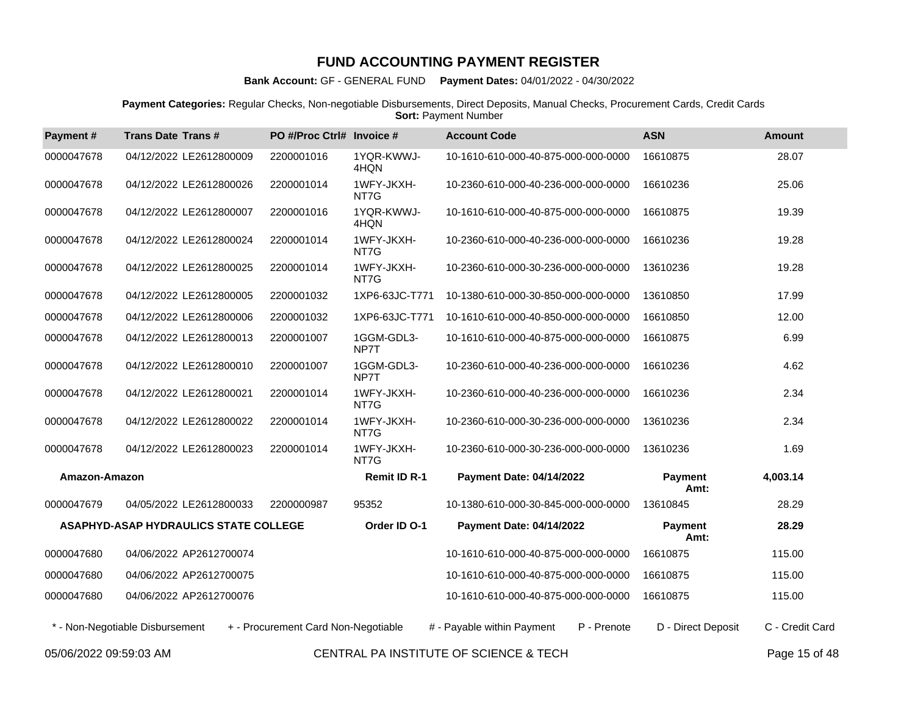# FUND ACCOUNTING PAYMENT REGISTER

**Bank Account:** GF - GENERAL FUND **Payment Dates:** 04/01/2022 - 04/30/2022

**Payment Categories:** Regular Checks, Non-negotiable Disbursements, Direct Deposits, Manual Checks, Procurement Cards, Credit Cards
**Sort:** Payment Number

| Payment # | Trans Date | Trans # | PO #/Proc Ctrl# | Invoice # | Account Code | ASN | Amount |
|---|---|---|---|---|---|---|---|
| 0000047678 | 04/12/2022 | LE2612800009 | 2200001016 | 1YQR-KWWJ-4HQN | 10-1610-610-000-40-875-000-000-0000 | 16610875 | 28.07 |
| 0000047678 | 04/12/2022 | LE2612800026 | 2200001014 | 1WFY-JKXH-NT7G | 10-2360-610-000-40-236-000-000-0000 | 16610236 | 25.06 |
| 0000047678 | 04/12/2022 | LE2612800007 | 2200001016 | 1YQR-KWWJ-4HQN | 10-1610-610-000-40-875-000-000-0000 | 16610875 | 19.39 |
| 0000047678 | 04/12/2022 | LE2612800024 | 2200001014 | 1WFY-JKXH-NT7G | 10-2360-610-000-40-236-000-000-0000 | 16610236 | 19.28 |
| 0000047678 | 04/12/2022 | LE2612800025 | 2200001014 | 1WFY-JKXH-NT7G | 10-2360-610-000-30-236-000-000-0000 | 13610236 | 19.28 |
| 0000047678 | 04/12/2022 | LE2612800005 | 2200001032 | 1XP6-63JC-T771 | 10-1380-610-000-30-850-000-000-0000 | 13610850 | 17.99 |
| 0000047678 | 04/12/2022 | LE2612800006 | 2200001032 | 1XP6-63JC-T771 | 10-1610-610-000-40-850-000-000-0000 | 16610850 | 12.00 |
| 0000047678 | 04/12/2022 | LE2612800013 | 2200001007 | 1GGM-GDL3-NP7T | 10-1610-610-000-40-875-000-000-0000 | 16610875 | 6.99 |
| 0000047678 | 04/12/2022 | LE2612800010 | 2200001007 | 1GGM-GDL3-NP7T | 10-2360-610-000-40-236-000-000-0000 | 16610236 | 4.62 |
| 0000047678 | 04/12/2022 | LE2612800021 | 2200001014 | 1WFY-JKXH-NT7G | 10-2360-610-000-40-236-000-000-0000 | 16610236 | 2.34 |
| 0000047678 | 04/12/2022 | LE2612800022 | 2200001014 | 1WFY-JKXH-NT7G | 10-2360-610-000-30-236-000-000-0000 | 13610236 | 2.34 |
| 0000047678 | 04/12/2022 | LE2612800023 | 2200001014 | 1WFY-JKXH-NT7G | 10-2360-610-000-30-236-000-000-0000 | 13610236 | 1.69 |
| **Amazon-Amazon** | | | | **Remit ID R-1** | **Payment Date: 04/14/2022** | **Payment Amt:** | **4,003.14** |
| 0000047679 | 04/05/2022 | LE2612800033 | 2200000987 | 95352 | 10-1380-610-000-30-845-000-000-0000 | 13610845 | 28.29 |
| **ASAPHYD-ASAP HYDRAULICS STATE COLLEGE** | | | | **Order ID O-1** | **Payment Date: 04/14/2022** | **Payment Amt:** | **28.29** |
| 0000047680 | 04/06/2022 | AP2612700074 | | | 10-1610-610-000-40-875-000-000-0000 | 16610875 | 115.00 |
| 0000047680 | 04/06/2022 | AP2612700075 | | | 10-1610-610-000-40-875-000-000-0000 | 16610875 | 115.00 |
| 0000047680 | 04/06/2022 | AP2612700076 | | | 10-1610-610-000-40-875-000-000-0000 | 16610875 | 115.00 |

\* - Non-Negotiable Disbursement + - Procurement Card Non-Negotiable # - Payable within Payment P - Prenote D - Direct Deposit C - Credit Card

05/06/2022 09:59:03 AM CENTRAL PA INSTITUTE OF SCIENCE & TECH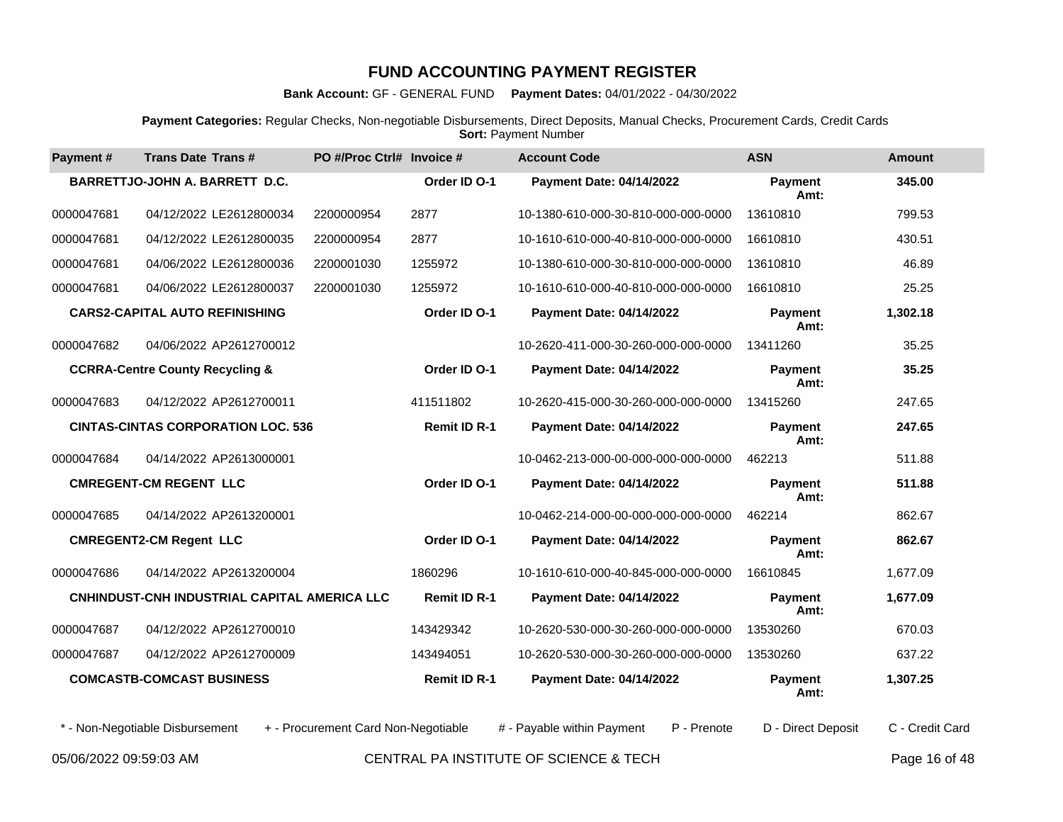# FUND ACCOUNTING PAYMENT REGISTER

**Bank Account:** GF - GENERAL FUND **Payment Dates:** 04/01/2022 - 04/30/2022

**Payment Categories:** Regular Checks, Non-negotiable Disbursements, Direct Deposits, Manual Checks, Procurement Cards, Credit Cards
**Sort:** Payment Number

| Payment # | Trans Date | Trans # | PO #/Proc Ctrl# | Invoice # | Account Code | ASN | Amount |
|---|---|---|---|---|---|---|---|
| | **BARRETTJO-JOHN A. BARRETT D.C.** | | | **Order ID O-1** | **Payment Date: 04/14/2022** | **Payment Amt:** | **345.00** |
| 0000047681 | 04/12/2022 | LE2612800034 | 2200000954 | 2877 | 10-1380-610-000-30-810-000-000-0000 | 13610810 | 799.53 |
| 0000047681 | 04/12/2022 | LE2612800035 | 2200000954 | 2877 | 10-1610-610-000-40-810-000-000-0000 | 16610810 | 430.51 |
| 0000047681 | 04/06/2022 | LE2612800036 | 2200001030 | 1255972 | 10-1380-610-000-30-810-000-000-0000 | 13610810 | 46.89 |
| 0000047681 | 04/06/2022 | LE2612800037 | 2200001030 | 1255972 | 10-1610-610-000-40-810-000-000-0000 | 16610810 | 25.25 |
| | **CARS2-CAPITAL AUTO REFINISHING** | | | **Order ID O-1** | **Payment Date: 04/14/2022** | **Payment Amt:** | **1,302.18** |
| 0000047682 | 04/06/2022 | AP2612700012 | | | 10-2620-411-000-30-260-000-000-0000 | 13411260 | 35.25 |
| | **CCRRA-Centre County Recycling &** | | | **Order ID O-1** | **Payment Date: 04/14/2022** | **Payment Amt:** | **35.25** |
| 0000047683 | 04/12/2022 | AP2612700011 | | 411511802 | 10-2620-415-000-30-260-000-000-0000 | 13415260 | 247.65 |
| | **CINTAS-CINTAS CORPORATION LOC. 536** | | | **Remit ID R-1** | **Payment Date: 04/14/2022** | **Payment Amt:** | **247.65** |
| 0000047684 | 04/14/2022 | AP2613000001 | | | 10-0462-213-000-00-000-000-000-0000 | 462213 | 511.88 |
| | **CMREGENT-CM REGENT LLC** | | | **Order ID O-1** | **Payment Date: 04/14/2022** | **Payment Amt:** | **511.88** |
| 0000047685 | 04/14/2022 | AP2613200001 | | | 10-0462-214-000-00-000-000-000-0000 | 462214 | 862.67 |
| | **CMREGENT2-CM Regent LLC** | | | **Order ID O-1** | **Payment Date: 04/14/2022** | **Payment Amt:** | **862.67** |
| 0000047686 | 04/14/2022 | AP2613200004 | | 1860296 | 10-1610-610-000-40-845-000-000-0000 | 16610845 | 1,677.09 |
| | **CNHINDUST-CNH INDUSTRIAL CAPITAL AMERICA LLC** | | | **Remit ID R-1** | **Payment Date: 04/14/2022** | **Payment Amt:** | **1,677.09** |
| 0000047687 | 04/12/2022 | AP2612700010 | | 143429342 | 10-2620-530-000-30-260-000-000-0000 | 13530260 | 670.03 |
| 0000047687 | 04/12/2022 | AP2612700009 | | 143494051 | 10-2620-530-000-30-260-000-000-0000 | 13530260 | 637.22 |
| | **COMCASTB-COMCAST BUSINESS** | | | **Remit ID R-1** | **Payment Date: 04/14/2022** | **Payment Amt:** | **1,307.25** |

* - Non-Negotiable Disbursement   + - Procurement Card Non-Negotiable   # - Payable within Payment   P - Prenote   D - Direct Deposit   C - Credit Card

05/06/2022 09:59:03 AM   CENTRAL PA INSTITUTE OF SCIENCE & TECH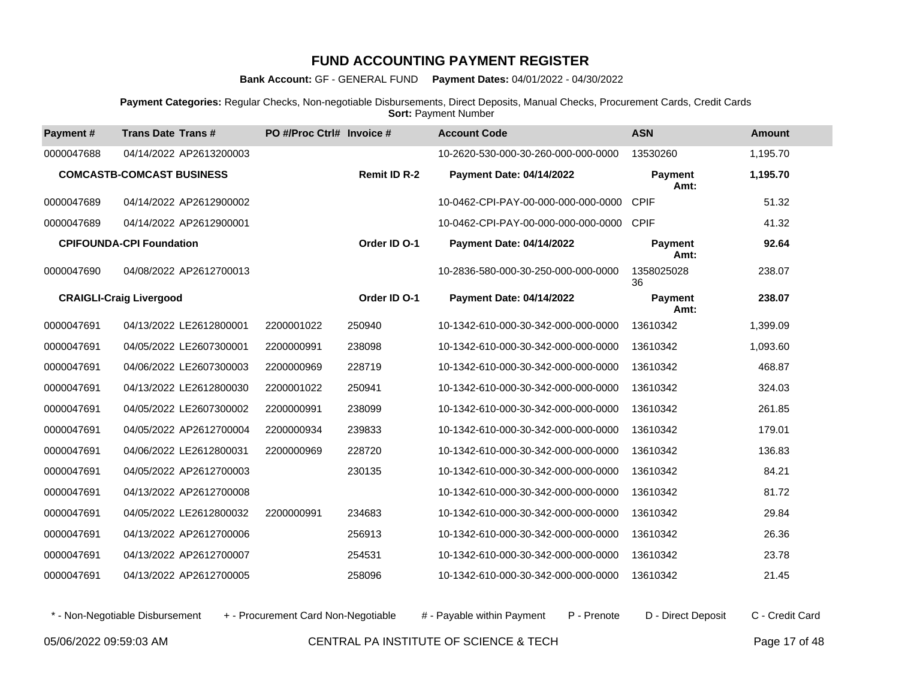# FUND ACCOUNTING PAYMENT REGISTER

**Bank Account:** GF - GENERAL FUND **Payment Dates:** 04/01/2022 - 04/30/2022

**Payment Categories:** Regular Checks, Non-negotiable Disbursements, Direct Deposits, Manual Checks, Procurement Cards, Credit Cards
**Sort:** Payment Number

| Payment # | Trans Date | Trans # | PO #/Proc Ctrl# | Invoice # | Account Code | ASN | Amount |
|---|---|---|---|---|---|---|---|
| 0000047688 | 04/14/2022 | AP2613200003 | | | 10-2620-530-000-30-260-000-000-0000 | 13530260 | 1,195.70 |
| | **COMCASTB-COMCAST BUSINESS** | | | **Remit ID R-2** | **Payment Date: 04/14/2022** | **Payment Amt:** | **1,195.70** |
| 0000047689 | 04/14/2022 | AP2612900002 | | | 10-0462-CPI-PAY-00-000-000-000-0000 | CPIF | 51.32 |
| 0000047689 | 04/14/2022 | AP2612900001 | | | 10-0462-CPI-PAY-00-000-000-000-0000 | CPIF | 41.32 |
| | **CPIFOUNDA-CPI Foundation** | | | **Order ID O-1** | **Payment Date: 04/14/2022** | **Payment Amt:** | **92.64** |
| 0000047690 | 04/08/2022 | AP2612700013 | | | 10-2836-580-000-30-250-000-000-0000 | 135802502836 | 238.07 |
| | **CRAIGLI-Craig Livergood** | | | **Order ID O-1** | **Payment Date: 04/14/2022** | **Payment Amt:** | **238.07** |
| 0000047691 | 04/13/2022 | LE2612800001 | 2200001022 | 250940 | 10-1342-610-000-30-342-000-000-0000 | 13610342 | 1,399.09 |
| 0000047691 | 04/05/2022 | LE2607300001 | 2200000991 | 238098 | 10-1342-610-000-30-342-000-000-0000 | 13610342 | 1,093.60 |
| 0000047691 | 04/06/2022 | LE2607300003 | 2200000969 | 228719 | 10-1342-610-000-30-342-000-000-0000 | 13610342 | 468.87 |
| 0000047691 | 04/13/2022 | LE2612800030 | 2200001022 | 250941 | 10-1342-610-000-30-342-000-000-0000 | 13610342 | 324.03 |
| 0000047691 | 04/05/2022 | LE2607300002 | 2200000991 | 238099 | 10-1342-610-000-30-342-000-000-0000 | 13610342 | 261.85 |
| 0000047691 | 04/05/2022 | AP2612700004 | 2200000934 | 239833 | 10-1342-610-000-30-342-000-000-0000 | 13610342 | 179.01 |
| 0000047691 | 04/06/2022 | LE2612800031 | 2200000969 | 228720 | 10-1342-610-000-30-342-000-000-0000 | 13610342 | 136.83 |
| 0000047691 | 04/05/2022 | AP2612700003 | | 230135 | 10-1342-610-000-30-342-000-000-0000 | 13610342 | 84.21 |
| 0000047691 | 04/13/2022 | AP2612700008 | | | 10-1342-610-000-30-342-000-000-0000 | 13610342 | 81.72 |
| 0000047691 | 04/05/2022 | LE2612800032 | 2200000991 | 234683 | 10-1342-610-000-30-342-000-000-0000 | 13610342 | 29.84 |
| 0000047691 | 04/13/2022 | AP2612700006 | | 256913 | 10-1342-610-000-30-342-000-000-0000 | 13610342 | 26.36 |
| 0000047691 | 04/13/2022 | AP2612700007 | | 254531 | 10-1342-610-000-30-342-000-000-0000 | 13610342 | 23.78 |
| 0000047691 | 04/13/2022 | AP2612700005 | | 258096 | 10-1342-610-000-30-342-000-000-0000 | 13610342 | 21.45 |

\* - Non-Negotiable Disbursement + - Procurement Card Non-Negotiable # - Payable within Payment P - Prenote D - Direct Deposit C - Credit Card

05/06/2022 09:59:03 AM CENTRAL PA INSTITUTE OF SCIENCE & TECH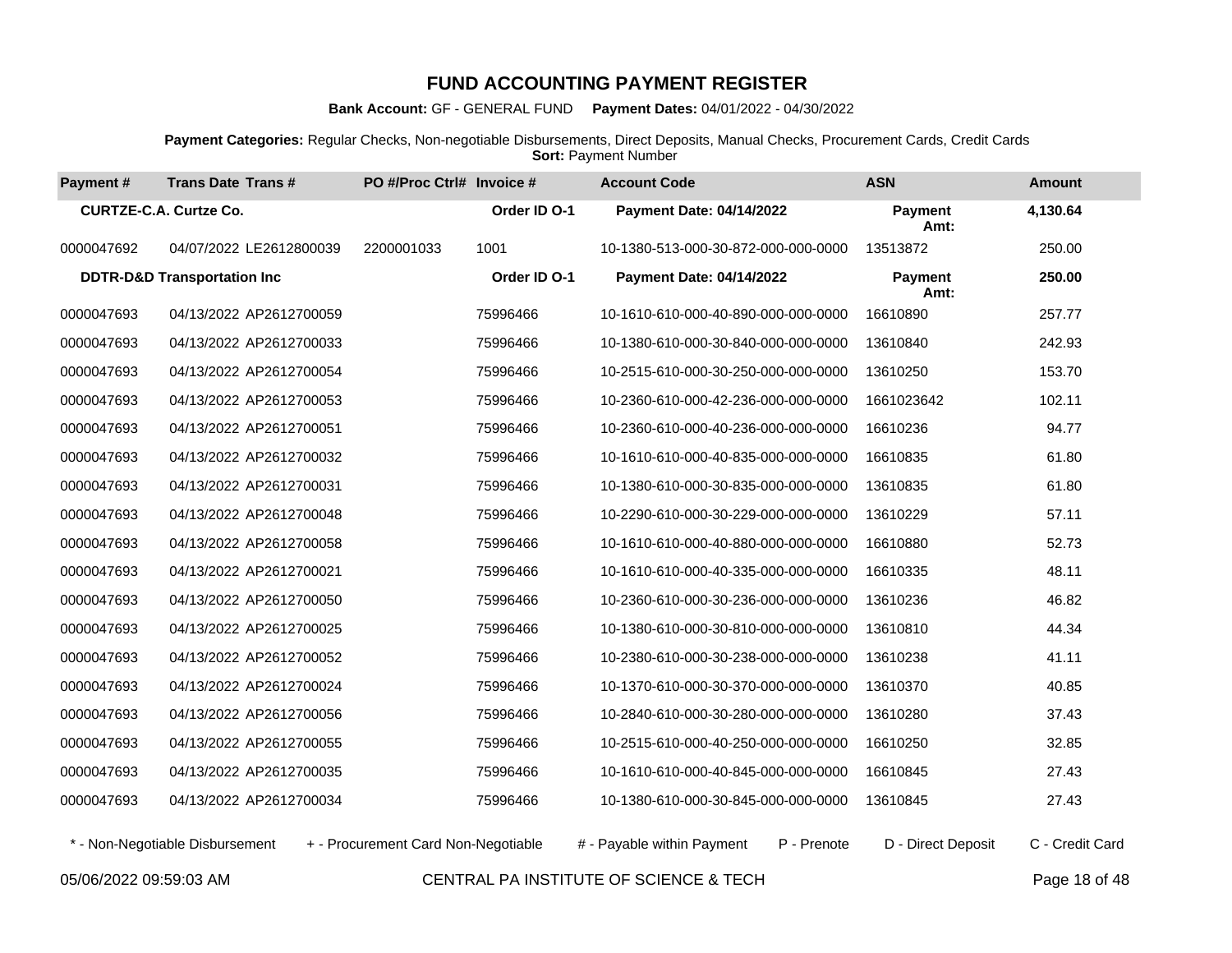# FUND ACCOUNTING PAYMENT REGISTER

**Bank Account:** GF - GENERAL FUND **Payment Dates:** 04/01/2022 - 04/30/2022

**Payment Categories:** Regular Checks, Non-negotiable Disbursements, Direct Deposits, Manual Checks, Procurement Cards, Credit Cards
**Sort:** Payment Number

| Payment # | Trans Date | Trans # | PO #/Proc Ctrl# | Invoice # | Account Code | ASN | Amount |
|---|---|---|---|---|---|---|---|
| **CURTZE-C.A. Curtze Co.** | | | | **Order ID O-1** | **Payment Date: 04/14/2022** | **Payment Amt:** | **4,130.64** |
| 0000047692 | 04/07/2022 | LE2612800039 | 2200001033 | 1001 | 10-1380-513-000-30-872-000-000-0000 | 13513872 | 250.00 |
| **DDTR-D&D Transportation Inc** | | | | **Order ID O-1** | **Payment Date: 04/14/2022** | **Payment Amt:** | **250.00** |
| 0000047693 | 04/13/2022 | AP2612700059 | | 75996466 | 10-1610-610-000-40-890-000-000-0000 | 16610890 | 257.77 |
| 0000047693 | 04/13/2022 | AP2612700033 | | 75996466 | 10-1380-610-000-30-840-000-000-0000 | 13610840 | 242.93 |
| 0000047693 | 04/13/2022 | AP2612700054 | | 75996466 | 10-2515-610-000-30-250-000-000-0000 | 13610250 | 153.70 |
| 0000047693 | 04/13/2022 | AP2612700053 | | 75996466 | 10-2360-610-000-42-236-000-000-0000 | 1661023642 | 102.11 |
| 0000047693 | 04/13/2022 | AP2612700051 | | 75996466 | 10-2360-610-000-40-236-000-000-0000 | 16610236 | 94.77 |
| 0000047693 | 04/13/2022 | AP2612700032 | | 75996466 | 10-1610-610-000-40-835-000-000-0000 | 16610835 | 61.80 |
| 0000047693 | 04/13/2022 | AP2612700031 | | 75996466 | 10-1380-610-000-30-835-000-000-0000 | 13610835 | 61.80 |
| 0000047693 | 04/13/2022 | AP2612700048 | | 75996466 | 10-2290-610-000-30-229-000-000-0000 | 13610229 | 57.11 |
| 0000047693 | 04/13/2022 | AP2612700058 | | 75996466 | 10-1610-610-000-40-880-000-000-0000 | 16610880 | 52.73 |
| 0000047693 | 04/13/2022 | AP2612700021 | | 75996466 | 10-1610-610-000-40-335-000-000-0000 | 16610335 | 48.11 |
| 0000047693 | 04/13/2022 | AP2612700050 | | 75996466 | 10-2360-610-000-30-236-000-000-0000 | 13610236 | 46.82 |
| 0000047693 | 04/13/2022 | AP2612700025 | | 75996466 | 10-1380-610-000-30-810-000-000-0000 | 13610810 | 44.34 |
| 0000047693 | 04/13/2022 | AP2612700052 | | 75996466 | 10-2380-610-000-30-238-000-000-0000 | 13610238 | 41.11 |
| 0000047693 | 04/13/2022 | AP2612700024 | | 75996466 | 10-1370-610-000-30-370-000-000-0000 | 13610370 | 40.85 |
| 0000047693 | 04/13/2022 | AP2612700056 | | 75996466 | 10-2840-610-000-30-280-000-000-0000 | 13610280 | 37.43 |
| 0000047693 | 04/13/2022 | AP2612700055 | | 75996466 | 10-2515-610-000-40-250-000-000-0000 | 16610250 | 32.85 |
| 0000047693 | 04/13/2022 | AP2612700035 | | 75996466 | 10-1610-610-000-40-845-000-000-0000 | 16610845 | 27.43 |
| 0000047693 | 04/13/2022 | AP2612700034 | | 75996466 | 10-1380-610-000-30-845-000-000-0000 | 13610845 | 27.43 |

\* - Non-Negotiable Disbursement + - Procurement Card Non-Negotiable # - Payable within Payment P - Prenote D - Direct Deposit C - Credit Card

05/06/2022 09:59:03 AM CENTRAL PA INSTITUTE OF SCIENCE & TECH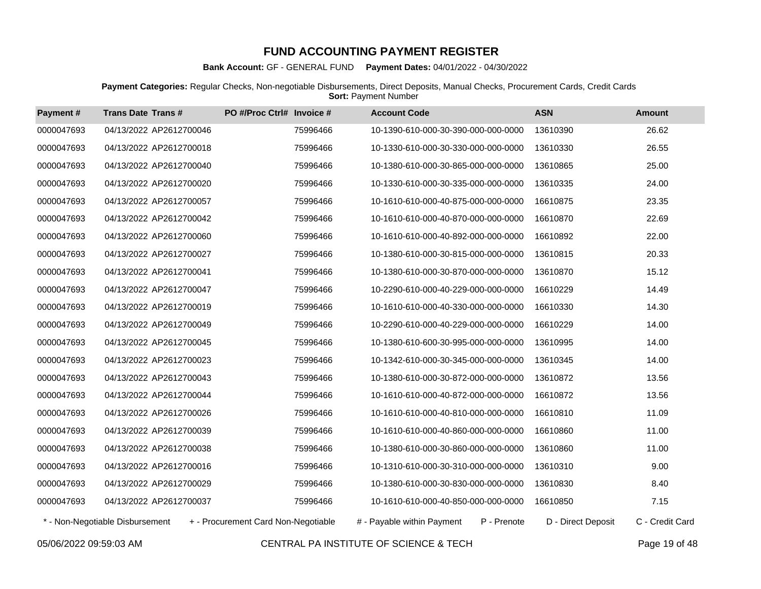# FUND ACCOUNTING PAYMENT REGISTER

**Bank Account:** GF - GENERAL FUND **Payment Dates:** 04/01/2022 - 04/30/2022

**Payment Categories:** Regular Checks, Non-negotiable Disbursements, Direct Deposits, Manual Checks, Procurement Cards, Credit Cards
**Sort:** Payment Number

| Payment # | Trans Date | Trans # | PO #/Proc Ctrl# | Invoice # | Account Code | ASN | Amount |
|---|---|---|---|---|---|---|---|
| 0000047693 | 04/13/2022 | AP2612700046 | | 75996466 | 10-1390-610-000-30-390-000-000-0000 | 13610390 | 26.62 |
| 0000047693 | 04/13/2022 | AP2612700018 | | 75996466 | 10-1330-610-000-30-330-000-000-0000 | 13610330 | 26.55 |
| 0000047693 | 04/13/2022 | AP2612700040 | | 75996466 | 10-1380-610-000-30-865-000-000-0000 | 13610865 | 25.00 |
| 0000047693 | 04/13/2022 | AP2612700020 | | 75996466 | 10-1330-610-000-30-335-000-000-0000 | 13610335 | 24.00 |
| 0000047693 | 04/13/2022 | AP2612700057 | | 75996466 | 10-1610-610-000-40-875-000-000-0000 | 16610875 | 23.35 |
| 0000047693 | 04/13/2022 | AP2612700042 | | 75996466 | 10-1610-610-000-40-870-000-000-0000 | 16610870 | 22.69 |
| 0000047693 | 04/13/2022 | AP2612700060 | | 75996466 | 10-1610-610-000-40-892-000-000-0000 | 16610892 | 22.00 |
| 0000047693 | 04/13/2022 | AP2612700027 | | 75996466 | 10-1380-610-000-30-815-000-000-0000 | 13610815 | 20.33 |
| 0000047693 | 04/13/2022 | AP2612700041 | | 75996466 | 10-1380-610-000-30-870-000-000-0000 | 13610870 | 15.12 |
| 0000047693 | 04/13/2022 | AP2612700047 | | 75996466 | 10-2290-610-000-40-229-000-000-0000 | 16610229 | 14.49 |
| 0000047693 | 04/13/2022 | AP2612700019 | | 75996466 | 10-1610-610-000-40-330-000-000-0000 | 16610330 | 14.30 |
| 0000047693 | 04/13/2022 | AP2612700049 | | 75996466 | 10-2290-610-000-40-229-000-000-0000 | 16610229 | 14.00 |
| 0000047693 | 04/13/2022 | AP2612700045 | | 75996466 | 10-1380-610-600-30-995-000-000-0000 | 13610995 | 14.00 |
| 0000047693 | 04/13/2022 | AP2612700023 | | 75996466 | 10-1342-610-000-30-345-000-000-0000 | 13610345 | 14.00 |
| 0000047693 | 04/13/2022 | AP2612700043 | | 75996466 | 10-1380-610-000-30-872-000-000-0000 | 13610872 | 13.56 |
| 0000047693 | 04/13/2022 | AP2612700044 | | 75996466 | 10-1610-610-000-40-872-000-000-0000 | 16610872 | 13.56 |
| 0000047693 | 04/13/2022 | AP2612700026 | | 75996466 | 10-1610-610-000-40-810-000-000-0000 | 16610810 | 11.09 |
| 0000047693 | 04/13/2022 | AP2612700039 | | 75996466 | 10-1610-610-000-40-860-000-000-0000 | 16610860 | 11.00 |
| 0000047693 | 04/13/2022 | AP2612700038 | | 75996466 | 10-1380-610-000-30-860-000-000-0000 | 13610860 | 11.00 |
| 0000047693 | 04/13/2022 | AP2612700016 | | 75996466 | 10-1310-610-000-30-310-000-000-0000 | 13610310 | 9.00 |
| 0000047693 | 04/13/2022 | AP2612700029 | | 75996466 | 10-1380-610-000-30-830-000-000-0000 | 13610830 | 8.40 |
| 0000047693 | 04/13/2022 | AP2612700037 | | 75996466 | 10-1610-610-000-40-850-000-000-0000 | 16610850 | 7.15 |

\* - Non-Negotiable Disbursement + - Procurement Card Non-Negotiable # - Payable within Payment P - Prenote D - Direct Deposit C - Credit Card

05/06/2022 09:59:03 AM CENTRAL PA INSTITUTE OF SCIENCE & TECH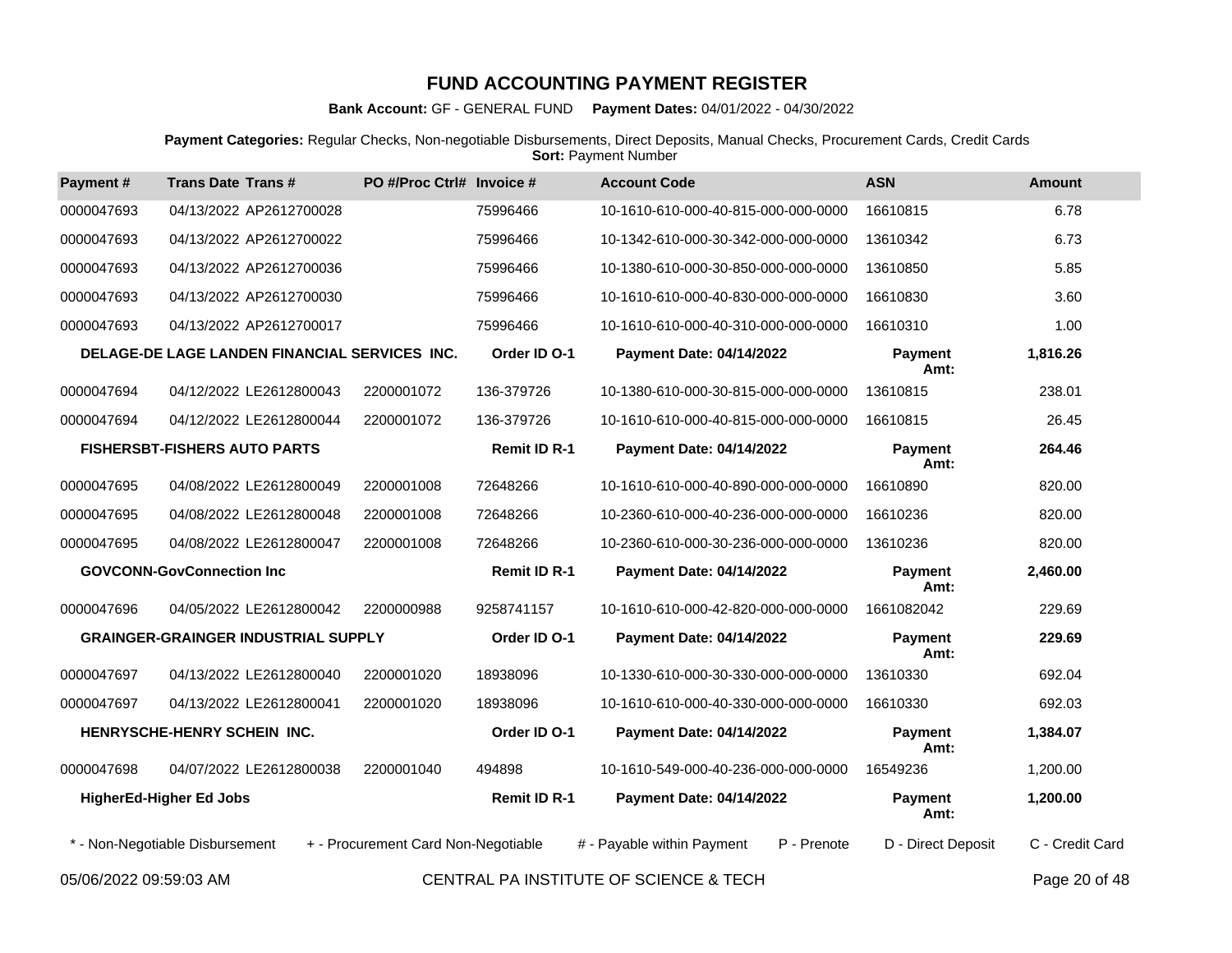# FUND ACCOUNTING PAYMENT REGISTER

**Bank Account:** GF - GENERAL FUND **Payment Dates:** 04/01/2022 - 04/30/2022

**Payment Categories:** Regular Checks, Non-negotiable Disbursements, Direct Deposits, Manual Checks, Procurement Cards, Credit Cards
**Sort:** Payment Number

| Payment # | Trans Date | Trans # | PO #/Proc Ctrl# | Invoice # | Account Code | ASN | Amount |
|---|---|---|---|---|---|---|---|
| 0000047693 | 04/13/2022 | AP2612700028 | | 75996466 | 10-1610-610-000-40-815-000-000-0000 | 16610815 | 6.78 |
| 0000047693 | 04/13/2022 | AP2612700022 | | 75996466 | 10-1342-610-000-30-342-000-000-0000 | 13610342 | 6.73 |
| 0000047693 | 04/13/2022 | AP2612700036 | | 75996466 | 10-1380-610-000-30-850-000-000-0000 | 13610850 | 5.85 |
| 0000047693 | 04/13/2022 | AP2612700030 | | 75996466 | 10-1610-610-000-40-830-000-000-0000 | 16610830 | 3.60 |
| 0000047693 | 04/13/2022 | AP2612700017 | | 75996466 | 10-1610-610-000-40-310-000-000-0000 | 16610310 | 1.00 |
| **DELAGE-DE LAGE LANDEN FINANCIAL SERVICES INC.** | | | | **Order ID O-1** | **Payment Date: 04/14/2022** | **Payment Amt:** | **1,816.26** |
| 0000047694 | 04/12/2022 | LE2612800043 | 2200001072 | 136-379726 | 10-1380-610-000-30-815-000-000-0000 | 13610815 | 238.01 |
| 0000047694 | 04/12/2022 | LE2612800044 | 2200001072 | 136-379726 | 10-1610-610-000-40-815-000-000-0000 | 16610815 | 26.45 |
| **FISHERSBT-FISHERS AUTO PARTS** | | | | **Remit ID R-1** | **Payment Date: 04/14/2022** | **Payment Amt:** | **264.46** |
| 0000047695 | 04/08/2022 | LE2612800049 | 2200001008 | 72648266 | 10-1610-610-000-40-890-000-000-0000 | 16610890 | 820.00 |
| 0000047695 | 04/08/2022 | LE2612800048 | 2200001008 | 72648266 | 10-2360-610-000-40-236-000-000-0000 | 16610236 | 820.00 |
| 0000047695 | 04/08/2022 | LE2612800047 | 2200001008 | 72648266 | 10-2360-610-000-30-236-000-000-0000 | 13610236 | 820.00 |
| **GOVCONN-GovConnection Inc** | | | | **Remit ID R-1** | **Payment Date: 04/14/2022** | **Payment Amt:** | **2,460.00** |
| 0000047696 | 04/05/2022 | LE2612800042 | 2200000988 | 9258741157 | 10-1610-610-000-42-820-000-000-0000 | 1661082042 | 229.69 |
| **GRAINGER-GRAINGER INDUSTRIAL SUPPLY** | | | | **Order ID O-1** | **Payment Date: 04/14/2022** | **Payment Amt:** | **229.69** |
| 0000047697 | 04/13/2022 | LE2612800040 | 2200001020 | 18938096 | 10-1330-610-000-30-330-000-000-0000 | 13610330 | 692.04 |
| 0000047697 | 04/13/2022 | LE2612800041 | 2200001020 | 18938096 | 10-1610-610-000-40-330-000-000-0000 | 16610330 | 692.03 |
| **HENRYSCHE-HENRY SCHEIN INC.** | | | | **Order ID O-1** | **Payment Date: 04/14/2022** | **Payment Amt:** | **1,384.07** |
| 0000047698 | 04/07/2022 | LE2612800038 | 2200001040 | 494898 | 10-1610-549-000-40-236-000-000-0000 | 16549236 | 1,200.00 |
| **HigherEd-Higher Ed Jobs** | | | | **Remit ID R-1** | **Payment Date: 04/14/2022** | **Payment Amt:** | **1,200.00** |

* - Non-Negotiable Disbursement &nbsp; + - Procurement Card Non-Negotiable &nbsp; # - Payable within Payment &nbsp; P - Prenote &nbsp; D - Direct Deposit &nbsp; C - Credit Card

05/06/2022 09:59:03 AM &nbsp; CENTRAL PA INSTITUTE OF SCIENCE & TECH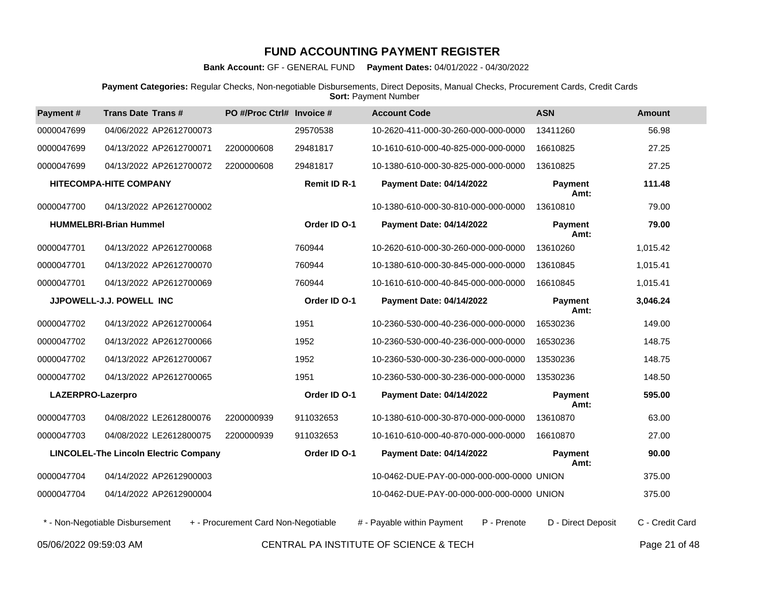# FUND ACCOUNTING PAYMENT REGISTER

**Bank Account:** GF - GENERAL FUND **Payment Dates:** 04/01/2022 - 04/30/2022

**Payment Categories:** Regular Checks, Non-negotiable Disbursements, Direct Deposits, Manual Checks, Procurement Cards, Credit Cards
**Sort:** Payment Number

| Payment # | Trans Date | Trans # | PO #/Proc Ctrl# | Invoice # | Account Code | ASN | Amount |
|---|---|---|---|---|---|---|---|
| 0000047699 | 04/06/2022 | AP2612700073 | | 29570538 | 10-2620-411-000-30-260-000-000-0000 | 13411260 | 56.98 |
| 0000047699 | 04/13/2022 | AP2612700071 | 2200000608 | 29481817 | 10-1610-610-000-40-825-000-000-0000 | 16610825 | 27.25 |
| 0000047699 | 04/13/2022 | AP2612700072 | 2200000608 | 29481817 | 10-1380-610-000-30-825-000-000-0000 | 13610825 | 27.25 |
| | **HITECOMPA-HITE COMPANY** | | | **Remit ID R-1** | **Payment Date: 04/14/2022** | **Payment Amt:** | **111.48** |
| 0000047700 | 04/13/2022 | AP2612700002 | | | 10-1380-610-000-30-810-000-000-0000 | 13610810 | 79.00 |
| | **HUMMELBRI-Brian Hummel** | | | **Order ID O-1** | **Payment Date: 04/14/2022** | **Payment Amt:** | **79.00** |
| 0000047701 | 04/13/2022 | AP2612700068 | | 760944 | 10-2620-610-000-30-260-000-000-0000 | 13610260 | 1,015.42 |
| 0000047701 | 04/13/2022 | AP2612700070 | | 760944 | 10-1380-610-000-30-845-000-000-0000 | 13610845 | 1,015.41 |
| 0000047701 | 04/13/2022 | AP2612700069 | | 760944 | 10-1610-610-000-40-845-000-000-0000 | 16610845 | 1,015.41 |
| | **JJPOWELL-J.J. POWELL INC** | | | **Order ID O-1** | **Payment Date: 04/14/2022** | **Payment Amt:** | **3,046.24** |
| 0000047702 | 04/13/2022 | AP2612700064 | | 1951 | 10-2360-530-000-40-236-000-000-0000 | 16530236 | 149.00 |
| 0000047702 | 04/13/2022 | AP2612700066 | | 1952 | 10-2360-530-000-40-236-000-000-0000 | 16530236 | 148.75 |
| 0000047702 | 04/13/2022 | AP2612700067 | | 1952 | 10-2360-530-000-30-236-000-000-0000 | 13530236 | 148.75 |
| 0000047702 | 04/13/2022 | AP2612700065 | | 1951 | 10-2360-530-000-30-236-000-000-0000 | 13530236 | 148.50 |
| | **LAZERPRO-Lazerpro** | | | **Order ID O-1** | **Payment Date: 04/14/2022** | **Payment Amt:** | **595.00** |
| 0000047703 | 04/08/2022 | LE2612800076 | 2200000939 | 911032653 | 10-1380-610-000-30-870-000-000-0000 | 13610870 | 63.00 |
| 0000047703 | 04/08/2022 | LE2612800075 | 2200000939 | 911032653 | 10-1610-610-000-40-870-000-000-0000 | 16610870 | 27.00 |
| | **LINCOLEL-The Lincoln Electric Company** | | | **Order ID O-1** | **Payment Date: 04/14/2022** | **Payment Amt:** | **90.00** |
| 0000047704 | 04/14/2022 | AP2612900003 | | | 10-0462-DUE-PAY-00-000-000-000-0000 | UNION | 375.00 |
| 0000047704 | 04/14/2022 | AP2612900004 | | | 10-0462-DUE-PAY-00-000-000-000-0000 | UNION | 375.00 |

\* - Non-Negotiable Disbursement + - Procurement Card Non-Negotiable # - Payable within Payment P - Prenote D - Direct Deposit C - Credit Card

05/06/2022 09:59:03 AM CENTRAL PA INSTITUTE OF SCIENCE & TECH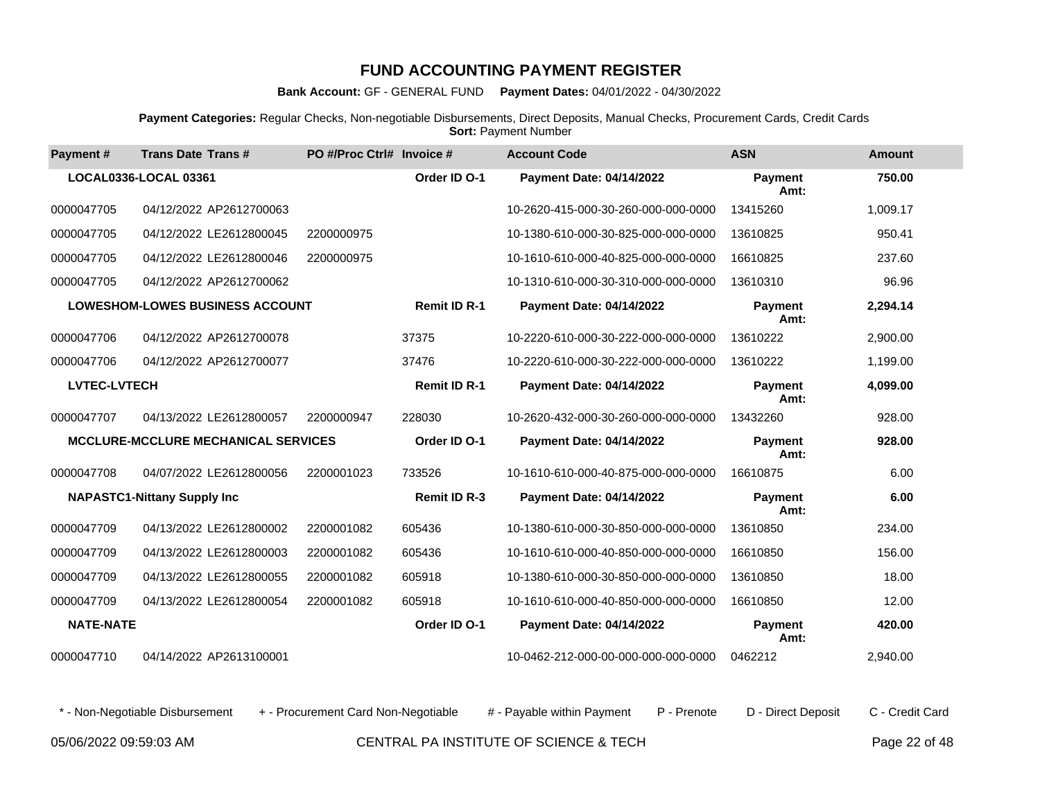# FUND ACCOUNTING PAYMENT REGISTER

**Bank Account:** GF - GENERAL FUND **Payment Dates:** 04/01/2022 - 04/30/2022

**Payment Categories:** Regular Checks, Non-negotiable Disbursements, Direct Deposits, Manual Checks, Procurement Cards, Credit Cards
**Sort:** Payment Number

| Payment # | Trans Date | Trans # | PO #/Proc Ctrl# | Invoice # | Account Code | ASN | Amount |
|---|---|---|---|---|---|---|---|
| **LOCAL0336-LOCAL 03361** | | | | **Order ID O-1** | **Payment Date: 04/14/2022** | **Payment Amt:** | **750.00** |
| 0000047705 | 04/12/2022 | AP2612700063 | | | 10-2620-415-000-30-260-000-000-0000 | 13415260 | 1,009.17 |
| 0000047705 | 04/12/2022 | LE2612800045 | 2200000975 | | 10-1380-610-000-30-825-000-000-0000 | 13610825 | 950.41 |
| 0000047705 | 04/12/2022 | LE2612800046 | 2200000975 | | 10-1610-610-000-40-825-000-000-0000 | 16610825 | 237.60 |
| 0000047705 | 04/12/2022 | AP2612700062 | | | 10-1310-610-000-30-310-000-000-0000 | 13610310 | 96.96 |
| **LOWESHOM-LOWES BUSINESS ACCOUNT** | | | | **Remit ID R-1** | **Payment Date: 04/14/2022** | **Payment Amt:** | **2,294.14** |
| 0000047706 | 04/12/2022 | AP2612700078 | | 37375 | 10-2220-610-000-30-222-000-000-0000 | 13610222 | 2,900.00 |
| 0000047706 | 04/12/2022 | AP2612700077 | | 37476 | 10-2220-610-000-30-222-000-000-0000 | 13610222 | 1,199.00 |
| **LVTEC-LVTECH** | | | | **Remit ID R-1** | **Payment Date: 04/14/2022** | **Payment Amt:** | **4,099.00** |
| 0000047707 | 04/13/2022 | LE2612800057 | 2200000947 | 228030 | 10-2620-432-000-30-260-000-000-0000 | 13432260 | 928.00 |
| **MCCLURE-MCCLURE MECHANICAL SERVICES** | | | | **Order ID O-1** | **Payment Date: 04/14/2022** | **Payment Amt:** | **928.00** |
| 0000047708 | 04/07/2022 | LE2612800056 | 2200001023 | 733526 | 10-1610-610-000-40-875-000-000-0000 | 16610875 | 6.00 |
| **NAPASTC1-Nittany Supply Inc** | | | | **Remit ID R-3** | **Payment Date: 04/14/2022** | **Payment Amt:** | **6.00** |
| 0000047709 | 04/13/2022 | LE2612800002 | 2200001082 | 605436 | 10-1380-610-000-30-850-000-000-0000 | 13610850 | 234.00 |
| 0000047709 | 04/13/2022 | LE2612800003 | 2200001082 | 605436 | 10-1610-610-000-40-850-000-000-0000 | 16610850 | 156.00 |
| 0000047709 | 04/13/2022 | LE2612800055 | 2200001082 | 605918 | 10-1380-610-000-30-850-000-000-0000 | 13610850 | 18.00 |
| 0000047709 | 04/13/2022 | LE2612800054 | 2200001082 | 605918 | 10-1610-610-000-40-850-000-000-0000 | 16610850 | 12.00 |
| **NATE-NATE** | | | | **Order ID O-1** | **Payment Date: 04/14/2022** | **Payment Amt:** | **420.00** |
| 0000047710 | 04/14/2022 | AP2613100001 | | | 10-0462-212-000-00-000-000-000-0000 | 0462212 | 2,940.00 |

\* - Non-Negotiable Disbursement + - Procurement Card Non-Negotiable # - Payable within Payment P - Prenote D - Direct Deposit C - Credit Card

05/06/2022 09:59:03 AM CENTRAL PA INSTITUTE OF SCIENCE & TECH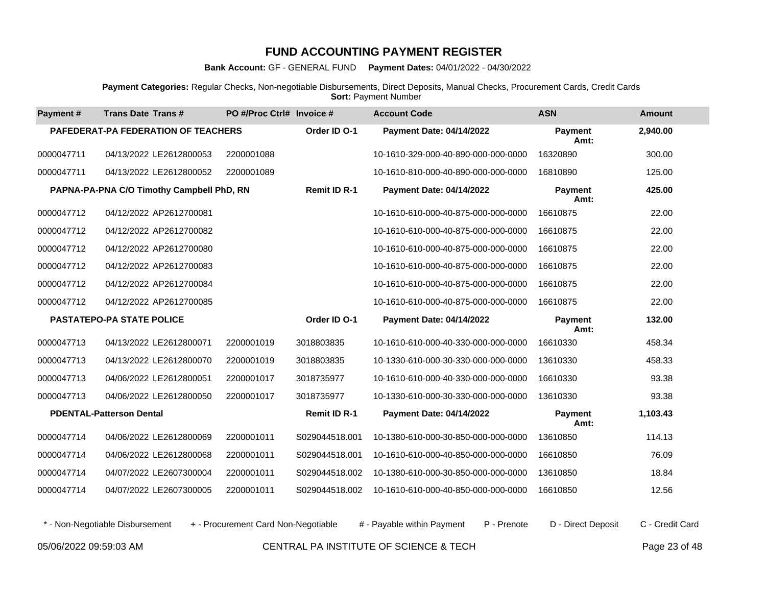# FUND ACCOUNTING PAYMENT REGISTER

**Bank Account:** GF - GENERAL FUND **Payment Dates:** 04/01/2022 - 04/30/2022

**Payment Categories:** Regular Checks, Non-negotiable Disbursements, Direct Deposits, Manual Checks, Procurement Cards, Credit Cards
**Sort:** Payment Number

| Payment # | Trans Date | Trans # | PO #/Proc Ctrl# | Invoice # | Account Code | ASN | Amount |
|---|---|---|---|---|---|---|---|
| **PAFEDERAT-PA FEDERATION OF TEACHERS** | | | | **Order ID O-1** | **Payment Date: 04/14/2022** | **Payment Amt:** | **2,940.00** |
| 0000047711 | 04/13/2022 | LE2612800053 | 2200001088 | | 10-1610-329-000-40-890-000-000-0000 | 16320890 | 300.00 |
| 0000047711 | 04/13/2022 | LE2612800052 | 2200001089 | | 10-1610-810-000-40-890-000-000-0000 | 16810890 | 125.00 |
| **PAPNA-PA-PNA C/O Timothy Campbell PhD, RN** | | | | **Remit ID R-1** | **Payment Date: 04/14/2022** | **Payment Amt:** | **425.00** |
| 0000047712 | 04/12/2022 | AP2612700081 | | | 10-1610-610-000-40-875-000-000-0000 | 16610875 | 22.00 |
| 0000047712 | 04/12/2022 | AP2612700082 | | | 10-1610-610-000-40-875-000-000-0000 | 16610875 | 22.00 |
| 0000047712 | 04/12/2022 | AP2612700080 | | | 10-1610-610-000-40-875-000-000-0000 | 16610875 | 22.00 |
| 0000047712 | 04/12/2022 | AP2612700083 | | | 10-1610-610-000-40-875-000-000-0000 | 16610875 | 22.00 |
| 0000047712 | 04/12/2022 | AP2612700084 | | | 10-1610-610-000-40-875-000-000-0000 | 16610875 | 22.00 |
| 0000047712 | 04/12/2022 | AP2612700085 | | | 10-1610-610-000-40-875-000-000-0000 | 16610875 | 22.00 |
| **PASTATEPO-PA STATE POLICE** | | | | **Order ID O-1** | **Payment Date: 04/14/2022** | **Payment Amt:** | **132.00** |
| 0000047713 | 04/13/2022 | LE2612800071 | 2200001019 | 3018803835 | 10-1610-610-000-40-330-000-000-0000 | 16610330 | 458.34 |
| 0000047713 | 04/13/2022 | LE2612800070 | 2200001019 | 3018803835 | 10-1330-610-000-30-330-000-000-0000 | 13610330 | 458.33 |
| 0000047713 | 04/06/2022 | LE2612800051 | 2200001017 | 3018735977 | 10-1610-610-000-40-330-000-000-0000 | 16610330 | 93.38 |
| 0000047713 | 04/06/2022 | LE2612800050 | 2200001017 | 3018735977 | 10-1330-610-000-30-330-000-000-0000 | 13610330 | 93.38 |
| **PDENTAL-Patterson Dental** | | | | **Remit ID R-1** | **Payment Date: 04/14/2022** | **Payment Amt:** | **1,103.43** |
| 0000047714 | 04/06/2022 | LE2612800069 | 2200001011 | S029044518.001 | 10-1380-610-000-30-850-000-000-0000 | 13610850 | 114.13 |
| 0000047714 | 04/06/2022 | LE2612800068 | 2200001011 | S029044518.001 | 10-1610-610-000-40-850-000-000-0000 | 16610850 | 76.09 |
| 0000047714 | 04/07/2022 | LE2607300004 | 2200001011 | S029044518.002 | 10-1380-610-000-30-850-000-000-0000 | 13610850 | 18.84 |
| 0000047714 | 04/07/2022 | LE2607300005 | 2200001011 | S029044518.002 | 10-1610-610-000-40-850-000-000-0000 | 16610850 | 12.56 |

\* - Non-Negotiable Disbursement &nbsp;&nbsp; + - Procurement Card Non-Negotiable &nbsp;&nbsp; # - Payable within Payment &nbsp;&nbsp; P - Prenote &nbsp;&nbsp; D - Direct Deposit &nbsp;&nbsp; C - Credit Card

05/06/2022 09:59:03 AM &nbsp;&nbsp; CENTRAL PA INSTITUTE OF SCIENCE & TECH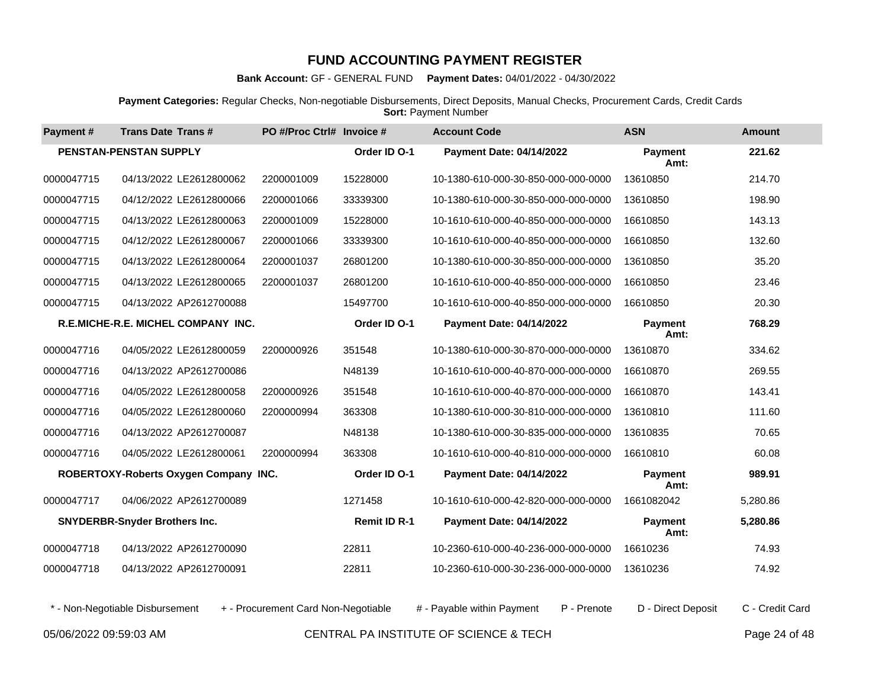# FUND ACCOUNTING PAYMENT REGISTER

**Bank Account:** GF - GENERAL FUND **Payment Dates:** 04/01/2022 - 04/30/2022

**Payment Categories:** Regular Checks, Non-negotiable Disbursements, Direct Deposits, Manual Checks, Procurement Cards, Credit Cards
**Sort:** Payment Number

| Payment # | Trans Date | Trans # | PO #/Proc Ctrl# | Invoice # | Account Code | ASN | Amount |
|---|---|---|---|---|---|---|---|
| **PENSTAN-PENSTAN SUPPLY** | | | | **Order ID O-1** | **Payment Date: 04/14/2022** | **Payment Amt:** | **221.62** |
| 0000047715 | 04/13/2022 | LE2612800062 | 2200001009 | 15228000 | 10-1380-610-000-30-850-000-000-0000 | 13610850 | 214.70 |
| 0000047715 | 04/12/2022 | LE2612800066 | 2200001066 | 33339300 | 10-1380-610-000-30-850-000-000-0000 | 13610850 | 198.90 |
| 0000047715 | 04/13/2022 | LE2612800063 | 2200001009 | 15228000 | 10-1610-610-000-40-850-000-000-0000 | 16610850 | 143.13 |
| 0000047715 | 04/12/2022 | LE2612800067 | 2200001066 | 33339300 | 10-1610-610-000-40-850-000-000-0000 | 16610850 | 132.60 |
| 0000047715 | 04/13/2022 | LE2612800064 | 2200001037 | 26801200 | 10-1380-610-000-30-850-000-000-0000 | 13610850 | 35.20 |
| 0000047715 | 04/13/2022 | LE2612800065 | 2200001037 | 26801200 | 10-1610-610-000-40-850-000-000-0000 | 16610850 | 23.46 |
| 0000047715 | 04/13/2022 | AP2612700088 | | 15497700 | 10-1610-610-000-40-850-000-000-0000 | 16610850 | 20.30 |
| **R.E.MICHE-R.E. MICHEL COMPANY INC.** | | | | **Order ID O-1** | **Payment Date: 04/14/2022** | **Payment Amt:** | **768.29** |
| 0000047716 | 04/05/2022 | LE2612800059 | 2200000926 | 351548 | 10-1380-610-000-30-870-000-000-0000 | 13610870 | 334.62 |
| 0000047716 | 04/13/2022 | AP2612700086 | | N48139 | 10-1610-610-000-40-870-000-000-0000 | 16610870 | 269.55 |
| 0000047716 | 04/05/2022 | LE2612800058 | 2200000926 | 351548 | 10-1610-610-000-40-870-000-000-0000 | 16610870 | 143.41 |
| 0000047716 | 04/05/2022 | LE2612800060 | 2200000994 | 363308 | 10-1380-610-000-30-810-000-000-0000 | 13610810 | 111.60 |
| 0000047716 | 04/13/2022 | AP2612700087 | | N48138 | 10-1380-610-000-30-835-000-000-0000 | 13610835 | 70.65 |
| 0000047716 | 04/05/2022 | LE2612800061 | 2200000994 | 363308 | 10-1610-610-000-40-810-000-000-0000 | 16610810 | 60.08 |
| **ROBERTOXY-Roberts Oxygen Company INC.** | | | | **Order ID O-1** | **Payment Date: 04/14/2022** | **Payment Amt:** | **989.91** |
| 0000047717 | 04/06/2022 | AP2612700089 | | 1271458 | 10-1610-610-000-42-820-000-000-0000 | 1661082042 | 5,280.86 |
| **SNYDERBR-Snyder Brothers Inc.** | | | | **Remit ID R-1** | **Payment Date: 04/14/2022** | **Payment Amt:** | **5,280.86** |
| 0000047718 | 04/13/2022 | AP2612700090 | | 22811 | 10-2360-610-000-40-236-000-000-0000 | 16610236 | 74.93 |
| 0000047718 | 04/13/2022 | AP2612700091 | | 22811 | 10-2360-610-000-30-236-000-000-0000 | 13610236 | 74.92 |

\* - Non-Negotiable Disbursement    + - Procurement Card Non-Negotiable    # - Payable within Payment    P - Prenote    D - Direct Deposit    C - Credit Card

05/06/2022 09:59:03 AM    CENTRAL PA INSTITUTE OF SCIENCE & TECH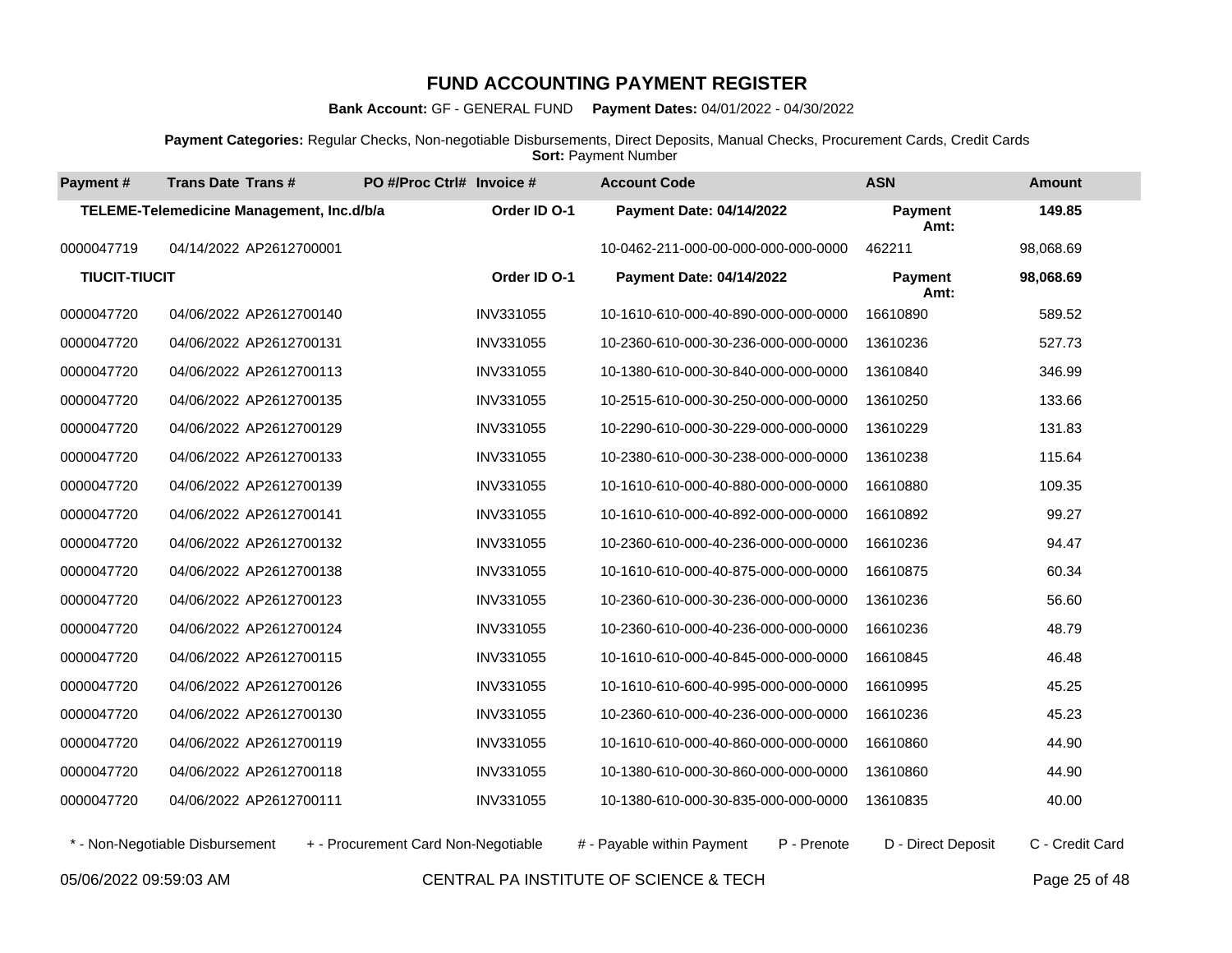# FUND ACCOUNTING PAYMENT REGISTER

**Bank Account:** GF - GENERAL FUND **Payment Dates:** 04/01/2022 - 04/30/2022

**Payment Categories:** Regular Checks, Non-negotiable Disbursements, Direct Deposits, Manual Checks, Procurement Cards, Credit Cards
**Sort:** Payment Number

| Payment # | Trans Date | Trans # | PO #/Proc Ctrl# | Invoice # | Account Code | ASN | Amount |
|---|---|---|---|---|---|---|---|
| **TELEME-Telemedicine Management, Inc.d/b/a** | | | | **Order ID O-1** | **Payment Date: 04/14/2022** | **Payment Amt:** | **149.85** |
| 0000047719 | 04/14/2022 | AP2612700001 | | | 10-0462-211-000-00-000-000-000-0000 | 462211 | 98,068.69 |
| **TIUCIT-TIUCIT** | | | | **Order ID O-1** | **Payment Date: 04/14/2022** | **Payment Amt:** | **98,068.69** |
| 0000047720 | 04/06/2022 | AP2612700140 | | INV331055 | 10-1610-610-000-40-890-000-000-0000 | 16610890 | 589.52 |
| 0000047720 | 04/06/2022 | AP2612700131 | | INV331055 | 10-2360-610-000-30-236-000-000-0000 | 13610236 | 527.73 |
| 0000047720 | 04/06/2022 | AP2612700113 | | INV331055 | 10-1380-610-000-30-840-000-000-0000 | 13610840 | 346.99 |
| 0000047720 | 04/06/2022 | AP2612700135 | | INV331055 | 10-2515-610-000-30-250-000-000-0000 | 13610250 | 133.66 |
| 0000047720 | 04/06/2022 | AP2612700129 | | INV331055 | 10-2290-610-000-30-229-000-000-0000 | 13610229 | 131.83 |
| 0000047720 | 04/06/2022 | AP2612700133 | | INV331055 | 10-2380-610-000-30-238-000-000-0000 | 13610238 | 115.64 |
| 0000047720 | 04/06/2022 | AP2612700139 | | INV331055 | 10-1610-610-000-40-880-000-000-0000 | 16610880 | 109.35 |
| 0000047720 | 04/06/2022 | AP2612700141 | | INV331055 | 10-1610-610-000-40-892-000-000-0000 | 16610892 | 99.27 |
| 0000047720 | 04/06/2022 | AP2612700132 | | INV331055 | 10-2360-610-000-40-236-000-000-0000 | 16610236 | 94.47 |
| 0000047720 | 04/06/2022 | AP2612700138 | | INV331055 | 10-1610-610-000-40-875-000-000-0000 | 16610875 | 60.34 |
| 0000047720 | 04/06/2022 | AP2612700123 | | INV331055 | 10-2360-610-000-30-236-000-000-0000 | 13610236 | 56.60 |
| 0000047720 | 04/06/2022 | AP2612700124 | | INV331055 | 10-2360-610-000-40-236-000-000-0000 | 16610236 | 48.79 |
| 0000047720 | 04/06/2022 | AP2612700115 | | INV331055 | 10-1610-610-000-40-845-000-000-0000 | 16610845 | 46.48 |
| 0000047720 | 04/06/2022 | AP2612700126 | | INV331055 | 10-1610-610-600-40-995-000-000-0000 | 16610995 | 45.25 |
| 0000047720 | 04/06/2022 | AP2612700130 | | INV331055 | 10-2360-610-000-40-236-000-000-0000 | 16610236 | 45.23 |
| 0000047720 | 04/06/2022 | AP2612700119 | | INV331055 | 10-1610-610-000-40-860-000-000-0000 | 16610860 | 44.90 |
| 0000047720 | 04/06/2022 | AP2612700118 | | INV331055 | 10-1380-610-000-30-860-000-000-0000 | 13610860 | 44.90 |
| 0000047720 | 04/06/2022 | AP2612700111 | | INV331055 | 10-1380-610-000-30-835-000-000-0000 | 13610835 | 40.00 |

\* - Non-Negotiable Disbursement + - Procurement Card Non-Negotiable # - Payable within Payment P - Prenote D - Direct Deposit C - Credit Card

05/06/2022 09:59:03 AM CENTRAL PA INSTITUTE OF SCIENCE & TECH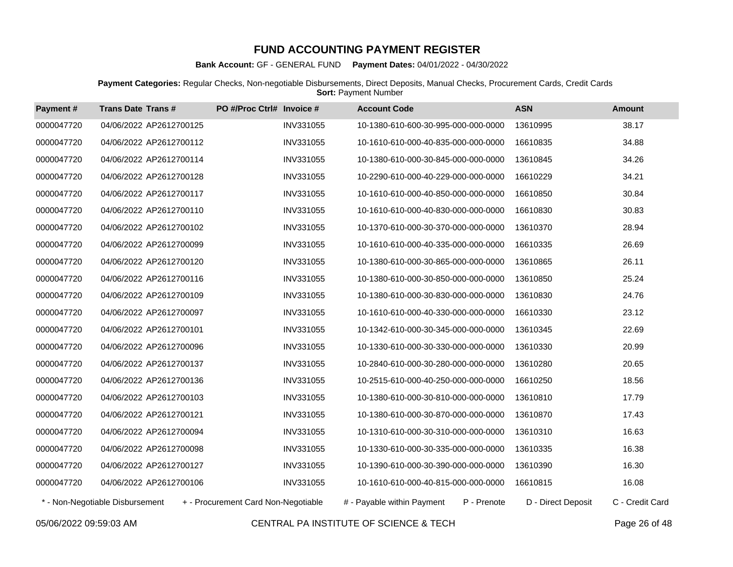# FUND ACCOUNTING PAYMENT REGISTER

**Bank Account:** GF - GENERAL FUND **Payment Dates:** 04/01/2022 - 04/30/2022

**Payment Categories:** Regular Checks, Non-negotiable Disbursements, Direct Deposits, Manual Checks, Procurement Cards, Credit Cards
**Sort:** Payment Number

| Payment # | Trans Date | Trans # | PO #/Proc Ctrl# | Invoice # | Account Code | ASN | Amount |
|---|---|---|---|---|---|---|---|
| 0000047720 | 04/06/2022 | AP2612700125 | | INV331055 | 10-1380-610-600-30-995-000-000-0000 | 13610995 | 38.17 |
| 0000047720 | 04/06/2022 | AP2612700112 | | INV331055 | 10-1610-610-000-40-835-000-000-0000 | 16610835 | 34.88 |
| 0000047720 | 04/06/2022 | AP2612700114 | | INV331055 | 10-1380-610-000-30-845-000-000-0000 | 13610845 | 34.26 |
| 0000047720 | 04/06/2022 | AP2612700128 | | INV331055 | 10-2290-610-000-40-229-000-000-0000 | 16610229 | 34.21 |
| 0000047720 | 04/06/2022 | AP2612700117 | | INV331055 | 10-1610-610-000-40-850-000-000-0000 | 16610850 | 30.84 |
| 0000047720 | 04/06/2022 | AP2612700110 | | INV331055 | 10-1610-610-000-40-830-000-000-0000 | 16610830 | 30.83 |
| 0000047720 | 04/06/2022 | AP2612700102 | | INV331055 | 10-1370-610-000-30-370-000-000-0000 | 13610370 | 28.94 |
| 0000047720 | 04/06/2022 | AP2612700099 | | INV331055 | 10-1610-610-000-40-335-000-000-0000 | 16610335 | 26.69 |
| 0000047720 | 04/06/2022 | AP2612700120 | | INV331055 | 10-1380-610-000-30-865-000-000-0000 | 13610865 | 26.11 |
| 0000047720 | 04/06/2022 | AP2612700116 | | INV331055 | 10-1380-610-000-30-850-000-000-0000 | 13610850 | 25.24 |
| 0000047720 | 04/06/2022 | AP2612700109 | | INV331055 | 10-1380-610-000-30-830-000-000-0000 | 13610830 | 24.76 |
| 0000047720 | 04/06/2022 | AP2612700097 | | INV331055 | 10-1610-610-000-40-330-000-000-0000 | 16610330 | 23.12 |
| 0000047720 | 04/06/2022 | AP2612700101 | | INV331055 | 10-1342-610-000-30-345-000-000-0000 | 13610345 | 22.69 |
| 0000047720 | 04/06/2022 | AP2612700096 | | INV331055 | 10-1330-610-000-30-330-000-000-0000 | 13610330 | 20.99 |
| 0000047720 | 04/06/2022 | AP2612700137 | | INV331055 | 10-2840-610-000-30-280-000-000-0000 | 13610280 | 20.65 |
| 0000047720 | 04/06/2022 | AP2612700136 | | INV331055 | 10-2515-610-000-40-250-000-000-0000 | 16610250 | 18.56 |
| 0000047720 | 04/06/2022 | AP2612700103 | | INV331055 | 10-1380-610-000-30-810-000-000-0000 | 13610810 | 17.79 |
| 0000047720 | 04/06/2022 | AP2612700121 | | INV331055 | 10-1380-610-000-30-870-000-000-0000 | 13610870 | 17.43 |
| 0000047720 | 04/06/2022 | AP2612700094 | | INV331055 | 10-1310-610-000-30-310-000-000-0000 | 13610310 | 16.63 |
| 0000047720 | 04/06/2022 | AP2612700098 | | INV331055 | 10-1330-610-000-30-335-000-000-0000 | 13610335 | 16.38 |
| 0000047720 | 04/06/2022 | AP2612700127 | | INV331055 | 10-1390-610-000-30-390-000-000-0000 | 13610390 | 16.30 |
| 0000047720 | 04/06/2022 | AP2612700106 | | INV331055 | 10-1610-610-000-40-815-000-000-0000 | 16610815 | 16.08 |

\* - Non-Negotiable Disbursement + - Procurement Card Non-Negotiable # - Payable within Payment P - Prenote D - Direct Deposit C - Credit Card

05/06/2022 09:59:03 AM CENTRAL PA INSTITUTE OF SCIENCE & TECH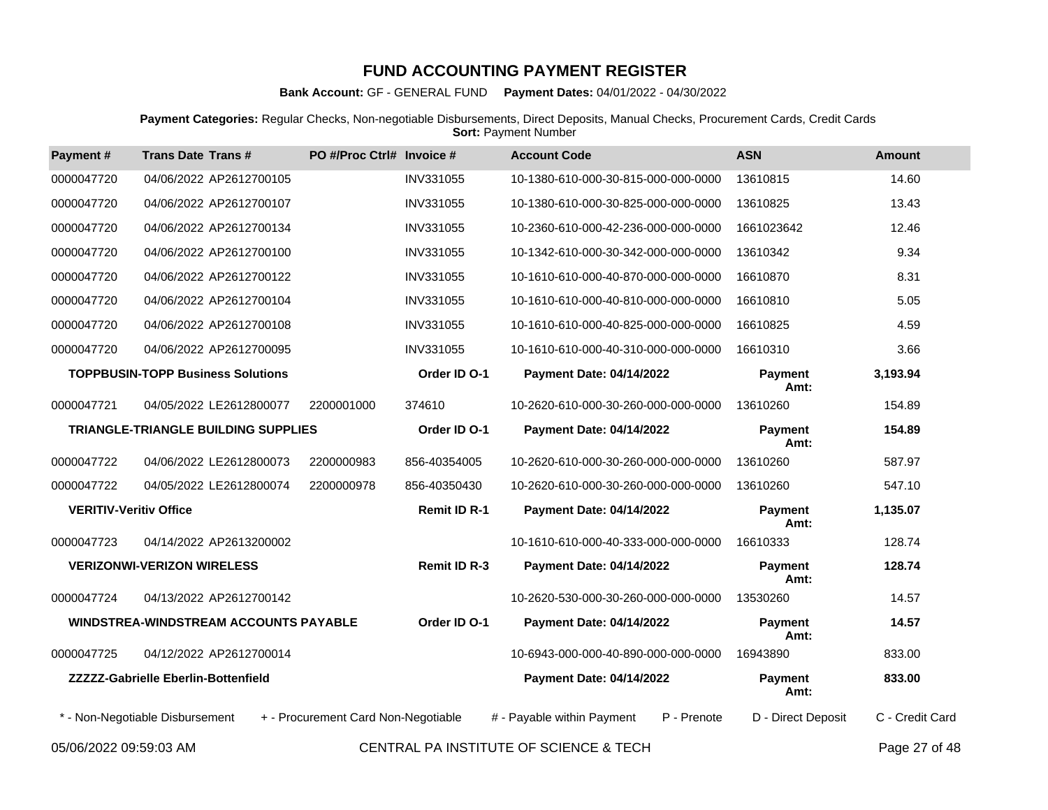# FUND ACCOUNTING PAYMENT REGISTER

**Bank Account:** GF - GENERAL FUND **Payment Dates:** 04/01/2022 - 04/30/2022

**Payment Categories:** Regular Checks, Non-negotiable Disbursements, Direct Deposits, Manual Checks, Procurement Cards, Credit Cards
**Sort:** Payment Number

| Payment # | Trans Date | Trans # | PO #/Proc Ctrl# | Invoice # | Account Code | ASN | Amount |
|---|---|---|---|---|---|---|---|
| 0000047720 | 04/06/2022 | AP2612700105 | | INV331055 | 10-1380-610-000-30-815-000-000-0000 | 13610815 | 14.60 |
| 0000047720 | 04/06/2022 | AP2612700107 | | INV331055 | 10-1380-610-000-30-825-000-000-0000 | 13610825 | 13.43 |
| 0000047720 | 04/06/2022 | AP2612700134 | | INV331055 | 10-2360-610-000-42-236-000-000-0000 | 1661023642 | 12.46 |
| 0000047720 | 04/06/2022 | AP2612700100 | | INV331055 | 10-1342-610-000-30-342-000-000-0000 | 13610342 | 9.34 |
| 0000047720 | 04/06/2022 | AP2612700122 | | INV331055 | 10-1610-610-000-40-870-000-000-0000 | 16610870 | 8.31 |
| 0000047720 | 04/06/2022 | AP2612700104 | | INV331055 | 10-1610-610-000-40-810-000-000-0000 | 16610810 | 5.05 |
| 0000047720 | 04/06/2022 | AP2612700108 | | INV331055 | 10-1610-610-000-40-825-000-000-0000 | 16610825 | 4.59 |
| 0000047720 | 04/06/2022 | AP2612700095 | | INV331055 | 10-1610-610-000-40-310-000-000-0000 | 16610310 | 3.66 |
| **TOPPBUSIN-TOPP Business Solutions** | | | | **Order ID O-1** | **Payment Date: 04/14/2022** | **Payment Amt:** | **3,193.94** |
| 0000047721 | 04/05/2022 | LE2612800077 | 2200001000 | 374610 | 10-2620-610-000-30-260-000-000-0000 | 13610260 | 154.89 |
| **TRIANGLE-TRIANGLE BUILDING SUPPLIES** | | | | **Order ID O-1** | **Payment Date: 04/14/2022** | **Payment Amt:** | **154.89** |
| 0000047722 | 04/06/2022 | LE2612800073 | 2200000983 | 856-40354005 | 10-2620-610-000-30-260-000-000-0000 | 13610260 | 587.97 |
| 0000047722 | 04/05/2022 | LE2612800074 | 2200000978 | 856-40350430 | 10-2620-610-000-30-260-000-000-0000 | 13610260 | 547.10 |
| **VERITIV-Veritiv Office** | | | | **Remit ID R-1** | **Payment Date: 04/14/2022** | **Payment Amt:** | **1,135.07** |
| 0000047723 | 04/14/2022 | AP2613200002 | | | 10-1610-610-000-40-333-000-000-0000 | 16610333 | 128.74 |
| **VERIZONWI-VERIZON WIRELESS** | | | | **Remit ID R-3** | **Payment Date: 04/14/2022** | **Payment Amt:** | **128.74** |
| 0000047724 | 04/13/2022 | AP2612700142 | | | 10-2620-530-000-30-260-000-000-0000 | 13530260 | 14.57 |
| **WINDSTREA-WINDSTREAM ACCOUNTS PAYABLE** | | | | **Order ID O-1** | **Payment Date: 04/14/2022** | **Payment Amt:** | **14.57** |
| 0000047725 | 04/12/2022 | AP2612700014 | | | 10-6943-000-000-40-890-000-000-0000 | 16943890 | 833.00 |
| **ZZZZZ-Gabrielle Eberlin-Bottenfield** | | | | | **Payment Date: 04/14/2022** | **Payment Amt:** | **833.00** |

\* - Non-Negotiable Disbursement  + - Procurement Card Non-Negotiable  # - Payable within Payment  P - Prenote  D - Direct Deposit  C - Credit Card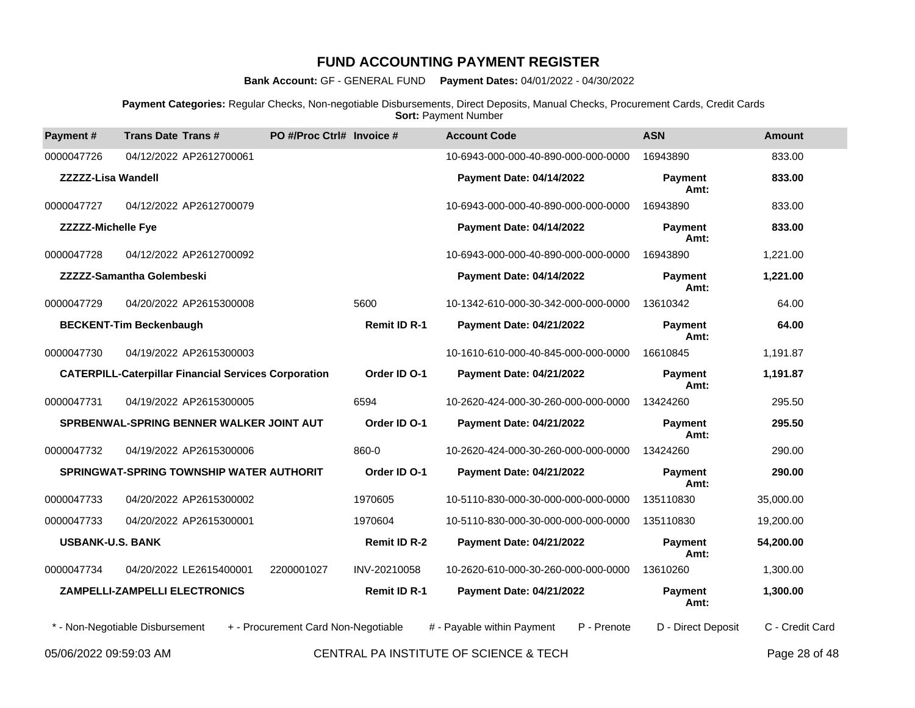# FUND ACCOUNTING PAYMENT REGISTER

**Bank Account:** GF - GENERAL FUND **Payment Dates:** 04/01/2022 - 04/30/2022

**Payment Categories:** Regular Checks, Non-negotiable Disbursements, Direct Deposits, Manual Checks, Procurement Cards, Credit Cards
**Sort:** Payment Number

| Payment # | Trans Date | Trans # | PO #/Proc Ctrl# | Invoice # | Account Code | ASN | Amount |
|---|---|---|---|---|---|---|---|
| 0000047726 | 04/12/2022 | AP2612700061 | | | 10-6943-000-000-40-890-000-000-0000 | 16943890 | 833.00 |
| **ZZZZZ-Lisa Wandell** | | | | | **Payment Date: 04/14/2022** | **Payment Amt:** | **833.00** |
| 0000047727 | 04/12/2022 | AP2612700079 | | | 10-6943-000-000-40-890-000-000-0000 | 16943890 | 833.00 |
| **ZZZZZ-Michelle Fye** | | | | | **Payment Date: 04/14/2022** | **Payment Amt:** | **833.00** |
| 0000047728 | 04/12/2022 | AP2612700092 | | | 10-6943-000-000-40-890-000-000-0000 | 16943890 | 1,221.00 |
| **ZZZZZ-Samantha Golembeski** | | | | | **Payment Date: 04/14/2022** | **Payment Amt:** | **1,221.00** |
| 0000047729 | 04/20/2022 | AP2615300008 | | 5600 | 10-1342-610-000-30-342-000-000-0000 | 13610342 | 64.00 |
| **BECKENT-Tim Beckenbaugh** | | | | **Remit ID R-1** | **Payment Date: 04/21/2022** | **Payment Amt:** | **64.00** |
| 0000047730 | 04/19/2022 | AP2615300003 | | | 10-1610-610-000-40-845-000-000-0000 | 16610845 | 1,191.87 |
| **CATERPILL-Caterpillar Financial Services Corporation** | | | | **Order ID O-1** | **Payment Date: 04/21/2022** | **Payment Amt:** | **1,191.87** |
| 0000047731 | 04/19/2022 | AP2615300005 | | 6594 | 10-2620-424-000-30-260-000-000-0000 | 13424260 | 295.50 |
| **SPRBENWAL-SPRING BENNER WALKER JOINT AUT** | | | | **Order ID O-1** | **Payment Date: 04/21/2022** | **Payment Amt:** | **295.50** |
| 0000047732 | 04/19/2022 | AP2615300006 | | 860-0 | 10-2620-424-000-30-260-000-000-0000 | 13424260 | 290.00 |
| **SPRINGWAT-SPRING TOWNSHIP WATER AUTHORIT** | | | | **Order ID O-1** | **Payment Date: 04/21/2022** | **Payment Amt:** | **290.00** |
| 0000047733 | 04/20/2022 | AP2615300002 | | 1970605 | 10-5110-830-000-30-000-000-000-0000 | 135110830 | 35,000.00 |
| 0000047733 | 04/20/2022 | AP2615300001 | | 1970604 | 10-5110-830-000-30-000-000-000-0000 | 135110830 | 19,200.00 |
| **USBANK-U.S. BANK** | | | | **Remit ID R-2** | **Payment Date: 04/21/2022** | **Payment Amt:** | **54,200.00** |
| 0000047734 | 04/20/2022 | LE2615400001 | 2200001027 | INV-20210058 | 10-2620-610-000-30-260-000-000-0000 | 13610260 | 1,300.00 |
| **ZAMPELLI-ZAMPELLI ELECTRONICS** | | | | **Remit ID R-1** | **Payment Date: 04/21/2022** | **Payment Amt:** | **1,300.00** |

\* - Non-Negotiable Disbursement + - Procurement Card Non-Negotiable # - Payable within Payment P - Prenote D - Direct Deposit C - Credit Card

05/06/2022 09:59:03 AM CENTRAL PA INSTITUTE OF SCIENCE & TECH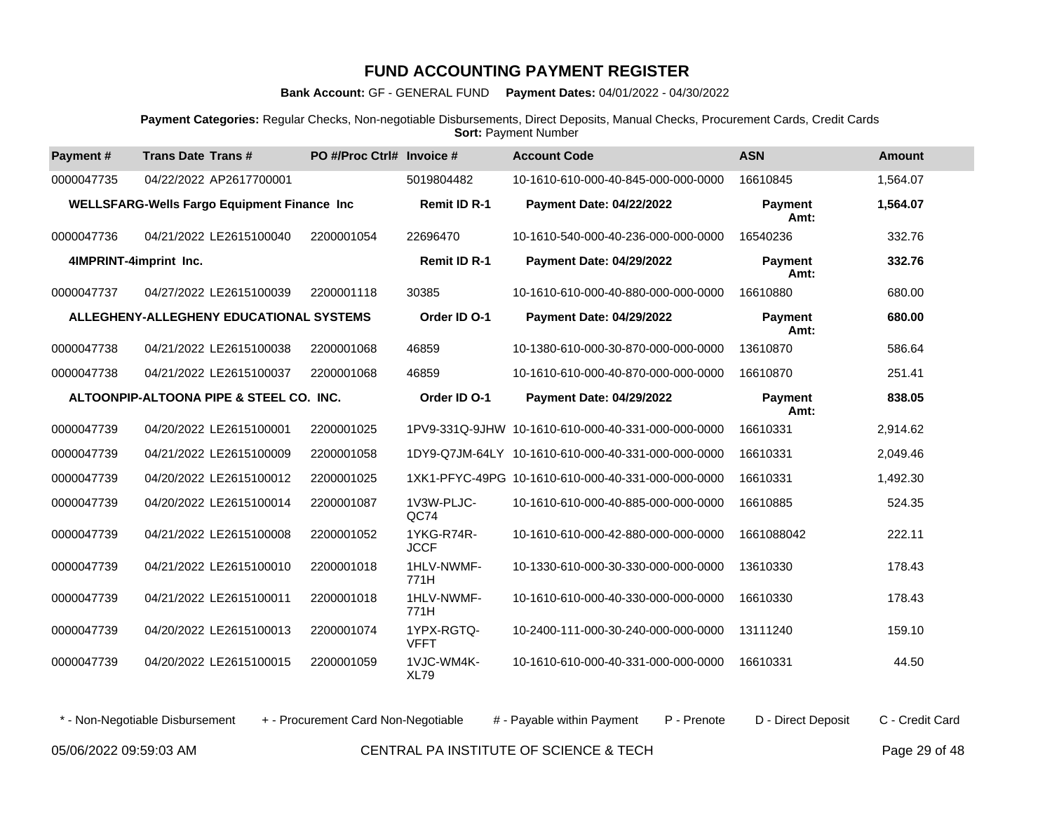# FUND ACCOUNTING PAYMENT REGISTER

**Bank Account:** GF - GENERAL FUND **Payment Dates:** 04/01/2022 - 04/30/2022

**Payment Categories:** Regular Checks, Non-negotiable Disbursements, Direct Deposits, Manual Checks, Procurement Cards, Credit Cards
**Sort:** Payment Number

| Payment # | Trans Date | Trans # | PO #/Proc Ctrl# | Invoice # | Account Code | ASN | Amount |
|---|---|---|---|---|---|---|---|
| 0000047735 | 04/22/2022 | AP2617700001 | | 5019804482 | 10-1610-610-000-40-845-000-000-0000 | 16610845 | 1,564.07 |
| **WELLSFARG-Wells Fargo Equipment Finance Inc** | | | | **Remit ID R-1** | **Payment Date: 04/22/2022** | **Payment Amt:** | **1,564.07** |
| 0000047736 | 04/21/2022 | LE2615100040 | 2200001054 | 22696470 | 10-1610-540-000-40-236-000-000-0000 | 16540236 | 332.76 |
| **4IMPRINT-4imprint Inc.** | | | | **Remit ID R-1** | **Payment Date: 04/29/2022** | **Payment Amt:** | **332.76** |
| 0000047737 | 04/27/2022 | LE2615100039 | 2200001118 | 30385 | 10-1610-610-000-40-880-000-000-0000 | 16610880 | 680.00 |
| **ALLEGHENY-ALLEGHENY EDUCATIONAL SYSTEMS** | | | | **Order ID O-1** | **Payment Date: 04/29/2022** | **Payment Amt:** | **680.00** |
| 0000047738 | 04/21/2022 | LE2615100038 | 2200001068 | 46859 | 10-1380-610-000-30-870-000-000-0000 | 13610870 | 586.64 |
| 0000047738 | 04/21/2022 | LE2615100037 | 2200001068 | 46859 | 10-1610-610-000-40-870-000-000-0000 | 16610870 | 251.41 |
| **ALTOONPIP-ALTOONA PIPE & STEEL CO. INC.** | | | | **Order ID O-1** | **Payment Date: 04/29/2022** | **Payment Amt:** | **838.05** |
| 0000047739 | 04/20/2022 | LE2615100001 | 2200001025 | 1PV9-331Q-9JHW | 10-1610-610-000-40-331-000-000-0000 | 16610331 | 2,914.62 |
| 0000047739 | 04/21/2022 | LE2615100009 | 2200001058 | 1DY9-Q7JM-64LY | 10-1610-610-000-40-331-000-000-0000 | 16610331 | 2,049.46 |
| 0000047739 | 04/20/2022 | LE2615100012 | 2200001025 | 1XK1-PFYC-49PG | 10-1610-610-000-40-331-000-000-0000 | 16610331 | 1,492.30 |
| 0000047739 | 04/20/2022 | LE2615100014 | 2200001087 | 1V3W-PLJC-QC74 | 10-1610-610-000-40-885-000-000-0000 | 16610885 | 524.35 |
| 0000047739 | 04/21/2022 | LE2615100008 | 2200001052 | 1YKG-R74R-JCCF | 10-1610-610-000-42-880-000-000-0000 | 1661088042 | 222.11 |
| 0000047739 | 04/21/2022 | LE2615100010 | 2200001018 | 1HLV-NWMF-771H | 10-1330-610-000-30-330-000-000-0000 | 13610330 | 178.43 |
| 0000047739 | 04/21/2022 | LE2615100011 | 2200001018 | 1HLV-NWMF-771H | 10-1610-610-000-40-330-000-000-0000 | 16610330 | 178.43 |
| 0000047739 | 04/20/2022 | LE2615100013 | 2200001074 | 1YPX-RGTQ-VFFT | 10-2400-111-000-30-240-000-000-0000 | 13111240 | 159.10 |
| 0000047739 | 04/20/2022 | LE2615100015 | 2200001059 | 1VJC-WM4K-XL79 | 10-1610-610-000-40-331-000-000-0000 | 16610331 | 44.50 |

\* - Non-Negotiable Disbursement + - Procurement Card Non-Negotiable # - Payable within Payment P - Prenote D - Direct Deposit C - Credit Card

05/06/2022 09:59:03 AM CENTRAL PA INSTITUTE OF SCIENCE & TECH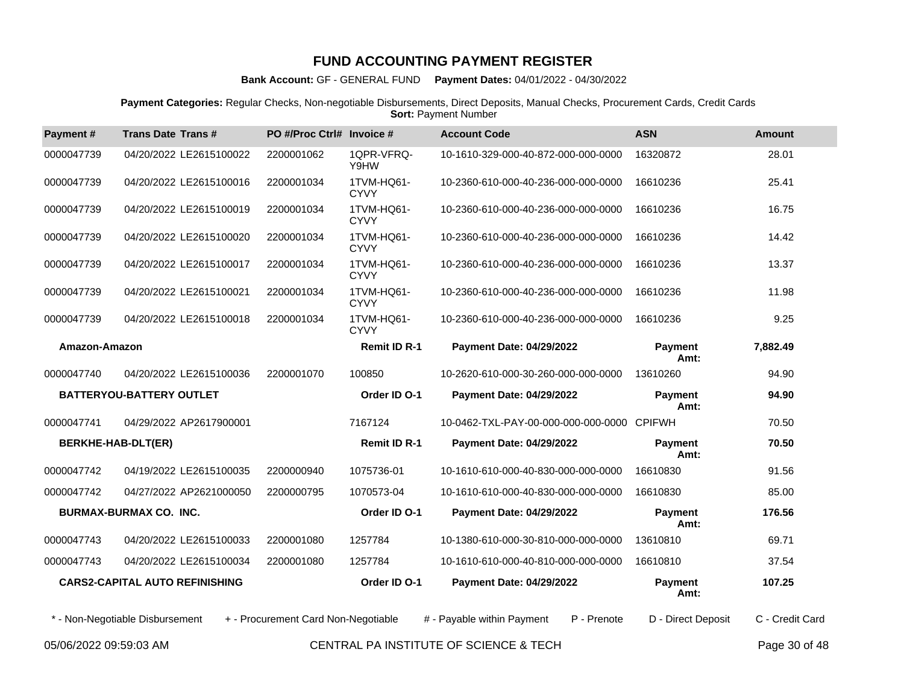# FUND ACCOUNTING PAYMENT REGISTER

**Bank Account:** GF - GENERAL FUND **Payment Dates:** 04/01/2022 - 04/30/2022

**Payment Categories:** Regular Checks, Non-negotiable Disbursements, Direct Deposits, Manual Checks, Procurement Cards, Credit Cards
**Sort:** Payment Number

| Payment # | Trans Date | Trans # | PO #/Proc Ctrl# | Invoice # | Account Code | ASN | Amount |
|---|---|---|---|---|---|---|---|
| 0000047739 | 04/20/2022 | LE2615100022 | 2200001062 | 1QPR-VFRQ-Y9HW | 10-1610-329-000-40-872-000-000-0000 | 16320872 | 28.01 |
| 0000047739 | 04/20/2022 | LE2615100016 | 2200001034 | 1TVM-HQ61-CYVY | 10-2360-610-000-40-236-000-000-0000 | 16610236 | 25.41 |
| 0000047739 | 04/20/2022 | LE2615100019 | 2200001034 | 1TVM-HQ61-CYVY | 10-2360-610-000-40-236-000-000-0000 | 16610236 | 16.75 |
| 0000047739 | 04/20/2022 | LE2615100020 | 2200001034 | 1TVM-HQ61-CYVY | 10-2360-610-000-40-236-000-000-0000 | 16610236 | 14.42 |
| 0000047739 | 04/20/2022 | LE2615100017 | 2200001034 | 1TVM-HQ61-CYVY | 10-2360-610-000-40-236-000-000-0000 | 16610236 | 13.37 |
| 0000047739 | 04/20/2022 | LE2615100021 | 2200001034 | 1TVM-HQ61-CYVY | 10-2360-610-000-40-236-000-000-0000 | 16610236 | 11.98 |
| 0000047739 | 04/20/2022 | LE2615100018 | 2200001034 | 1TVM-HQ61-CYVY | 10-2360-610-000-40-236-000-000-0000 | 16610236 | 9.25 |
| **Amazon-Amazon** | | | | **Remit ID R-1** | **Payment Date: 04/29/2022** | **Payment Amt:** | **7,882.49** |
| 0000047740 | 04/20/2022 | LE2615100036 | 2200001070 | 100850 | 10-2620-610-000-30-260-000-000-0000 | 13610260 | 94.90 |
| **BATTERYOU-BATTERY OUTLET** | | | | **Order ID O-1** | **Payment Date: 04/29/2022** | **Payment Amt:** | **94.90** |
| 0000047741 | 04/29/2022 | AP2617900001 | | 7167124 | 10-0462-TXL-PAY-00-000-000-000-0000 | CPIFWH | 70.50 |
| **BERKHE-HAB-DLT(ER)** | | | | **Remit ID R-1** | **Payment Date: 04/29/2022** | **Payment Amt:** | **70.50** |
| 0000047742 | 04/19/2022 | LE2615100035 | 2200000940 | 1075736-01 | 10-1610-610-000-40-830-000-000-0000 | 16610830 | 91.56 |
| 0000047742 | 04/27/2022 | AP2621000050 | 2200000795 | 1070573-04 | 10-1610-610-000-40-830-000-000-0000 | 16610830 | 85.00 |
| **BURMAX-BURMAX CO. INC.** | | | | **Order ID O-1** | **Payment Date: 04/29/2022** | **Payment Amt:** | **176.56** |
| 0000047743 | 04/20/2022 | LE2615100033 | 2200001080 | 1257784 | 10-1380-610-000-30-810-000-000-0000 | 13610810 | 69.71 |
| 0000047743 | 04/20/2022 | LE2615100034 | 2200001080 | 1257784 | 10-1610-610-000-40-810-000-000-0000 | 16610810 | 37.54 |
| **CARS2-CAPITAL AUTO REFINISHING** | | | | **Order ID O-1** | **Payment Date: 04/29/2022** | **Payment Amt:** | **107.25** |

\* - Non-Negotiable Disbursement + - Procurement Card Non-Negotiable # - Payable within Payment P - Prenote D - Direct Deposit C - Credit Card

05/06/2022 09:59:03 AM CENTRAL PA INSTITUTE OF SCIENCE & TECH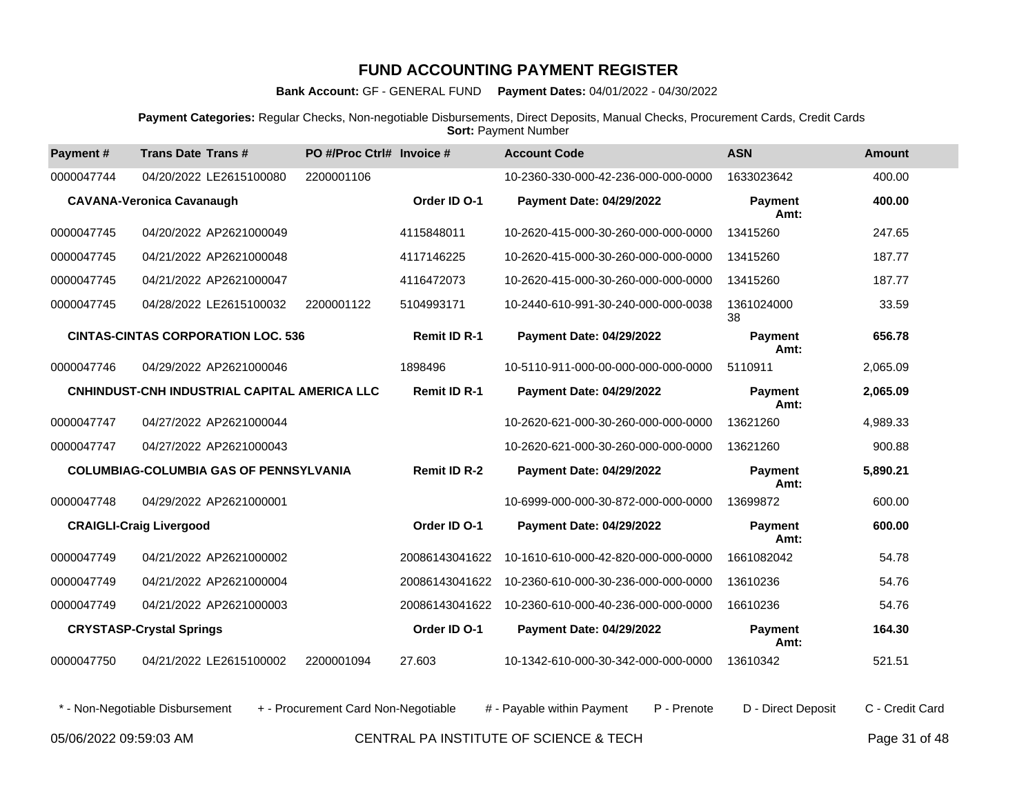# FUND ACCOUNTING PAYMENT REGISTER

**Bank Account:** GF - GENERAL FUND **Payment Dates:** 04/01/2022 - 04/30/2022

**Payment Categories:** Regular Checks, Non-negotiable Disbursements, Direct Deposits, Manual Checks, Procurement Cards, Credit Cards
**Sort:** Payment Number

| Payment # | Trans Date | Trans # | PO #/Proc Ctrl# | Invoice # | Account Code | ASN | Amount |
|---|---|---|---|---|---|---|---|
| 0000047744 | 04/20/2022 | LE2615100080 | 2200001106 | | 10-2360-330-000-42-236-000-000-0000 | 1633023642 | 400.00 |
| | **CAVANA-Veronica Cavanaugh** | | | **Order ID O-1** | **Payment Date: 04/29/2022** | **Payment Amt:** | **400.00** |
| 0000047745 | 04/20/2022 | AP2621000049 | | 4115848011 | 10-2620-415-000-30-260-000-000-0000 | 13415260 | 247.65 |
| 0000047745 | 04/21/2022 | AP2621000048 | | 4117146225 | 10-2620-415-000-30-260-000-000-0000 | 13415260 | 187.77 |
| 0000047745 | 04/21/2022 | AP2621000047 | | 4116472073 | 10-2620-415-000-30-260-000-000-0000 | 13415260 | 187.77 |
| 0000047745 | 04/28/2022 | LE2615100032 | 2200001122 | 5104993171 | 10-2440-610-991-30-240-000-000-0038 | 136102400038 | 33.59 |
| | **CINTAS-CINTAS CORPORATION LOC. 536** | | | **Remit ID R-1** | **Payment Date: 04/29/2022** | **Payment Amt:** | **656.78** |
| 0000047746 | 04/29/2022 | AP2621000046 | | 1898496 | 10-5110-911-000-00-000-000-000-0000 | 5110911 | 2,065.09 |
| | **CNHINDUST-CNH INDUSTRIAL CAPITAL AMERICA LLC** | | | **Remit ID R-1** | **Payment Date: 04/29/2022** | **Payment Amt:** | **2,065.09** |
| 0000047747 | 04/27/2022 | AP2621000044 | | | 10-2620-621-000-30-260-000-000-0000 | 13621260 | 4,989.33 |
| 0000047747 | 04/27/2022 | AP2621000043 | | | 10-2620-621-000-30-260-000-000-0000 | 13621260 | 900.88 |
| | **COLUMBIAG-COLUMBIA GAS OF PENNSYLVANIA** | | | **Remit ID R-2** | **Payment Date: 04/29/2022** | **Payment Amt:** | **5,890.21** |
| 0000047748 | 04/29/2022 | AP2621000001 | | | 10-6999-000-000-30-872-000-000-0000 | 13699872 | 600.00 |
| | **CRAIGLI-Craig Livergood** | | | **Order ID O-1** | **Payment Date: 04/29/2022** | **Payment Amt:** | **600.00** |
| 0000047749 | 04/21/2022 | AP2621000002 | | 20086143041622 | 10-1610-610-000-42-820-000-000-0000 | 1661082042 | 54.78 |
| 0000047749 | 04/21/2022 | AP2621000004 | | 20086143041622 | 10-2360-610-000-30-236-000-000-0000 | 13610236 | 54.76 |
| 0000047749 | 04/21/2022 | AP2621000003 | | 20086143041622 | 10-2360-610-000-40-236-000-000-0000 | 16610236 | 54.76 |
| | **CRYSTASP-Crystal Springs** | | | **Order ID O-1** | **Payment Date: 04/29/2022** | **Payment Amt:** | **164.30** |
| 0000047750 | 04/21/2022 | LE2615100002 | 2200001094 | 27.603 | 10-1342-610-000-30-342-000-000-0000 | 13610342 | 521.51 |

\* - Non-Negotiable Disbursement    + - Procurement Card Non-Negotiable    # - Payable within Payment    P - Prenote    D - Direct Deposit    C - Credit Card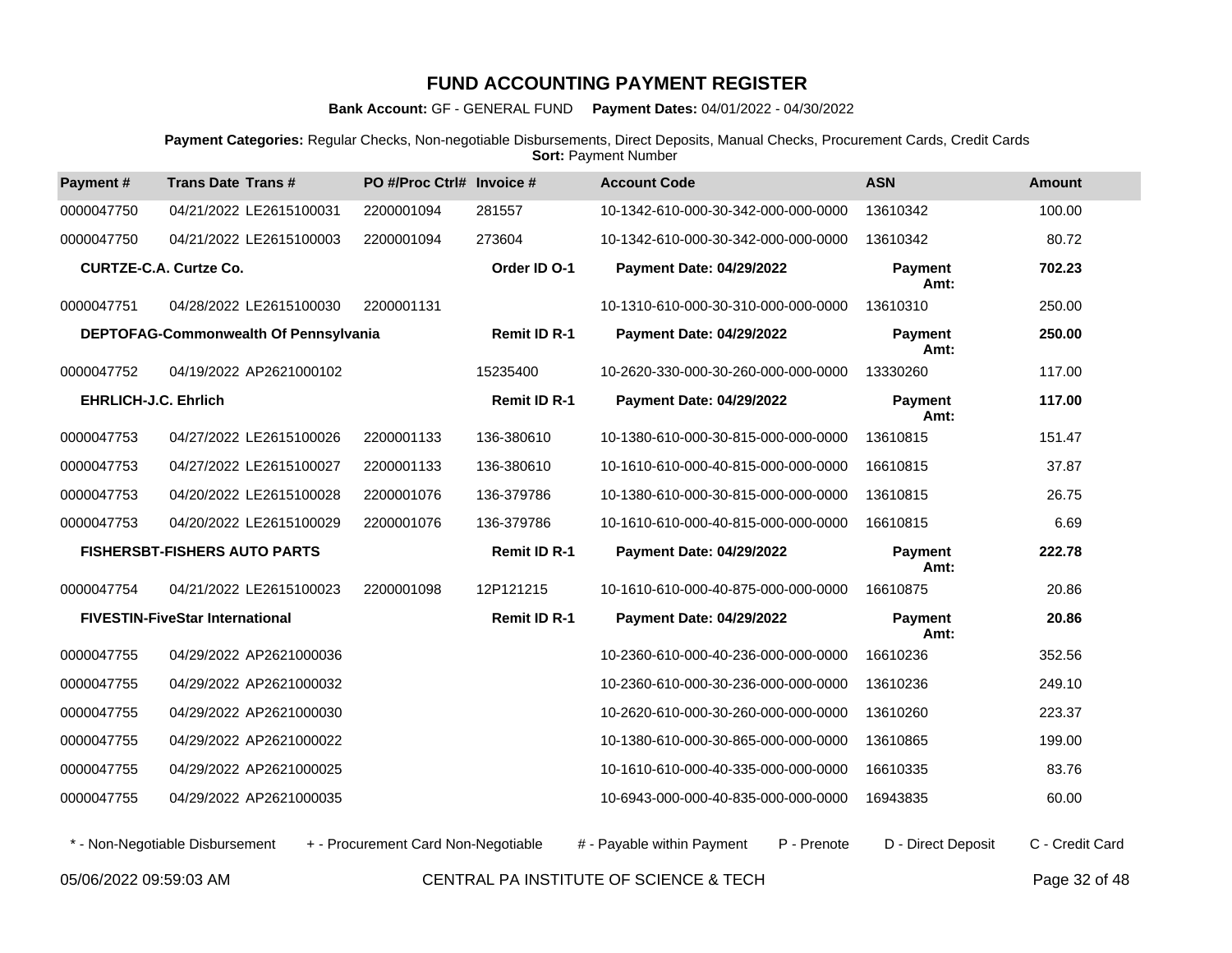# FUND ACCOUNTING PAYMENT REGISTER

**Bank Account:** GF - GENERAL FUND **Payment Dates:** 04/01/2022 - 04/30/2022

**Payment Categories:** Regular Checks, Non-negotiable Disbursements, Direct Deposits, Manual Checks, Procurement Cards, Credit Cards
**Sort:** Payment Number

| Payment # | Trans Date | Trans # | PO #/Proc Ctrl# | Invoice # | Account Code | ASN | Amount |
|---|---|---|---|---|---|---|---|
| 0000047750 | 04/21/2022 | LE2615100031 | 2200001094 | 281557 | 10-1342-610-000-30-342-000-000-0000 | 13610342 | 100.00 |
| 0000047750 | 04/21/2022 | LE2615100003 | 2200001094 | 273604 | 10-1342-610-000-30-342-000-000-0000 | 13610342 | 80.72 |
| **CURTZE-C.A. Curtze Co.** | | | | **Order ID O-1** | **Payment Date: 04/29/2022** | **Payment Amt:** | **702.23** |
| 0000047751 | 04/28/2022 | LE2615100030 | 2200001131 | | 10-1310-610-000-30-310-000-000-0000 | 13610310 | 250.00 |
| **DEPTOFAG-Commonwealth Of Pennsylvania** | | | | **Remit ID R-1** | **Payment Date: 04/29/2022** | **Payment Amt:** | **250.00** |
| 0000047752 | 04/19/2022 | AP2621000102 | | 15235400 | 10-2620-330-000-30-260-000-000-0000 | 13330260 | 117.00 |
| **EHRLICH-J.C. Ehrlich** | | | | **Remit ID R-1** | **Payment Date: 04/29/2022** | **Payment Amt:** | **117.00** |
| 0000047753 | 04/27/2022 | LE2615100026 | 2200001133 | 136-380610 | 10-1380-610-000-30-815-000-000-0000 | 13610815 | 151.47 |
| 0000047753 | 04/27/2022 | LE2615100027 | 2200001133 | 136-380610 | 10-1610-610-000-40-815-000-000-0000 | 16610815 | 37.87 |
| 0000047753 | 04/20/2022 | LE2615100028 | 2200001076 | 136-379786 | 10-1380-610-000-30-815-000-000-0000 | 13610815 | 26.75 |
| 0000047753 | 04/20/2022 | LE2615100029 | 2200001076 | 136-379786 | 10-1610-610-000-40-815-000-000-0000 | 16610815 | 6.69 |
| **FISHERSBT-FISHERS AUTO PARTS** | | | | **Remit ID R-1** | **Payment Date: 04/29/2022** | **Payment Amt:** | **222.78** |
| 0000047754 | 04/21/2022 | LE2615100023 | 2200001098 | 12P121215 | 10-1610-610-000-40-875-000-000-0000 | 16610875 | 20.86 |
| **FIVESTIN-FiveStar International** | | | | **Remit ID R-1** | **Payment Date: 04/29/2022** | **Payment Amt:** | **20.86** |
| 0000047755 | 04/29/2022 | AP2621000036 | | | 10-2360-610-000-40-236-000-000-0000 | 16610236 | 352.56 |
| 0000047755 | 04/29/2022 | AP2621000032 | | | 10-2360-610-000-30-236-000-000-0000 | 13610236 | 249.10 |
| 0000047755 | 04/29/2022 | AP2621000030 | | | 10-2620-610-000-30-260-000-000-0000 | 13610260 | 223.37 |
| 0000047755 | 04/29/2022 | AP2621000022 | | | 10-1380-610-000-30-865-000-000-0000 | 13610865 | 199.00 |
| 0000047755 | 04/29/2022 | AP2621000025 | | | 10-1610-610-000-40-335-000-000-0000 | 16610335 | 83.76 |
| 0000047755 | 04/29/2022 | AP2621000035 | | | 10-6943-000-000-40-835-000-000-0000 | 16943835 | 60.00 |

\* - Non-Negotiable Disbursement    + - Procurement Card Non-Negotiable    # - Payable within Payment    P - Prenote    D - Direct Deposit    C - Credit Card

05/06/2022 09:59:03 AM    CENTRAL PA INSTITUTE OF SCIENCE & TECH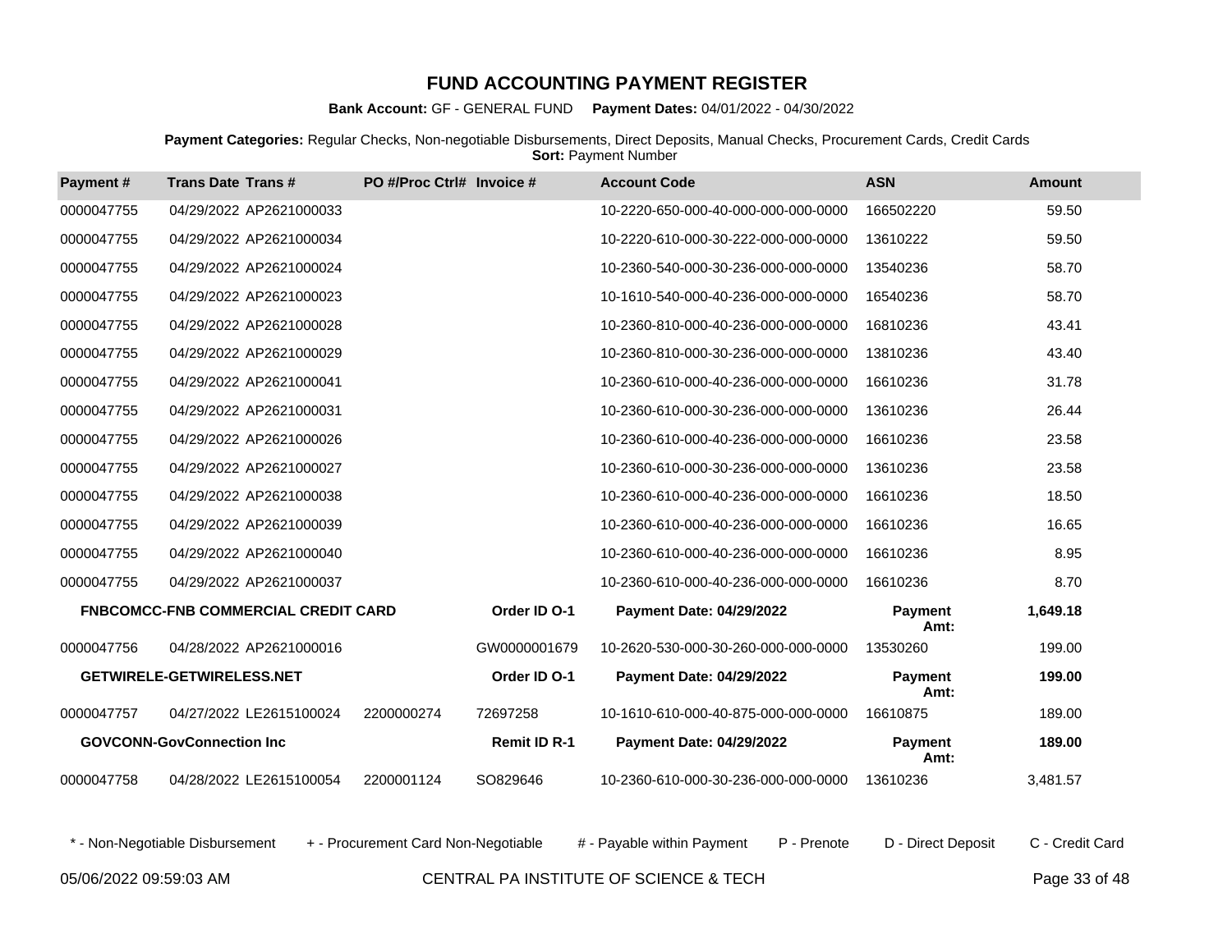# FUND ACCOUNTING PAYMENT REGISTER

**Bank Account:** GF - GENERAL FUND **Payment Dates:** 04/01/2022 - 04/30/2022

**Payment Categories:** Regular Checks, Non-negotiable Disbursements, Direct Deposits, Manual Checks, Procurement Cards, Credit Cards
**Sort:** Payment Number

| Payment # | Trans Date | Trans # | PO #/Proc Ctrl# | Invoice # | Account Code | ASN | Amount |
|---|---|---|---|---|---|---|---|
| 0000047755 | 04/29/2022 | AP2621000033 | | | 10-2220-650-000-40-000-000-000-0000 | 166502220 | 59.50 |
| 0000047755 | 04/29/2022 | AP2621000034 | | | 10-2220-610-000-30-222-000-000-0000 | 13610222 | 59.50 |
| 0000047755 | 04/29/2022 | AP2621000024 | | | 10-2360-540-000-30-236-000-000-0000 | 13540236 | 58.70 |
| 0000047755 | 04/29/2022 | AP2621000023 | | | 10-1610-540-000-40-236-000-000-0000 | 16540236 | 58.70 |
| 0000047755 | 04/29/2022 | AP2621000028 | | | 10-2360-810-000-40-236-000-000-0000 | 16810236 | 43.41 |
| 0000047755 | 04/29/2022 | AP2621000029 | | | 10-2360-810-000-30-236-000-000-0000 | 13810236 | 43.40 |
| 0000047755 | 04/29/2022 | AP2621000041 | | | 10-2360-610-000-40-236-000-000-0000 | 16610236 | 31.78 |
| 0000047755 | 04/29/2022 | AP2621000031 | | | 10-2360-610-000-30-236-000-000-0000 | 13610236 | 26.44 |
| 0000047755 | 04/29/2022 | AP2621000026 | | | 10-2360-610-000-40-236-000-000-0000 | 16610236 | 23.58 |
| 0000047755 | 04/29/2022 | AP2621000027 | | | 10-2360-610-000-30-236-000-000-0000 | 13610236 | 23.58 |
| 0000047755 | 04/29/2022 | AP2621000038 | | | 10-2360-610-000-40-236-000-000-0000 | 16610236 | 18.50 |
| 0000047755 | 04/29/2022 | AP2621000039 | | | 10-2360-610-000-40-236-000-000-0000 | 16610236 | 16.65 |
| 0000047755 | 04/29/2022 | AP2621000040 | | | 10-2360-610-000-40-236-000-000-0000 | 16610236 | 8.95 |
| 0000047755 | 04/29/2022 | AP2621000037 | | | 10-2360-610-000-40-236-000-000-0000 | 16610236 | 8.70 |
| | **FNBCOMCC-FNB COMMERCIAL CREDIT CARD** | | | **Order ID O-1** | **Payment Date: 04/29/2022** | **Payment Amt:** | **1,649.18** |
| 0000047756 | 04/28/2022 | AP2621000016 | | GW0000001679 | 10-2620-530-000-30-260-000-000-0000 | 13530260 | 199.00 |
| | **GETWIRELE-GETWIRELESS.NET** | | | **Order ID O-1** | **Payment Date: 04/29/2022** | **Payment Amt:** | **199.00** |
| 0000047757 | 04/27/2022 | LE2615100024 | 2200000274 | 72697258 | 10-1610-610-000-40-875-000-000-0000 | 16610875 | 189.00 |
| | **GOVCONN-GovConnection Inc** | | | **Remit ID R-1** | **Payment Date: 04/29/2022** | **Payment Amt:** | **189.00** |
| 0000047758 | 04/28/2022 | LE2615100054 | 2200001124 | SO829646 | 10-2360-610-000-30-236-000-000-0000 | 13610236 | 3,481.57 |

\* - Non-Negotiable Disbursement   + - Procurement Card Non-Negotiable   # - Payable within Payment   P - Prenote   D - Direct Deposit   C - Credit Card

05/06/2022 09:59:03 AM   CENTRAL PA INSTITUTE OF SCIENCE & TECH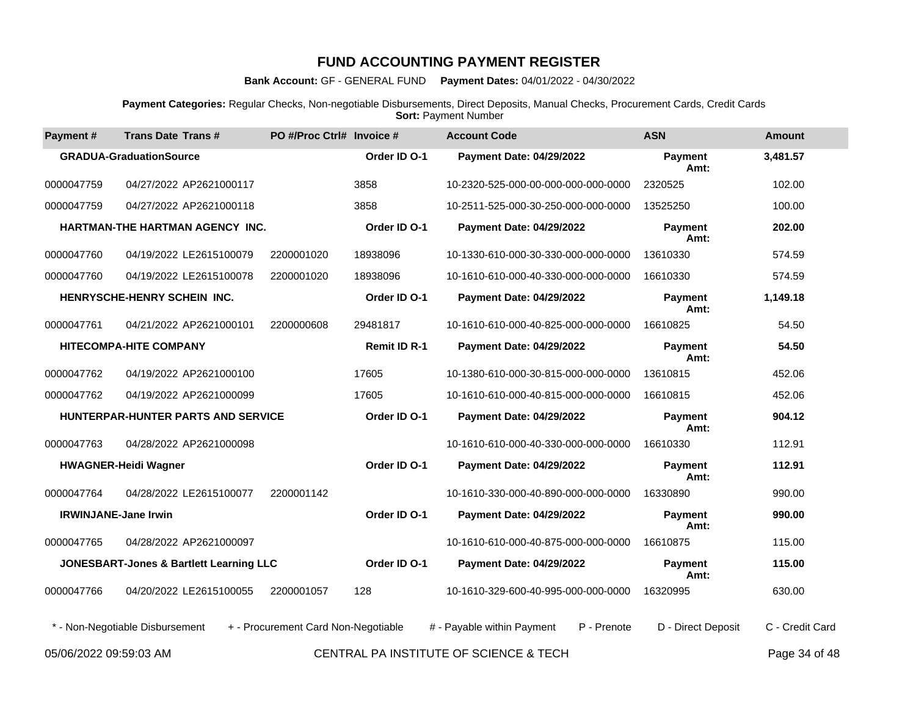# FUND ACCOUNTING PAYMENT REGISTER

**Bank Account:** GF - GENERAL FUND **Payment Dates:** 04/01/2022 - 04/30/2022

**Payment Categories:** Regular Checks, Non-negotiable Disbursements, Direct Deposits, Manual Checks, Procurement Cards, Credit Cards
**Sort:** Payment Number

| Payment # | Trans Date | Trans # | PO #/Proc Ctrl# | Invoice # | Account Code | ASN | Amount |
|---|---|---|---|---|---|---|---|
| **GRADUA-GraduationSource** | | | | **Order ID O-1** | **Payment Date: 04/29/2022** | **Payment Amt:** | **3,481.57** |
| 0000047759 | 04/27/2022 | AP2621000117 | | 3858 | 10-2320-525-000-00-000-000-000-0000 | 2320525 | 102.00 |
| 0000047759 | 04/27/2022 | AP2621000118 | | 3858 | 10-2511-525-000-30-250-000-000-0000 | 13525250 | 100.00 |
| **HARTMAN-THE HARTMAN AGENCY INC.** | | | | **Order ID O-1** | **Payment Date: 04/29/2022** | **Payment Amt:** | **202.00** |
| 0000047760 | 04/19/2022 | LE2615100079 | 2200001020 | 18938096 | 10-1330-610-000-30-330-000-000-0000 | 13610330 | 574.59 |
| 0000047760 | 04/19/2022 | LE2615100078 | 2200001020 | 18938096 | 10-1610-610-000-40-330-000-000-0000 | 16610330 | 574.59 |
| **HENRYSCHE-HENRY SCHEIN INC.** | | | | **Order ID O-1** | **Payment Date: 04/29/2022** | **Payment Amt:** | **1,149.18** |
| 0000047761 | 04/21/2022 | AP2621000101 | 2200000608 | 29481817 | 10-1610-610-000-40-825-000-000-0000 | 16610825 | 54.50 |
| **HITECOMPA-HITE COMPANY** | | | | **Remit ID R-1** | **Payment Date: 04/29/2022** | **Payment Amt:** | **54.50** |
| 0000047762 | 04/19/2022 | AP2621000100 | | 17605 | 10-1380-610-000-30-815-000-000-0000 | 13610815 | 452.06 |
| 0000047762 | 04/19/2022 | AP2621000099 | | 17605 | 10-1610-610-000-40-815-000-000-0000 | 16610815 | 452.06 |
| **HUNTERPAR-HUNTER PARTS AND SERVICE** | | | | **Order ID O-1** | **Payment Date: 04/29/2022** | **Payment Amt:** | **904.12** |
| 0000047763 | 04/28/2022 | AP2621000098 | | | 10-1610-610-000-40-330-000-000-0000 | 16610330 | 112.91 |
| **HWAGNER-Heidi Wagner** | | | | **Order ID O-1** | **Payment Date: 04/29/2022** | **Payment Amt:** | **112.91** |
| 0000047764 | 04/28/2022 | LE2615100077 | 2200001142 | | 10-1610-330-000-40-890-000-000-0000 | 16330890 | 990.00 |
| **IRWINJANE-Jane Irwin** | | | | **Order ID O-1** | **Payment Date: 04/29/2022** | **Payment Amt:** | **990.00** |
| 0000047765 | 04/28/2022 | AP2621000097 | | | 10-1610-610-000-40-875-000-000-0000 | 16610875 | 115.00 |
| **JONESBART-Jones & Bartlett Learning LLC** | | | | **Order ID O-1** | **Payment Date: 04/29/2022** | **Payment Amt:** | **115.00** |
| 0000047766 | 04/20/2022 | LE2615100055 | 2200001057 | 128 | 10-1610-329-600-40-995-000-000-0000 | 16320995 | 630.00 |

\* - Non-Negotiable Disbursement + - Procurement Card Non-Negotiable # - Payable within Payment P - Prenote D - Direct Deposit C - Credit Card

05/06/2022 09:59:03 AM CENTRAL PA INSTITUTE OF SCIENCE & TECH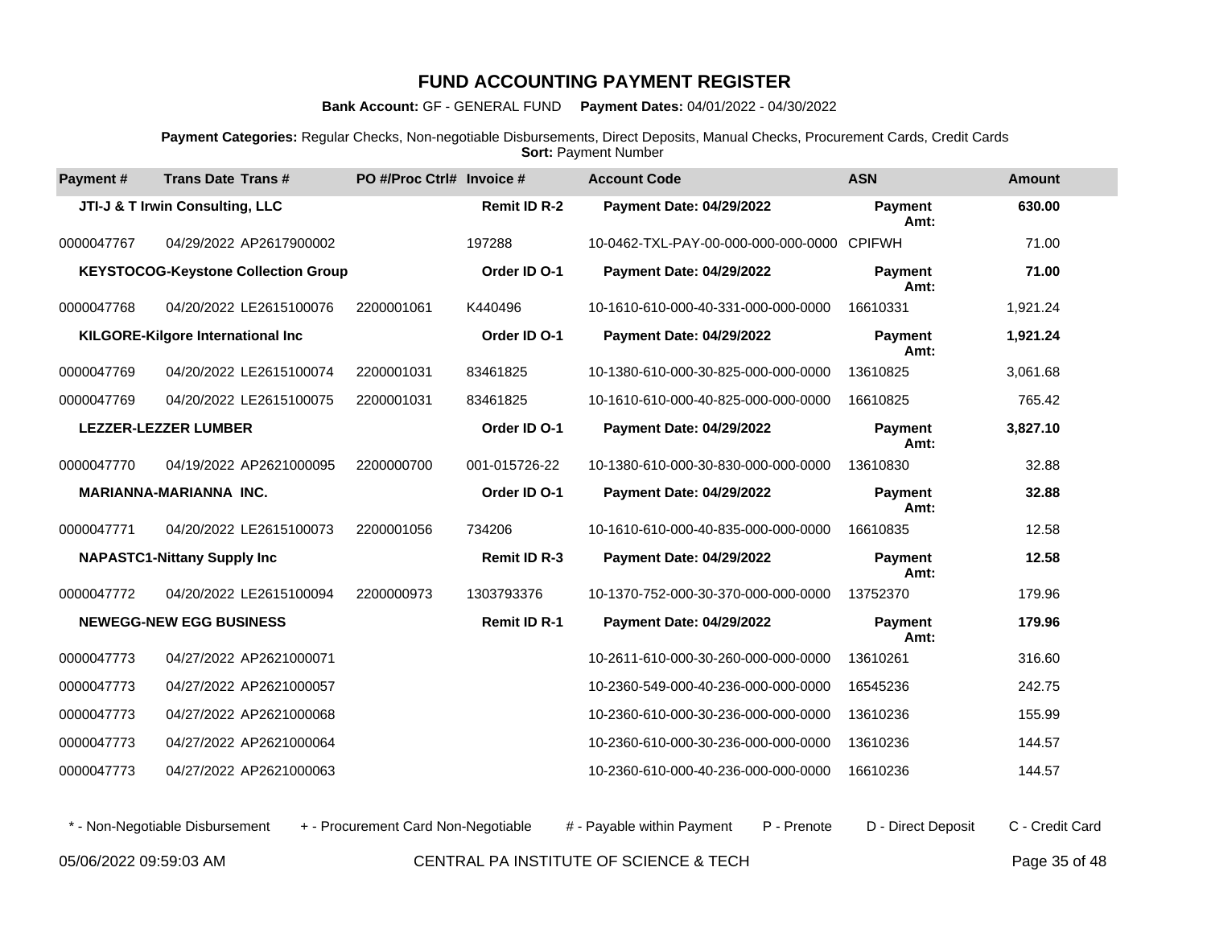# FUND ACCOUNTING PAYMENT REGISTER

**Bank Account:** GF - GENERAL FUND **Payment Dates:** 04/01/2022 - 04/30/2022

**Payment Categories:** Regular Checks, Non-negotiable Disbursements, Direct Deposits, Manual Checks, Procurement Cards, Credit Cards
**Sort:** Payment Number

| Payment # | Trans Date | Trans # | PO #/Proc Ctrl# | Invoice # | Account Code | ASN | Amount |
|---|---|---|---|---|---|---|---|
| **JTI-J & T Irwin Consulting, LLC** | | | | **Remit ID R-2** | **Payment Date: 04/29/2022** | **Payment Amt:** | **630.00** |
| 0000047767 | 04/29/2022 | AP2617900002 | | 197288 | 10-0462-TXL-PAY-00-000-000-000-0000 | CPIFWH | 71.00 |
| **KEYSTOCOG-Keystone Collection Group** | | | | **Order ID O-1** | **Payment Date: 04/29/2022** | **Payment Amt:** | **71.00** |
| 0000047768 | 04/20/2022 | LE2615100076 | 2200001061 | K440496 | 10-1610-610-000-40-331-000-000-0000 | 16610331 | 1,921.24 |
| **KILGORE-Kilgore International Inc** | | | | **Order ID O-1** | **Payment Date: 04/29/2022** | **Payment Amt:** | **1,921.24** |
| 0000047769 | 04/20/2022 | LE2615100074 | 2200001031 | 83461825 | 10-1380-610-000-30-825-000-000-0000 | 13610825 | 3,061.68 |
| 0000047769 | 04/20/2022 | LE2615100075 | 2200001031 | 83461825 | 10-1610-610-000-40-825-000-000-0000 | 16610825 | 765.42 |
| **LEZZER-LEZZER LUMBER** | | | | **Order ID O-1** | **Payment Date: 04/29/2022** | **Payment Amt:** | **3,827.10** |
| 0000047770 | 04/19/2022 | AP2621000095 | 2200000700 | 001-015726-22 | 10-1380-610-000-30-830-000-000-0000 | 13610830 | 32.88 |
| **MARIANNA-MARIANNA INC.** | | | | **Order ID O-1** | **Payment Date: 04/29/2022** | **Payment Amt:** | **32.88** |
| 0000047771 | 04/20/2022 | LE2615100073 | 2200001056 | 734206 | 10-1610-610-000-40-835-000-000-0000 | 16610835 | 12.58 |
| **NAPASTC1-Nittany Supply Inc** | | | | **Remit ID R-3** | **Payment Date: 04/29/2022** | **Payment Amt:** | **12.58** |
| 0000047772 | 04/20/2022 | LE2615100094 | 2200000973 | 1303793376 | 10-1370-752-000-30-370-000-000-0000 | 13752370 | 179.96 |
| **NEWEGG-NEW EGG BUSINESS** | | | | **Remit ID R-1** | **Payment Date: 04/29/2022** | **Payment Amt:** | **179.96** |
| 0000047773 | 04/27/2022 | AP2621000071 | | | 10-2611-610-000-30-260-000-000-0000 | 13610261 | 316.60 |
| 0000047773 | 04/27/2022 | AP2621000057 | | | 10-2360-549-000-40-236-000-000-0000 | 16545236 | 242.75 |
| 0000047773 | 04/27/2022 | AP2621000068 | | | 10-2360-610-000-30-236-000-000-0000 | 13610236 | 155.99 |
| 0000047773 | 04/27/2022 | AP2621000064 | | | 10-2360-610-000-30-236-000-000-0000 | 13610236 | 144.57 |
| 0000047773 | 04/27/2022 | AP2621000063 | | | 10-2360-610-000-40-236-000-000-0000 | 16610236 | 144.57 |

* - Non-Negotiable Disbursement + - Procurement Card Non-Negotiable # - Payable within Payment P - Prenote D - Direct Deposit C - Credit Card

05/06/2022 09:59:03 AM CENTRAL PA INSTITUTE OF SCIENCE & TECH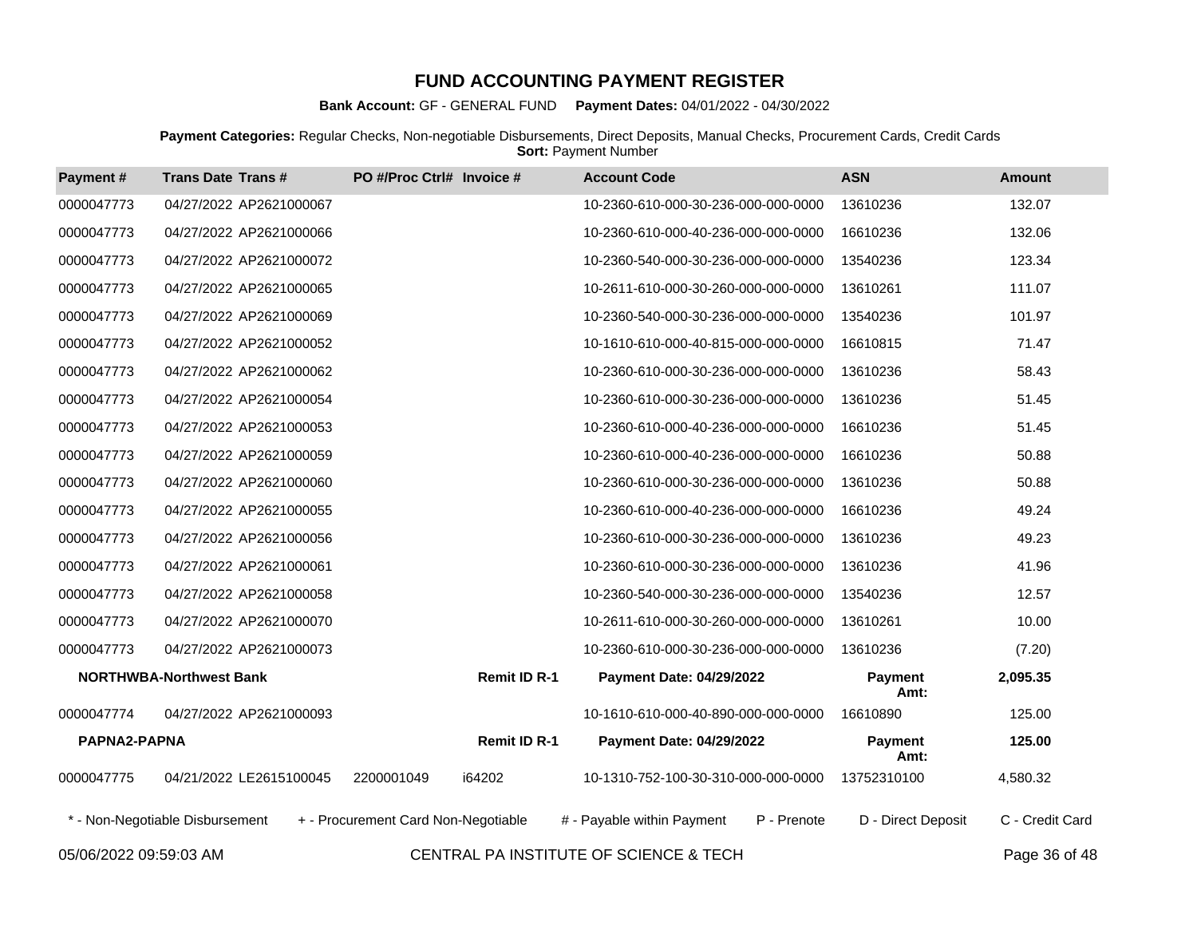# FUND ACCOUNTING PAYMENT REGISTER

**Bank Account:** GF - GENERAL FUND **Payment Dates:** 04/01/2022 - 04/30/2022

**Payment Categories:** Regular Checks, Non-negotiable Disbursements, Direct Deposits, Manual Checks, Procurement Cards, Credit Cards
**Sort:** Payment Number

| Payment # | Trans Date | Trans # | PO #/Proc Ctrl# | Invoice # | Account Code | ASN | Amount |
|---|---|---|---|---|---|---|---|
| 0000047773 | 04/27/2022 | AP2621000067 | | | 10-2360-610-000-30-236-000-000-0000 | 13610236 | 132.07 |
| 0000047773 | 04/27/2022 | AP2621000066 | | | 10-2360-610-000-40-236-000-000-0000 | 16610236 | 132.06 |
| 0000047773 | 04/27/2022 | AP2621000072 | | | 10-2360-540-000-30-236-000-000-0000 | 13540236 | 123.34 |
| 0000047773 | 04/27/2022 | AP2621000065 | | | 10-2611-610-000-30-260-000-000-0000 | 13610261 | 111.07 |
| 0000047773 | 04/27/2022 | AP2621000069 | | | 10-2360-540-000-30-236-000-000-0000 | 13540236 | 101.97 |
| 0000047773 | 04/27/2022 | AP2621000052 | | | 10-1610-610-000-40-815-000-000-0000 | 16610815 | 71.47 |
| 0000047773 | 04/27/2022 | AP2621000062 | | | 10-2360-610-000-30-236-000-000-0000 | 13610236 | 58.43 |
| 0000047773 | 04/27/2022 | AP2621000054 | | | 10-2360-610-000-30-236-000-000-0000 | 13610236 | 51.45 |
| 0000047773 | 04/27/2022 | AP2621000053 | | | 10-2360-610-000-40-236-000-000-0000 | 16610236 | 51.45 |
| 0000047773 | 04/27/2022 | AP2621000059 | | | 10-2360-610-000-40-236-000-000-0000 | 16610236 | 50.88 |
| 0000047773 | 04/27/2022 | AP2621000060 | | | 10-2360-610-000-30-236-000-000-0000 | 13610236 | 50.88 |
| 0000047773 | 04/27/2022 | AP2621000055 | | | 10-2360-610-000-40-236-000-000-0000 | 16610236 | 49.24 |
| 0000047773 | 04/27/2022 | AP2621000056 | | | 10-2360-610-000-30-236-000-000-0000 | 13610236 | 49.23 |
| 0000047773 | 04/27/2022 | AP2621000061 | | | 10-2360-610-000-30-236-000-000-0000 | 13610236 | 41.96 |
| 0000047773 | 04/27/2022 | AP2621000058 | | | 10-2360-540-000-30-236-000-000-0000 | 13540236 | 12.57 |
| 0000047773 | 04/27/2022 | AP2621000070 | | | 10-2611-610-000-30-260-000-000-0000 | 13610261 | 10.00 |
| 0000047773 | 04/27/2022 | AP2621000073 | | | 10-2360-610-000-30-236-000-000-0000 | 13610236 | (7.20) |
| **NORTHWBA-Northwest Bank** | | | | **Remit ID R-1** | **Payment Date: 04/29/2022** | **Payment Amt:** | **2,095.35** |
| 0000047774 | 04/27/2022 | AP2621000093 | | | 10-1610-610-000-40-890-000-000-0000 | 16610890 | 125.00 |
| **PAPNA2-PAPNA** | | | | **Remit ID R-1** | **Payment Date: 04/29/2022** | **Payment Amt:** | **125.00** |
| 0000047775 | 04/21/2022 | LE2615100045 | 2200001049 | i64202 | 10-1310-752-100-30-310-000-000-0000 | 13752310100 | 4,580.32 |

\* - Non-Negotiable Disbursement + - Procurement Card Non-Negotiable # - Payable within Payment P - Prenote D - Direct Deposit C - Credit Card

05/06/2022 09:59:03 AM CENTRAL PA INSTITUTE OF SCIENCE & TECH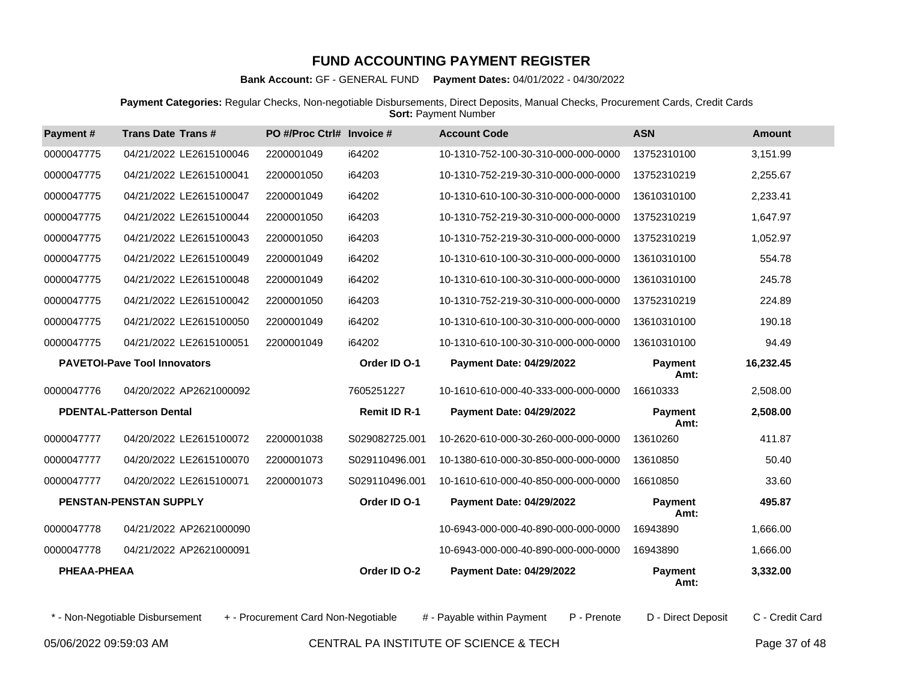# FUND ACCOUNTING PAYMENT REGISTER

**Bank Account:** GF - GENERAL FUND **Payment Dates:** 04/01/2022 - 04/30/2022

**Payment Categories:** Regular Checks, Non-negotiable Disbursements, Direct Deposits, Manual Checks, Procurement Cards, Credit Cards
**Sort:** Payment Number

| Payment # | Trans Date | Trans # | PO #/Proc Ctrl# | Invoice # | Account Code | ASN | Amount |
|---|---|---|---|---|---|---|---|
| 0000047775 | 04/21/2022 | LE2615100046 | 2200001049 | i64202 | 10-1310-752-100-30-310-000-000-0000 | 13752310100 | 3,151.99 |
| 0000047775 | 04/21/2022 | LE2615100041 | 2200001050 | i64203 | 10-1310-752-219-30-310-000-000-0000 | 13752310219 | 2,255.67 |
| 0000047775 | 04/21/2022 | LE2615100047 | 2200001049 | i64202 | 10-1310-610-100-30-310-000-000-0000 | 13610310100 | 2,233.41 |
| 0000047775 | 04/21/2022 | LE2615100044 | 2200001050 | i64203 | 10-1310-752-219-30-310-000-000-0000 | 13752310219 | 1,647.97 |
| 0000047775 | 04/21/2022 | LE2615100043 | 2200001050 | i64203 | 10-1310-752-219-30-310-000-000-0000 | 13752310219 | 1,052.97 |
| 0000047775 | 04/21/2022 | LE2615100049 | 2200001049 | i64202 | 10-1310-610-100-30-310-000-000-0000 | 13610310100 | 554.78 |
| 0000047775 | 04/21/2022 | LE2615100048 | 2200001049 | i64202 | 10-1310-610-100-30-310-000-000-0000 | 13610310100 | 245.78 |
| 0000047775 | 04/21/2022 | LE2615100042 | 2200001050 | i64203 | 10-1310-752-219-30-310-000-000-0000 | 13752310219 | 224.89 |
| 0000047775 | 04/21/2022 | LE2615100050 | 2200001049 | i64202 | 10-1310-610-100-30-310-000-000-0000 | 13610310100 | 190.18 |
| 0000047775 | 04/21/2022 | LE2615100051 | 2200001049 | i64202 | 10-1310-610-100-30-310-000-000-0000 | 13610310100 | 94.49 |
| **PAVETOI-Pave Tool Innovators** | | | | **Order ID O-1** | **Payment Date: 04/29/2022** | **Payment Amt:** | **16,232.45** |
| 0000047776 | 04/20/2022 | AP2621000092 | | 7605251227 | 10-1610-610-000-40-333-000-000-0000 | 16610333 | 2,508.00 |
| **PDENTAL-Patterson Dental** | | | | **Remit ID R-1** | **Payment Date: 04/29/2022** | **Payment Amt:** | **2,508.00** |
| 0000047777 | 04/20/2022 | LE2615100072 | 2200001038 | S029082725.001 | 10-2620-610-000-30-260-000-000-0000 | 13610260 | 411.87 |
| 0000047777 | 04/20/2022 | LE2615100070 | 2200001073 | S029110496.001 | 10-1380-610-000-30-850-000-000-0000 | 13610850 | 50.40 |
| 0000047777 | 04/20/2022 | LE2615100071 | 2200001073 | S029110496.001 | 10-1610-610-000-40-850-000-000-0000 | 16610850 | 33.60 |
| **PENSTAN-PENSTAN SUPPLY** | | | | **Order ID O-1** | **Payment Date: 04/29/2022** | **Payment Amt:** | **495.87** |
| 0000047778 | 04/21/2022 | AP2621000090 | | | 10-6943-000-000-40-890-000-000-0000 | 16943890 | 1,666.00 |
| 0000047778 | 04/21/2022 | AP2621000091 | | | 10-6943-000-000-40-890-000-000-0000 | 16943890 | 1,666.00 |
| **PHEAA-PHEAA** | | | | **Order ID O-2** | **Payment Date: 04/29/2022** | **Payment Amt:** | **3,332.00** |

\* - Non-Negotiable Disbursement + - Procurement Card Non-Negotiable # - Payable within Payment P - Prenote D - Direct Deposit C - Credit Card

05/06/2022 09:59:03 AM CENTRAL PA INSTITUTE OF SCIENCE & TECH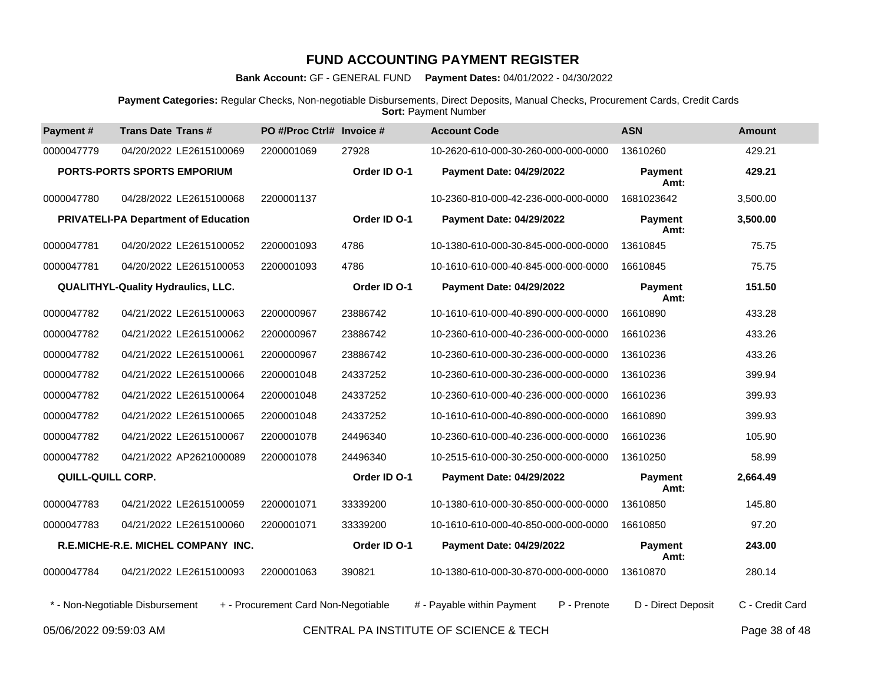# FUND ACCOUNTING PAYMENT REGISTER

**Bank Account:** GF - GENERAL FUND **Payment Dates:** 04/01/2022 - 04/30/2022

**Payment Categories:** Regular Checks, Non-negotiable Disbursements, Direct Deposits, Manual Checks, Procurement Cards, Credit Cards
**Sort:** Payment Number

| Payment # | Trans Date | Trans # | PO #/Proc Ctrl# | Invoice # | Account Code | ASN | Amount |
|---|---|---|---|---|---|---|---|
| 0000047779 | 04/20/2022 | LE2615100069 | 2200001069 | 27928 | 10-2620-610-000-30-260-000-000-0000 | 13610260 | 429.21 |
| **PORTS-PORTS SPORTS EMPORIUM** | | | | **Order ID O-1** | **Payment Date: 04/29/2022** | **Payment Amt:** | **429.21** |
| 0000047780 | 04/28/2022 | LE2615100068 | 2200001137 | | 10-2360-810-000-42-236-000-000-0000 | 1681023642 | 3,500.00 |
| **PRIVATELI-PA Department of Education** | | | | **Order ID O-1** | **Payment Date: 04/29/2022** | **Payment Amt:** | **3,500.00** |
| 0000047781 | 04/20/2022 | LE2615100052 | 2200001093 | 4786 | 10-1380-610-000-30-845-000-000-0000 | 13610845 | 75.75 |
| 0000047781 | 04/20/2022 | LE2615100053 | 2200001093 | 4786 | 10-1610-610-000-40-845-000-000-0000 | 16610845 | 75.75 |
| **QUALITHYL-Quality Hydraulics, LLC.** | | | | **Order ID O-1** | **Payment Date: 04/29/2022** | **Payment Amt:** | **151.50** |
| 0000047782 | 04/21/2022 | LE2615100063 | 2200000967 | 23886742 | 10-1610-610-000-40-890-000-000-0000 | 16610890 | 433.28 |
| 0000047782 | 04/21/2022 | LE2615100062 | 2200000967 | 23886742 | 10-2360-610-000-40-236-000-000-0000 | 16610236 | 433.26 |
| 0000047782 | 04/21/2022 | LE2615100061 | 2200000967 | 23886742 | 10-2360-610-000-30-236-000-000-0000 | 13610236 | 433.26 |
| 0000047782 | 04/21/2022 | LE2615100066 | 2200001048 | 24337252 | 10-2360-610-000-30-236-000-000-0000 | 13610236 | 399.94 |
| 0000047782 | 04/21/2022 | LE2615100064 | 2200001048 | 24337252 | 10-2360-610-000-40-236-000-000-0000 | 16610236 | 399.93 |
| 0000047782 | 04/21/2022 | LE2615100065 | 2200001048 | 24337252 | 10-1610-610-000-40-890-000-000-0000 | 16610890 | 399.93 |
| 0000047782 | 04/21/2022 | LE2615100067 | 2200001078 | 24496340 | 10-2360-610-000-40-236-000-000-0000 | 16610236 | 105.90 |
| 0000047782 | 04/21/2022 | AP2621000089 | 2200001078 | 24496340 | 10-2515-610-000-30-250-000-000-0000 | 13610250 | 58.99 |
| **QUILL-QUILL CORP.** | | | | **Order ID O-1** | **Payment Date: 04/29/2022** | **Payment Amt:** | **2,664.49** |
| 0000047783 | 04/21/2022 | LE2615100059 | 2200001071 | 33339200 | 10-1380-610-000-30-850-000-000-0000 | 13610850 | 145.80 |
| 0000047783 | 04/21/2022 | LE2615100060 | 2200001071 | 33339200 | 10-1610-610-000-40-850-000-000-0000 | 16610850 | 97.20 |
| **R.E.MICHE-R.E. MICHEL COMPANY INC.** | | | | **Order ID O-1** | **Payment Date: 04/29/2022** | **Payment Amt:** | **243.00** |
| 0000047784 | 04/21/2022 | LE2615100093 | 2200001063 | 390821 | 10-1380-610-000-30-870-000-000-0000 | 13610870 | 280.14 |

* - Non-Negotiable Disbursement + - Procurement Card Non-Negotiable # - Payable within Payment P - Prenote D - Direct Deposit C - Credit Card

05/06/2022 09:59:03 AM CENTRAL PA INSTITUTE OF SCIENCE & TECH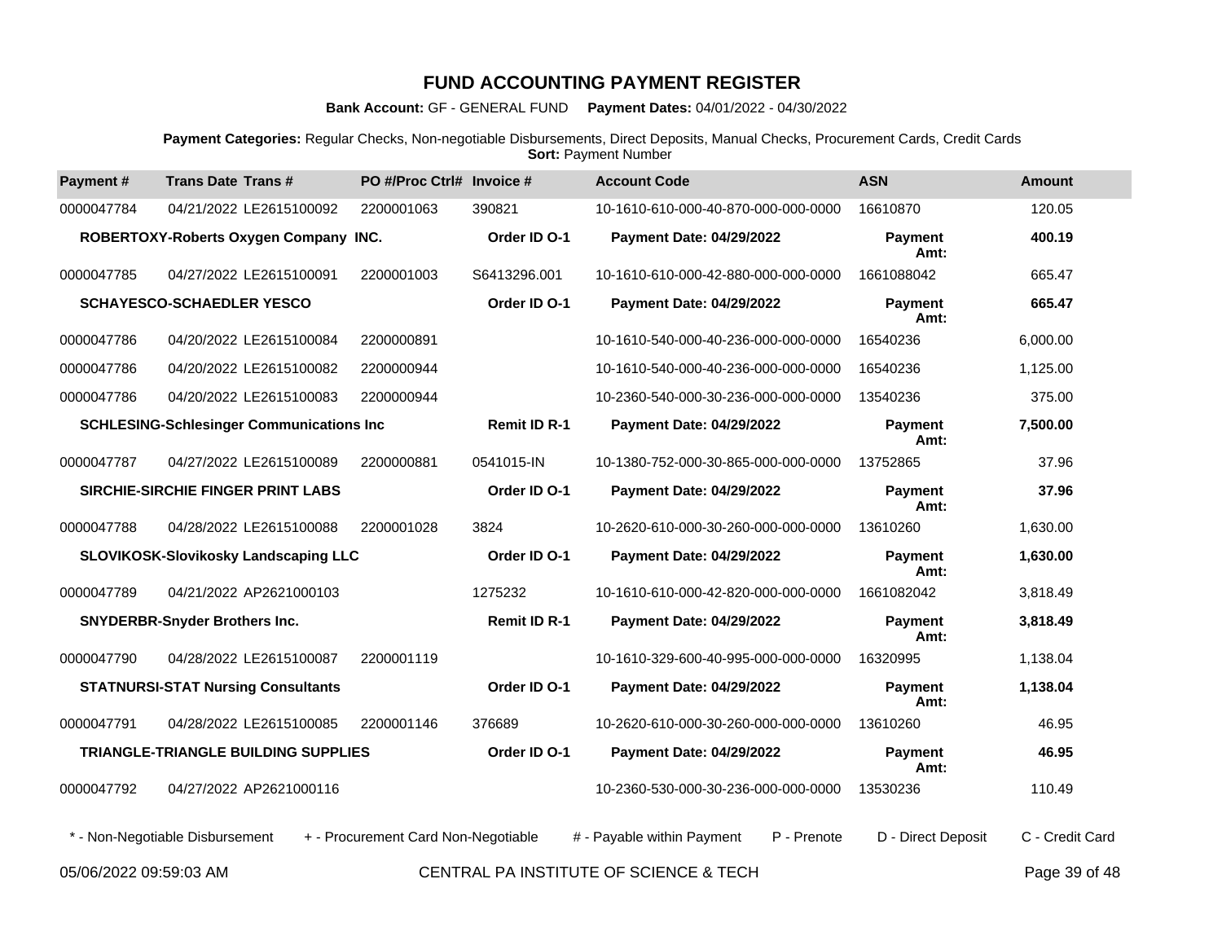# FUND ACCOUNTING PAYMENT REGISTER

**Bank Account:** GF - GENERAL FUND **Payment Dates:** 04/01/2022 - 04/30/2022

**Payment Categories:** Regular Checks, Non-negotiable Disbursements, Direct Deposits, Manual Checks, Procurement Cards, Credit Cards
**Sort:** Payment Number

| Payment # | Trans Date | Trans # | PO #/Proc Ctrl# | Invoice # | Account Code | ASN | Amount |
|---|---|---|---|---|---|---|---|
| 0000047784 | 04/21/2022 | LE2615100092 | 2200001063 | 390821 | 10-1610-610-000-40-870-000-000-0000 | 16610870 | 120.05 |
| | **ROBERTOXY-Roberts Oxygen Company INC.** | | | **Order ID O-1** | **Payment Date: 04/29/2022** | **Payment Amt:** | **400.19** |
| 0000047785 | 04/27/2022 | LE2615100091 | 2200001003 | S6413296.001 | 10-1610-610-000-42-880-000-000-0000 | 1661088042 | 665.47 |
| | **SCHAYESCO-SCHAEDLER YESCO** | | | **Order ID O-1** | **Payment Date: 04/29/2022** | **Payment Amt:** | **665.47** |
| 0000047786 | 04/20/2022 | LE2615100084 | 2200000891 | | 10-1610-540-000-40-236-000-000-0000 | 16540236 | 6,000.00 |
| 0000047786 | 04/20/2022 | LE2615100082 | 2200000944 | | 10-1610-540-000-40-236-000-000-0000 | 16540236 | 1,125.00 |
| 0000047786 | 04/20/2022 | LE2615100083 | 2200000944 | | 10-2360-540-000-30-236-000-000-0000 | 13540236 | 375.00 |
| | **SCHLESING-Schlesinger Communications Inc** | | | **Remit ID R-1** | **Payment Date: 04/29/2022** | **Payment Amt:** | **7,500.00** |
| 0000047787 | 04/27/2022 | LE2615100089 | 2200000881 | 0541015-IN | 10-1380-752-000-30-865-000-000-0000 | 13752865 | 37.96 |
| | **SIRCHIE-SIRCHIE FINGER PRINT LABS** | | | **Order ID O-1** | **Payment Date: 04/29/2022** | **Payment Amt:** | **37.96** |
| 0000047788 | 04/28/2022 | LE2615100088 | 2200001028 | 3824 | 10-2620-610-000-30-260-000-000-0000 | 13610260 | 1,630.00 |
| | **SLOVIKOSK-Slovikosky Landscaping LLC** | | | **Order ID O-1** | **Payment Date: 04/29/2022** | **Payment Amt:** | **1,630.00** |
| 0000047789 | 04/21/2022 | AP2621000103 | | 1275232 | 10-1610-610-000-42-820-000-000-0000 | 1661082042 | 3,818.49 |
| | **SNYDERBR-Snyder Brothers Inc.** | | | **Remit ID R-1** | **Payment Date: 04/29/2022** | **Payment Amt:** | **3,818.49** |
| 0000047790 | 04/28/2022 | LE2615100087 | 2200001119 | | 10-1610-329-600-40-995-000-000-0000 | 16320995 | 1,138.04 |
| | **STATNURSI-STAT Nursing Consultants** | | | **Order ID O-1** | **Payment Date: 04/29/2022** | **Payment Amt:** | **1,138.04** |
| 0000047791 | 04/28/2022 | LE2615100085 | 2200001146 | 376689 | 10-2620-610-000-30-260-000-000-0000 | 13610260 | 46.95 |
| | **TRIANGLE-TRIANGLE BUILDING SUPPLIES** | | | **Order ID O-1** | **Payment Date: 04/29/2022** | **Payment Amt:** | **46.95** |
| 0000047792 | 04/27/2022 | AP2621000116 | | | 10-2360-530-000-30-236-000-000-0000 | 13530236 | 110.49 |

\* - Non-Negotiable Disbursement  + - Procurement Card Non-Negotiable  # - Payable within Payment  P - Prenote  D - Direct Deposit  C - Credit Card

05/06/2022 09:59:03 AM  CENTRAL PA INSTITUTE OF SCIENCE & TECH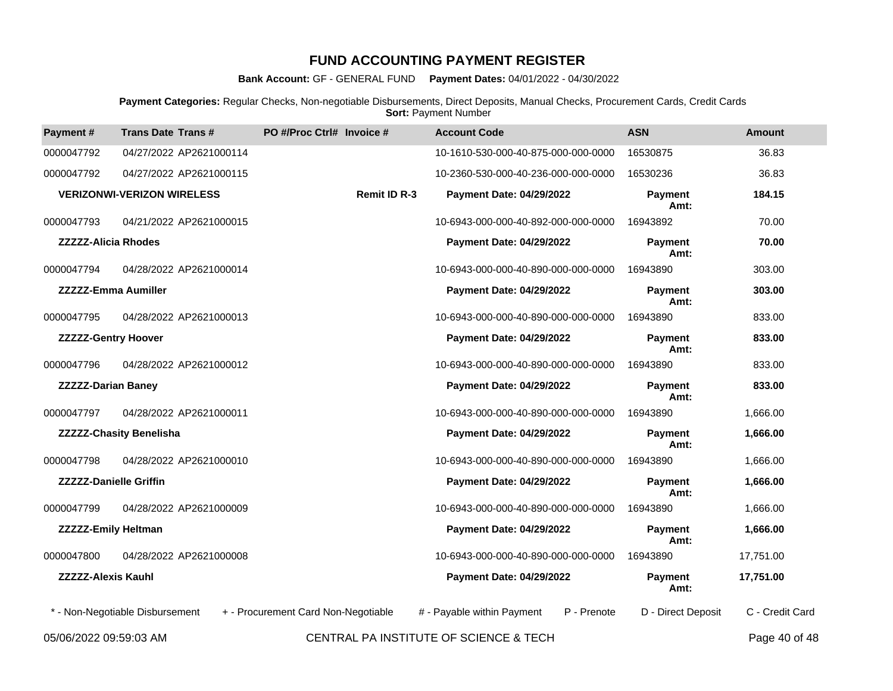# FUND ACCOUNTING PAYMENT REGISTER

**Bank Account:** GF - GENERAL FUND **Payment Dates:** 04/01/2022 - 04/30/2022

**Payment Categories:** Regular Checks, Non-negotiable Disbursements, Direct Deposits, Manual Checks, Procurement Cards, Credit Cards
**Sort:** Payment Number

| Payment # | Trans Date | Trans # | PO #/Proc Ctrl# | Invoice # | Account Code | ASN | Amount |
|---|---|---|---|---|---|---|---|
| 0000047792 | 04/27/2022 | AP2621000114 | | | 10-1610-530-000-40-875-000-000-0000 | 16530875 | 36.83 |
| 0000047792 | 04/27/2022 | AP2621000115 | | | 10-2360-530-000-40-236-000-000-0000 | 16530236 | 36.83 |
| **VERIZONWI-VERIZON WIRELESS** | | | | **Remit ID R-3** | **Payment Date: 04/29/2022** | **Payment Amt:** | **184.15** |
| 0000047793 | 04/21/2022 | AP2621000015 | | | 10-6943-000-000-40-892-000-000-0000 | 16943892 | 70.00 |
| **ZZZZZ-Alicia Rhodes** | | | | | **Payment Date: 04/29/2022** | **Payment Amt:** | **70.00** |
| 0000047794 | 04/28/2022 | AP2621000014 | | | 10-6943-000-000-40-890-000-000-0000 | 16943890 | 303.00 |
| **ZZZZZ-Emma Aumiller** | | | | | **Payment Date: 04/29/2022** | **Payment Amt:** | **303.00** |
| 0000047795 | 04/28/2022 | AP2621000013 | | | 10-6943-000-000-40-890-000-000-0000 | 16943890 | 833.00 |
| **ZZZZZ-Gentry Hoover** | | | | | **Payment Date: 04/29/2022** | **Payment Amt:** | **833.00** |
| 0000047796 | 04/28/2022 | AP2621000012 | | | 10-6943-000-000-40-890-000-000-0000 | 16943890 | 833.00 |
| **ZZZZZ-Darian Baney** | | | | | **Payment Date: 04/29/2022** | **Payment Amt:** | **833.00** |
| 0000047797 | 04/28/2022 | AP2621000011 | | | 10-6943-000-000-40-890-000-000-0000 | 16943890 | 1,666.00 |
| **ZZZZZ-Chasity Benelisha** | | | | | **Payment Date: 04/29/2022** | **Payment Amt:** | **1,666.00** |
| 0000047798 | 04/28/2022 | AP2621000010 | | | 10-6943-000-000-40-890-000-000-0000 | 16943890 | 1,666.00 |
| **ZZZZZ-Danielle Griffin** | | | | | **Payment Date: 04/29/2022** | **Payment Amt:** | **1,666.00** |
| 0000047799 | 04/28/2022 | AP2621000009 | | | 10-6943-000-000-40-890-000-000-0000 | 16943890 | 1,666.00 |
| **ZZZZZ-Emily Heltman** | | | | | **Payment Date: 04/29/2022** | **Payment Amt:** | **1,666.00** |
| 0000047800 | 04/28/2022 | AP2621000008 | | | 10-6943-000-000-40-890-000-000-0000 | 16943890 | 17,751.00 |
| **ZZZZZ-Alexis Kauhl** | | | | | **Payment Date: 04/29/2022** | **Payment Amt:** | **17,751.00** |

\* - Non-Negotiable Disbursement + - Procurement Card Non-Negotiable # - Payable within Payment P - Prenote D - Direct Deposit C - Credit Card

05/06/2022 09:59:03 AM CENTRAL PA INSTITUTE OF SCIENCE & TECH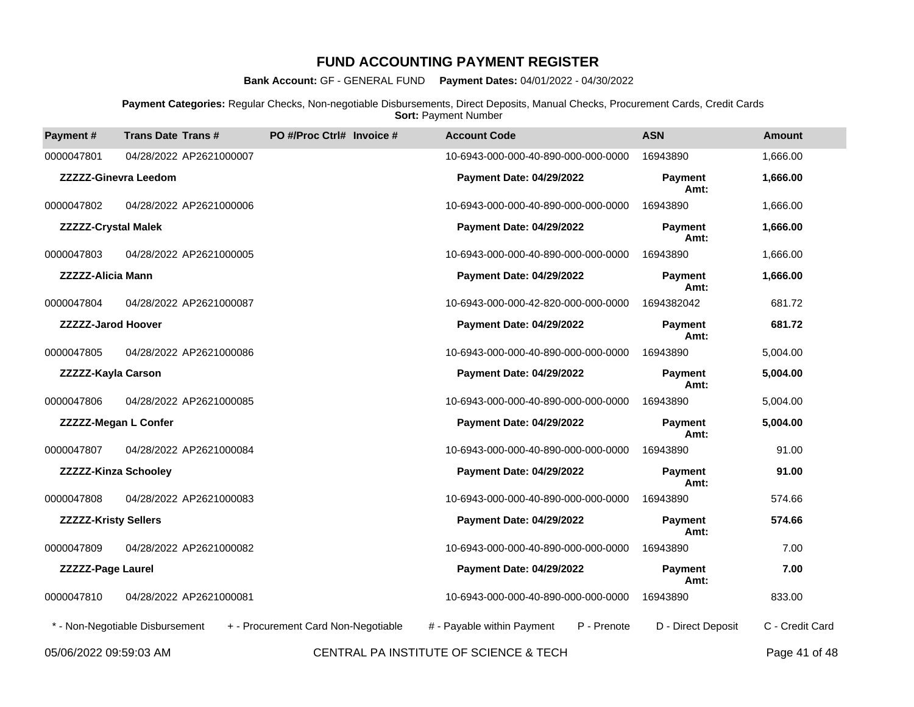# FUND ACCOUNTING PAYMENT REGISTER

**Bank Account:** GF - GENERAL FUND **Payment Dates:** 04/01/2022 - 04/30/2022

**Payment Categories:** Regular Checks, Non-negotiable Disbursements, Direct Deposits, Manual Checks, Procurement Cards, Credit Cards
**Sort:** Payment Number

| Payment # | Trans Date | Trans # | PO #/Proc Ctrl# | Invoice # | Account Code | ASN | Amount |
|---|---|---|---|---|---|---|---|
| 0000047801 | 04/28/2022 | AP2621000007 | | | 10-6943-000-000-40-890-000-000-0000 | 16943890 | 1,666.00 |
| **ZZZZZ-Ginevra Leedom** | | | | | **Payment Date: 04/29/2022** | **Payment Amt:** | **1,666.00** |
| 0000047802 | 04/28/2022 | AP2621000006 | | | 10-6943-000-000-40-890-000-000-0000 | 16943890 | 1,666.00 |
| **ZZZZZ-Crystal Malek** | | | | | **Payment Date: 04/29/2022** | **Payment Amt:** | **1,666.00** |
| 0000047803 | 04/28/2022 | AP2621000005 | | | 10-6943-000-000-40-890-000-000-0000 | 16943890 | 1,666.00 |
| **ZZZZZ-Alicia Mann** | | | | | **Payment Date: 04/29/2022** | **Payment Amt:** | **1,666.00** |
| 0000047804 | 04/28/2022 | AP2621000087 | | | 10-6943-000-000-42-820-000-000-0000 | 1694382042 | 681.72 |
| **ZZZZZ-Jarod Hoover** | | | | | **Payment Date: 04/29/2022** | **Payment Amt:** | **681.72** |
| 0000047805 | 04/28/2022 | AP2621000086 | | | 10-6943-000-000-40-890-000-000-0000 | 16943890 | 5,004.00 |
| **ZZZZZ-Kayla Carson** | | | | | **Payment Date: 04/29/2022** | **Payment Amt:** | **5,004.00** |
| 0000047806 | 04/28/2022 | AP2621000085 | | | 10-6943-000-000-40-890-000-000-0000 | 16943890 | 5,004.00 |
| **ZZZZZ-Megan L Confer** | | | | | **Payment Date: 04/29/2022** | **Payment Amt:** | **5,004.00** |
| 0000047807 | 04/28/2022 | AP2621000084 | | | 10-6943-000-000-40-890-000-000-0000 | 16943890 | 91.00 |
| **ZZZZZ-Kinza Schooley** | | | | | **Payment Date: 04/29/2022** | **Payment Amt:** | **91.00** |
| 0000047808 | 04/28/2022 | AP2621000083 | | | 10-6943-000-000-40-890-000-000-0000 | 16943890 | 574.66 |
| **ZZZZZ-Kristy Sellers** | | | | | **Payment Date: 04/29/2022** | **Payment Amt:** | **574.66** |
| 0000047809 | 04/28/2022 | AP2621000082 | | | 10-6943-000-000-40-890-000-000-0000 | 16943890 | 7.00 |
| **ZZZZZ-Page Laurel** | | | | | **Payment Date: 04/29/2022** | **Payment Amt:** | **7.00** |
| 0000047810 | 04/28/2022 | AP2621000081 | | | 10-6943-000-000-40-890-000-000-0000 | 16943890 | 833.00 |

\* - Non-Negotiable Disbursement + - Procurement Card Non-Negotiable # - Payable within Payment P - Prenote D - Direct Deposit C - Credit Card

05/06/2022 09:59:03 AM CENTRAL PA INSTITUTE OF SCIENCE & TECH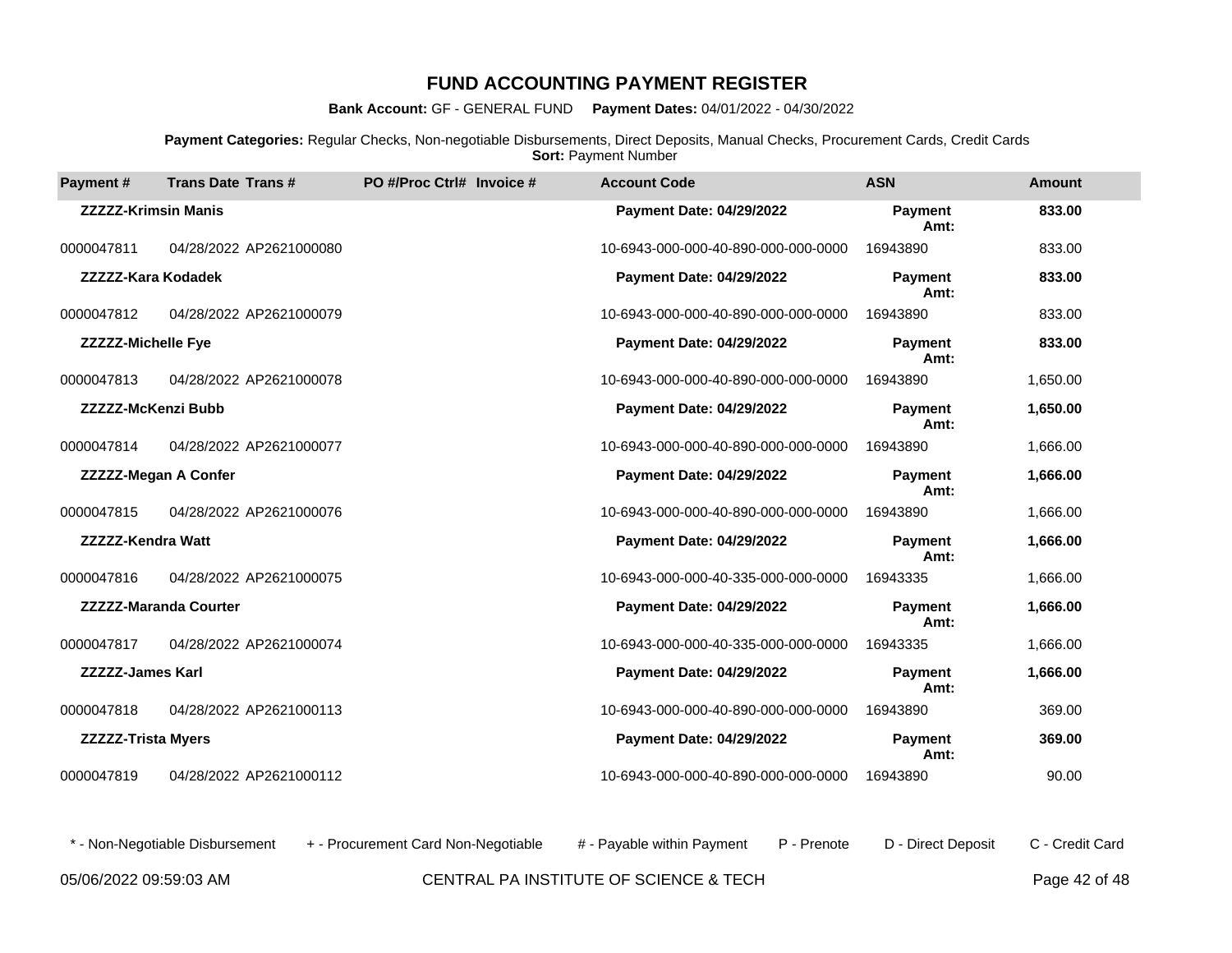# FUND ACCOUNTING PAYMENT REGISTER

**Bank Account:** GF - GENERAL FUND **Payment Dates:** 04/01/2022 - 04/30/2022

**Payment Categories:** Regular Checks, Non-negotiable Disbursements, Direct Deposits, Manual Checks, Procurement Cards, Credit Cards
**Sort:** Payment Number

| Payment # | Trans Date | Trans # | PO #/Proc Ctrl# | Invoice # | Account Code | ASN | Amount |
|---|---|---|---|---|---|---|---|
| **ZZZZZ-Krimsin Manis** | | | | | **Payment Date: 04/29/2022** | **Payment Amt:** | **833.00** |
| 0000047811 | 04/28/2022 | AP2621000080 | | | 10-6943-000-000-40-890-000-000-0000 | 16943890 | 833.00 |
| **ZZZZZ-Kara Kodadek** | | | | | **Payment Date: 04/29/2022** | **Payment Amt:** | **833.00** |
| 0000047812 | 04/28/2022 | AP2621000079 | | | 10-6943-000-000-40-890-000-000-0000 | 16943890 | 833.00 |
| **ZZZZZ-Michelle Fye** | | | | | **Payment Date: 04/29/2022** | **Payment Amt:** | **833.00** |
| 0000047813 | 04/28/2022 | AP2621000078 | | | 10-6943-000-000-40-890-000-000-0000 | 16943890 | 1,650.00 |
| **ZZZZZ-McKenzi Bubb** | | | | | **Payment Date: 04/29/2022** | **Payment Amt:** | **1,650.00** |
| 0000047814 | 04/28/2022 | AP2621000077 | | | 10-6943-000-000-40-890-000-000-0000 | 16943890 | 1,666.00 |
| **ZZZZZ-Megan A Confer** | | | | | **Payment Date: 04/29/2022** | **Payment Amt:** | **1,666.00** |
| 0000047815 | 04/28/2022 | AP2621000076 | | | 10-6943-000-000-40-890-000-000-0000 | 16943890 | 1,666.00 |
| **ZZZZZ-Kendra Watt** | | | | | **Payment Date: 04/29/2022** | **Payment Amt:** | **1,666.00** |
| 0000047816 | 04/28/2022 | AP2621000075 | | | 10-6943-000-000-40-335-000-000-0000 | 16943335 | 1,666.00 |
| **ZZZZZ-Maranda Courter** | | | | | **Payment Date: 04/29/2022** | **Payment Amt:** | **1,666.00** |
| 0000047817 | 04/28/2022 | AP2621000074 | | | 10-6943-000-000-40-335-000-000-0000 | 16943335 | 1,666.00 |
| **ZZZZZ-James Karl** | | | | | **Payment Date: 04/29/2022** | **Payment Amt:** | **1,666.00** |
| 0000047818 | 04/28/2022 | AP2621000113 | | | 10-6943-000-000-40-890-000-000-0000 | 16943890 | 369.00 |
| **ZZZZZ-Trista Myers** | | | | | **Payment Date: 04/29/2022** | **Payment Amt:** | **369.00** |
| 0000047819 | 04/28/2022 | AP2621000112 | | | 10-6943-000-000-40-890-000-000-0000 | 16943890 | 90.00 |

\* - Non-Negotiable Disbursement + - Procurement Card Non-Negotiable # - Payable within Payment P - Prenote D - Direct Deposit C - Credit Card

05/06/2022 09:59:03 AM CENTRAL PA INSTITUTE OF SCIENCE & TECH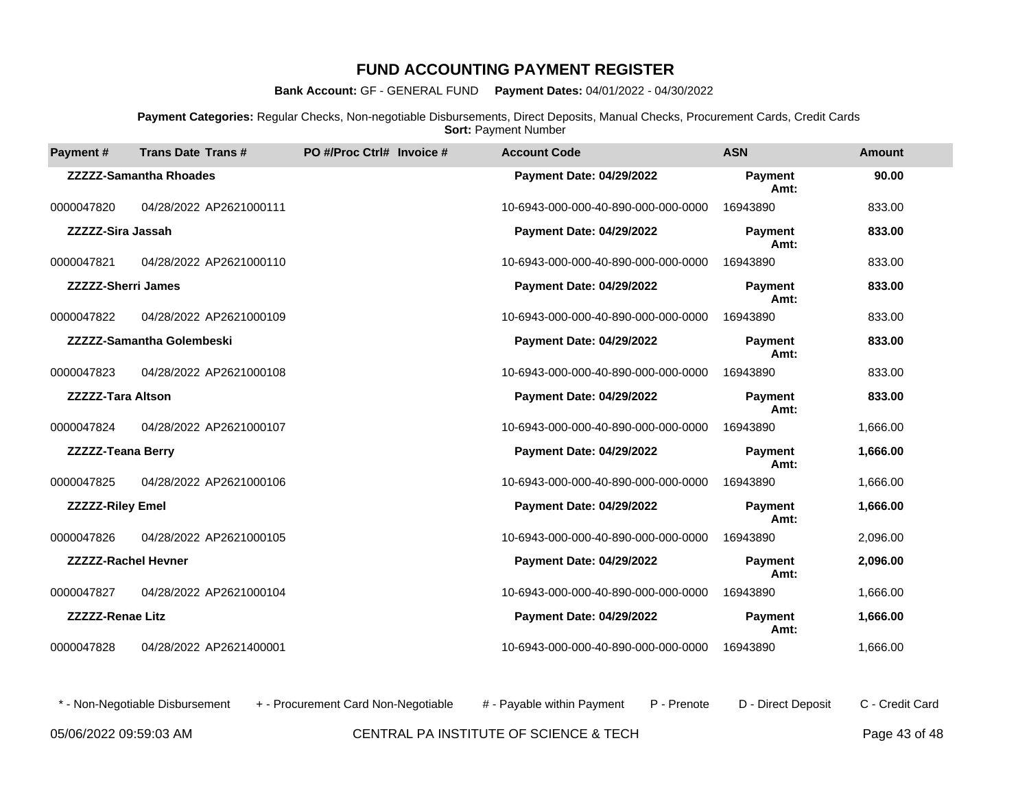# FUND ACCOUNTING PAYMENT REGISTER

**Bank Account:** GF - GENERAL FUND **Payment Dates:** 04/01/2022 - 04/30/2022

**Payment Categories:** Regular Checks, Non-negotiable Disbursements, Direct Deposits, Manual Checks, Procurement Cards, Credit Cards
**Sort:** Payment Number

| Payment # | Trans Date | Trans # | PO #/Proc Ctrl# | Invoice # | Account Code | ASN | Amount |
|---|---|---|---|---|---|---|---|
| | **ZZZZZ-Samantha Rhoades** | | | | **Payment Date: 04/29/2022** | **Payment Amt:** | **90.00** |
| 0000047820 | 04/28/2022 | AP2621000111 | | | 10-6943-000-000-40-890-000-000-0000 | 16943890 | 833.00 |
| | **ZZZZZ-Sira Jassah** | | | | **Payment Date: 04/29/2022** | **Payment Amt:** | **833.00** |
| 0000047821 | 04/28/2022 | AP2621000110 | | | 10-6943-000-000-40-890-000-000-0000 | 16943890 | 833.00 |
| | **ZZZZZ-Sherri James** | | | | **Payment Date: 04/29/2022** | **Payment Amt:** | **833.00** |
| 0000047822 | 04/28/2022 | AP2621000109 | | | 10-6943-000-000-40-890-000-000-0000 | 16943890 | 833.00 |
| | **ZZZZZ-Samantha Golembeski** | | | | **Payment Date: 04/29/2022** | **Payment Amt:** | **833.00** |
| 0000047823 | 04/28/2022 | AP2621000108 | | | 10-6943-000-000-40-890-000-000-0000 | 16943890 | 833.00 |
| | **ZZZZZ-Tara Altson** | | | | **Payment Date: 04/29/2022** | **Payment Amt:** | **833.00** |
| 0000047824 | 04/28/2022 | AP2621000107 | | | 10-6943-000-000-40-890-000-000-0000 | 16943890 | 1,666.00 |
| | **ZZZZZ-Teana Berry** | | | | **Payment Date: 04/29/2022** | **Payment Amt:** | **1,666.00** |
| 0000047825 | 04/28/2022 | AP2621000106 | | | 10-6943-000-000-40-890-000-000-0000 | 16943890 | 1,666.00 |
| | **ZZZZZ-Riley Emel** | | | | **Payment Date: 04/29/2022** | **Payment Amt:** | **1,666.00** |
| 0000047826 | 04/28/2022 | AP2621000105 | | | 10-6943-000-000-40-890-000-000-0000 | 16943890 | 2,096.00 |
| | **ZZZZZ-Rachel Hevner** | | | | **Payment Date: 04/29/2022** | **Payment Amt:** | **2,096.00** |
| 0000047827 | 04/28/2022 | AP2621000104 | | | 10-6943-000-000-40-890-000-000-0000 | 16943890 | 1,666.00 |
| | **ZZZZZ-Renae Litz** | | | | **Payment Date: 04/29/2022** | **Payment Amt:** | **1,666.00** |
| 0000047828 | 04/28/2022 | AP2621400001 | | | 10-6943-000-000-40-890-000-000-0000 | 16943890 | 1,666.00 |

\* - Non-Negotiable Disbursement + - Procurement Card Non-Negotiable # - Payable within Payment P - Prenote D - Direct Deposit C - Credit Card

05/06/2022 09:59:03 AM CENTRAL PA INSTITUTE OF SCIENCE & TECH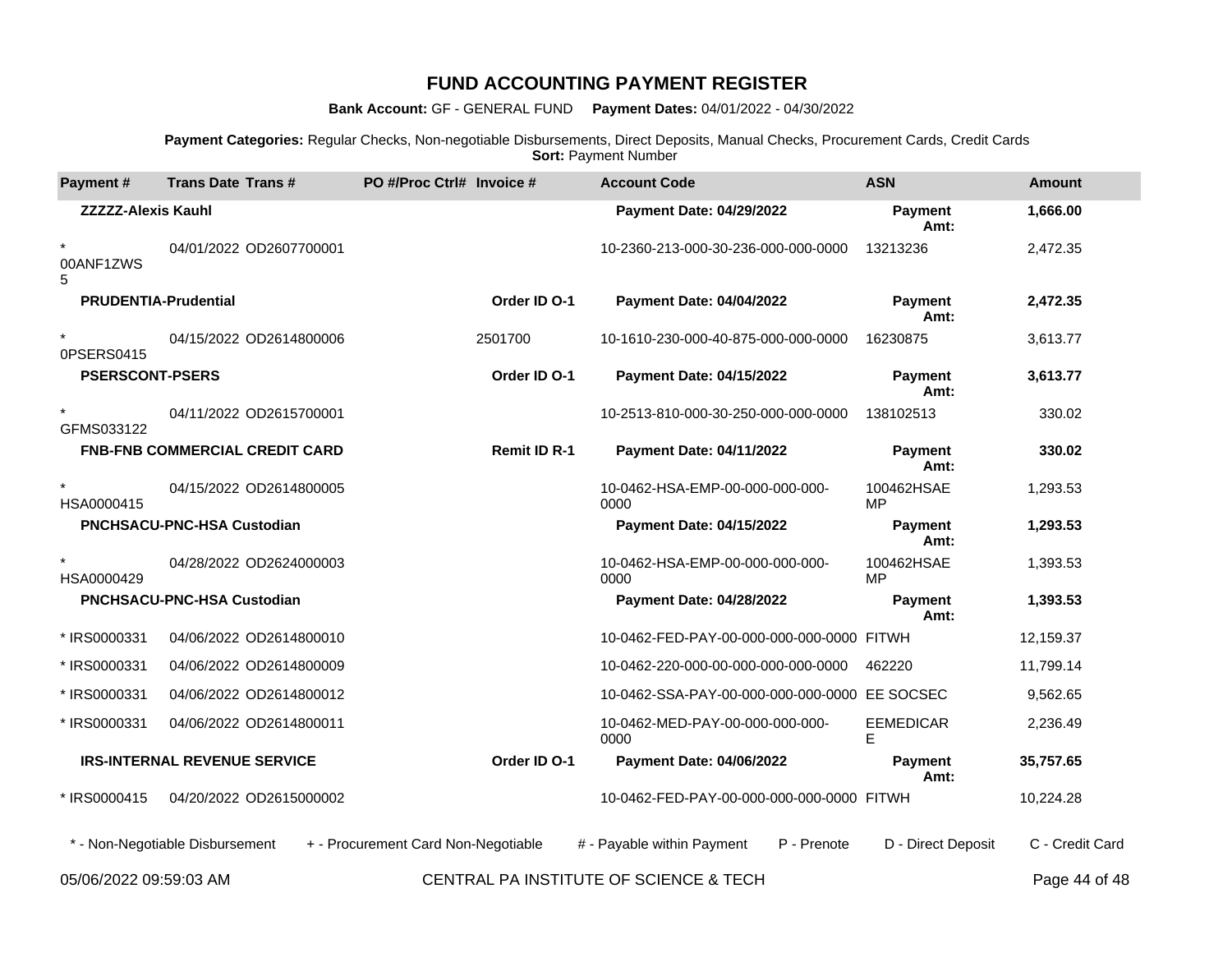# FUND ACCOUNTING PAYMENT REGISTER

**Bank Account:** GF - GENERAL FUND **Payment Dates:** 04/01/2022 - 04/30/2022

**Payment Categories:** Regular Checks, Non-negotiable Disbursements, Direct Deposits, Manual Checks, Procurement Cards, Credit Cards
**Sort:** Payment Number

| Payment # | Trans Date | Trans # | PO #/Proc Ctrl# | Invoice # | Account Code | ASN | Amount |
|---|---|---|---|---|---|---|---|
| **ZZZZZ-Alexis Kauhl** | | | | | **Payment Date: 04/29/2022** | **Payment Amt:** | **1,666.00** |
| * 00ANF1ZWS5 | 04/01/2022 | OD2607700001 | | | 10-2360-213-000-30-236-000-000-0000 | 13213236 | 2,472.35 |
| **PRUDENTIA-Prudential** | | | | **Order ID O-1** | **Payment Date: 04/04/2022** | **Payment Amt:** | **2,472.35** |
| * 0PSERS0415 | 04/15/2022 | OD2614800006 | | 2501700 | 10-1610-230-000-40-875-000-000-0000 | 16230875 | 3,613.77 |
| **PSERSCONT-PSERS** | | | | **Order ID O-1** | **Payment Date: 04/15/2022** | **Payment Amt:** | **3,613.77** |
| * GFMS033122 | 04/11/2022 | OD2615700001 | | | 10-2513-810-000-30-250-000-000-0000 | 138102513 | 330.02 |
| **FNB-FNB COMMERCIAL CREDIT CARD** | | | | **Remit ID R-1** | **Payment Date: 04/11/2022** | **Payment Amt:** | **330.02** |
| * HSA0000415 | 04/15/2022 | OD2614800005 | | | 10-0462-HSA-EMP-00-000-000-000-0000 | 100462HSAEMP | 1,293.53 |
| **PNCHSACU-PNC-HSA Custodian** | | | | | **Payment Date: 04/15/2022** | **Payment Amt:** | **1,293.53** |
| * HSA0000429 | 04/28/2022 | OD2624000003 | | | 10-0462-HSA-EMP-00-000-000-000-0000 | 100462HSAEMP | 1,393.53 |
| **PNCHSACU-PNC-HSA Custodian** | | | | | **Payment Date: 04/28/2022** | **Payment Amt:** | **1,393.53** |
| * IRS0000331 | 04/06/2022 | OD2614800010 | | | 10-0462-FED-PAY-00-000-000-000-0000 | FITWH | 12,159.37 |
| * IRS0000331 | 04/06/2022 | OD2614800009 | | | 10-0462-220-000-00-000-000-000-0000 | 462220 | 11,799.14 |
| * IRS0000331 | 04/06/2022 | OD2614800012 | | | 10-0462-SSA-PAY-00-000-000-000-0000 | EE SOCSEC | 9,562.65 |
| * IRS0000331 | 04/06/2022 | OD2614800011 | | | 10-0462-MED-PAY-00-000-000-000-0000 | EEMEDICARE | 2,236.49 |
| **IRS-INTERNAL REVENUE SERVICE** | | | | **Order ID O-1** | **Payment Date: 04/06/2022** | **Payment Amt:** | **35,757.65** |
| * IRS0000415 | 04/20/2022 | OD2615000002 | | | 10-0462-FED-PAY-00-000-000-000-0000 | FITWH | 10,224.28 |

\* - Non-Negotiable Disbursement &nbsp; + - Procurement Card Non-Negotiable &nbsp; # - Payable within Payment &nbsp; P - Prenote &nbsp; D - Direct Deposit &nbsp; C - Credit Card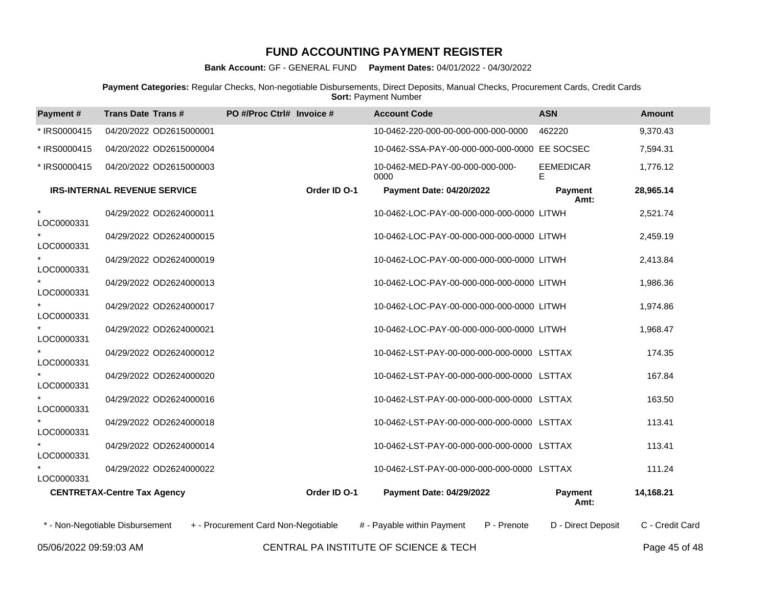# FUND ACCOUNTING PAYMENT REGISTER

**Bank Account:** GF - GENERAL FUND **Payment Dates:** 04/01/2022 - 04/30/2022

**Payment Categories:** Regular Checks, Non-negotiable Disbursements, Direct Deposits, Manual Checks, Procurement Cards, Credit Cards
**Sort:** Payment Number

| Payment # | Trans Date | Trans # | PO #/Proc Ctrl# | Invoice # | Account Code | ASN | Amount |
|---|---|---|---|---|---|---|---|
| * IRS0000415 | 04/20/2022 | OD2615000001 | | | 10-0462-220-000-00-000-000-000-0000 | 462220 | 9,370.43 |
| * IRS0000415 | 04/20/2022 | OD2615000004 | | | 10-0462-SSA-PAY-00-000-000-000-0000 | EE SOCSEC | 7,594.31 |
| * IRS0000415 | 04/20/2022 | OD2615000003 | | | 10-0462-MED-PAY-00-000-000-000-0000 | EEMEDICARE | 1,776.12 |
| **IRS-INTERNAL REVENUE SERVICE** | | | | **Order ID O-1** | **Payment Date: 04/20/2022** | **Payment Amt:** | **28,965.14** |
| * LOC0000331 | 04/29/2022 | OD2624000011 | | | 10-0462-LOC-PAY-00-000-000-000-0000 | LITWH | 2,521.74 |
| * LOC0000331 | 04/29/2022 | OD2624000015 | | | 10-0462-LOC-PAY-00-000-000-000-0000 | LITWH | 2,459.19 |
| * LOC0000331 | 04/29/2022 | OD2624000019 | | | 10-0462-LOC-PAY-00-000-000-000-0000 | LITWH | 2,413.84 |
| * LOC0000331 | 04/29/2022 | OD2624000013 | | | 10-0462-LOC-PAY-00-000-000-000-0000 | LITWH | 1,986.36 |
| * LOC0000331 | 04/29/2022 | OD2624000017 | | | 10-0462-LOC-PAY-00-000-000-000-0000 | LITWH | 1,974.86 |
| * LOC0000331 | 04/29/2022 | OD2624000021 | | | 10-0462-LOC-PAY-00-000-000-000-0000 | LITWH | 1,968.47 |
| * LOC0000331 | 04/29/2022 | OD2624000012 | | | 10-0462-LST-PAY-00-000-000-000-0000 | LSTTAX | 174.35 |
| * LOC0000331 | 04/29/2022 | OD2624000020 | | | 10-0462-LST-PAY-00-000-000-000-0000 | LSTTAX | 167.84 |
| * LOC0000331 | 04/29/2022 | OD2624000016 | | | 10-0462-LST-PAY-00-000-000-000-0000 | LSTTAX | 163.50 |
| * LOC0000331 | 04/29/2022 | OD2624000018 | | | 10-0462-LST-PAY-00-000-000-000-0000 | LSTTAX | 113.41 |
| * LOC0000331 | 04/29/2022 | OD2624000014 | | | 10-0462-LST-PAY-00-000-000-000-0000 | LSTTAX | 113.41 |
| * LOC0000331 | 04/29/2022 | OD2624000022 | | | 10-0462-LST-PAY-00-000-000-000-0000 | LSTTAX | 111.24 |
| **CENTRETAX-Centre Tax Agency** | | | | **Order ID O-1** | **Payment Date: 04/29/2022** | **Payment Amt:** | **14,168.21** |

\* - Non-Negotiable Disbursement + - Procurement Card Non-Negotiable # - Payable within Payment P - Prenote D - Direct Deposit C - Credit Card

05/06/2022 09:59:03 AM CENTRAL PA INSTITUTE OF SCIENCE & TECH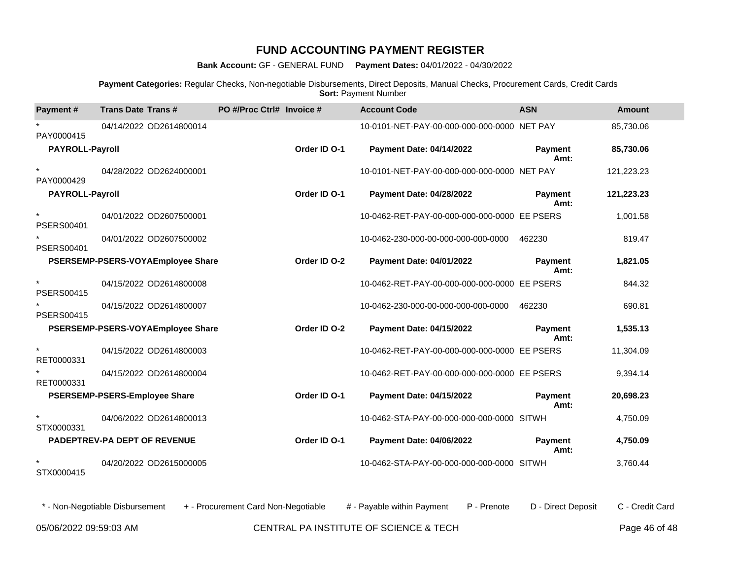# FUND ACCOUNTING PAYMENT REGISTER

**Bank Account:** GF - GENERAL FUND **Payment Dates:** 04/01/2022 - 04/30/2022

**Payment Categories:** Regular Checks, Non-negotiable Disbursements, Direct Deposits, Manual Checks, Procurement Cards, Credit Cards
**Sort:** Payment Number

| Payment # | Trans Date | Trans # | PO #/Proc Ctrl# | Invoice # | Account Code | ASN | Amount |
|---|---|---|---|---|---|---|---|
| * PAY0000415 | 04/14/2022 | OD2614800014 | | | 10-0101-NET-PAY-00-000-000-000-0000 | NET PAY | 85,730.06 |
| **PAYROLL-Payroll** | | | | **Order ID O-1** | **Payment Date: 04/14/2022** | **Payment Amt:** | **85,730.06** |
| * PAY0000429 | 04/28/2022 | OD2624000001 | | | 10-0101-NET-PAY-00-000-000-000-0000 | NET PAY | 121,223.23 |
| **PAYROLL-Payroll** | | | | **Order ID O-1** | **Payment Date: 04/28/2022** | **Payment Amt:** | **121,223.23** |
| * PSERS00401 | 04/01/2022 | OD2607500001 | | | 10-0462-RET-PAY-00-000-000-000-0000 | EE PSERS | 1,001.58 |
| * PSERS00401 | 04/01/2022 | OD2607500002 | | | 10-0462-230-000-00-000-000-000-0000 | 462230 | 819.47 |
| **PSERSEMP-PSERS-VOYAEmployee Share** | | | | **Order ID O-2** | **Payment Date: 04/01/2022** | **Payment Amt:** | **1,821.05** |
| * PSERS00415 | 04/15/2022 | OD2614800008 | | | 10-0462-RET-PAY-00-000-000-000-0000 | EE PSERS | 844.32 |
| * PSERS00415 | 04/15/2022 | OD2614800007 | | | 10-0462-230-000-00-000-000-000-0000 | 462230 | 690.81 |
| **PSERSEMP-PSERS-VOYAEmployee Share** | | | | **Order ID O-2** | **Payment Date: 04/15/2022** | **Payment Amt:** | **1,535.13** |
| * RET0000331 | 04/15/2022 | OD2614800003 | | | 10-0462-RET-PAY-00-000-000-000-0000 | EE PSERS | 11,304.09 |
| * RET0000331 | 04/15/2022 | OD2614800004 | | | 10-0462-RET-PAY-00-000-000-000-0000 | EE PSERS | 9,394.14 |
| **PSERSEMP-PSERS-Employee Share** | | | | **Order ID O-1** | **Payment Date: 04/15/2022** | **Payment Amt:** | **20,698.23** |
| * STX0000331 | 04/06/2022 | OD2614800013 | | | 10-0462-STA-PAY-00-000-000-000-0000 | SITWH | 4,750.09 |
| **PADEPTREV-PA DEPT OF REVENUE** | | | | **Order ID O-1** | **Payment Date: 04/06/2022** | **Payment Amt:** | **4,750.09** |
| * STX0000415 | 04/20/2022 | OD2615000005 | | | 10-0462-STA-PAY-00-000-000-000-0000 | SITWH | 3,760.44 |

\* - Non-Negotiable Disbursement + - Procurement Card Non-Negotiable # - Payable within Payment P - Prenote D - Direct Deposit C - Credit Card

05/06/2022 09:59:03 AM CENTRAL PA INSTITUTE OF SCIENCE & TECH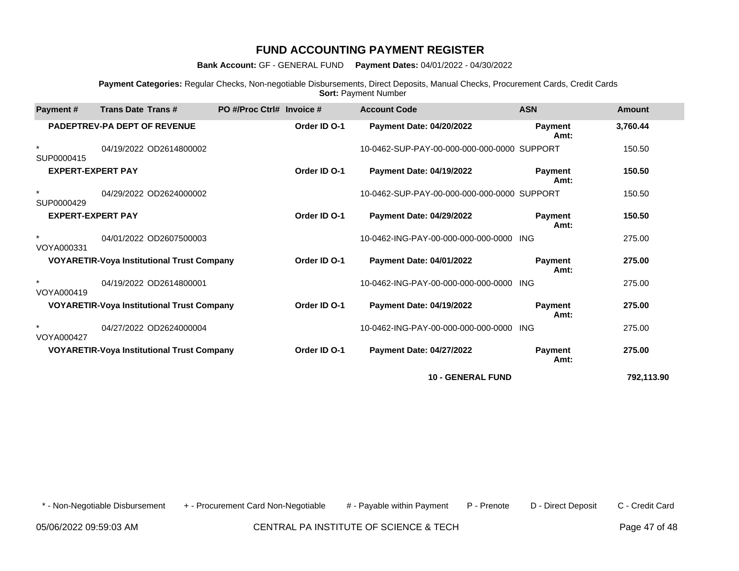# FUND ACCOUNTING PAYMENT REGISTER

**Bank Account:** GF - GENERAL FUND **Payment Dates:** 04/01/2022 - 04/30/2022

**Payment Categories:** Regular Checks, Non-negotiable Disbursements, Direct Deposits, Manual Checks, Procurement Cards, Credit Cards
**Sort:** Payment Number

| Payment # | Trans Date | Trans # | PO #/Proc Ctrl# | Invoice # | Account Code | ASN | Amount |
|---|---|---|---|---|---|---|---|
| | **PADEPTREV-PA DEPT OF REVENUE** | | | **Order ID O-1** | **Payment Date: 04/20/2022** | **Payment Amt:** | **3,760.44** |
| * SUP0000415 | 04/19/2022 | OD2614800002 | | | 10-0462-SUP-PAY-00-000-000-000-0000 | SUPPORT | 150.50 |
| | **EXPERT-EXPERT PAY** | | | **Order ID O-1** | **Payment Date: 04/19/2022** | **Payment Amt:** | **150.50** |
| * SUP0000429 | 04/29/2022 | OD2624000002 | | | 10-0462-SUP-PAY-00-000-000-000-0000 | SUPPORT | 150.50 |
| | **EXPERT-EXPERT PAY** | | | **Order ID O-1** | **Payment Date: 04/29/2022** | **Payment Amt:** | **150.50** |
| * VOYA000331 | 04/01/2022 | OD2607500003 | | | 10-0462-ING-PAY-00-000-000-000-0000 | ING | 275.00 |
| | **VOYARETIR-Voya Institutional Trust Company** | | | **Order ID O-1** | **Payment Date: 04/01/2022** | **Payment Amt:** | **275.00** |
| * VOYA000419 | 04/19/2022 | OD2614800001 | | | 10-0462-ING-PAY-00-000-000-000-0000 | ING | 275.00 |
| | **VOYARETIR-Voya Institutional Trust Company** | | | **Order ID O-1** | **Payment Date: 04/19/2022** | **Payment Amt:** | **275.00** |
| * VOYA000427 | 04/27/2022 | OD2624000004 | | | 10-0462-ING-PAY-00-000-000-000-0000 | ING | 275.00 |
| | **VOYARETIR-Voya Institutional Trust Company** | | | **Order ID O-1** | **Payment Date: 04/27/2022** | **Payment Amt:** | **275.00** |
| | | | | | **10 - GENERAL FUND** | | **792,113.90** |

\* - Non-Negotiable Disbursement + - Procurement Card Non-Negotiable # - Payable within Payment P - Prenote D - Direct Deposit C - Credit Card

05/06/2022 09:59:03 AM CENTRAL PA INSTITUTE OF SCIENCE & TECH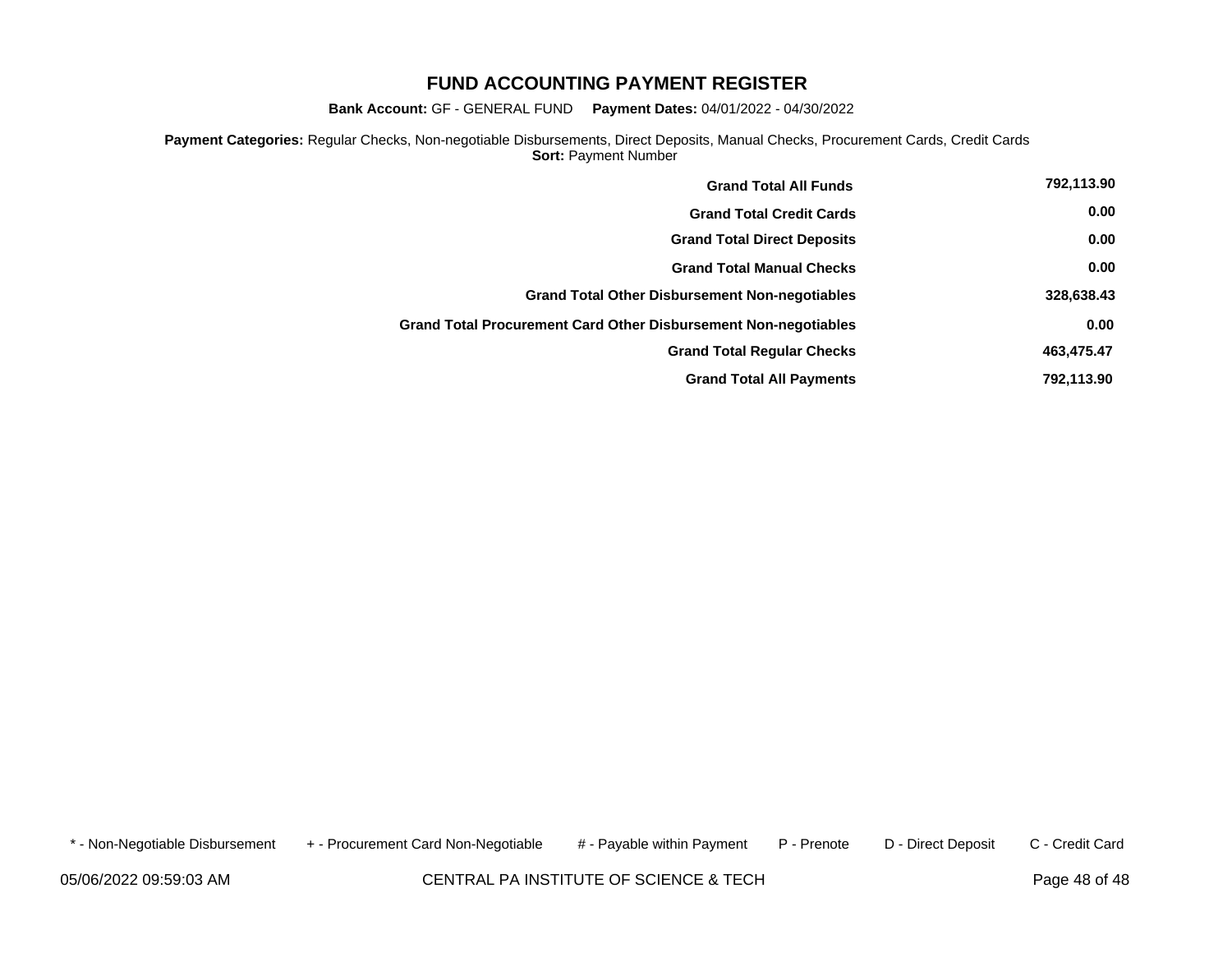# FUND ACCOUNTING PAYMENT REGISTER

**Bank Account:** GF - GENERAL FUND **Payment Dates:** 04/01/2022 - 04/30/2022

**Payment Categories:** Regular Checks, Non-negotiable Disbursements, Direct Deposits, Manual Checks, Procurement Cards, Credit Cards
**Sort:** Payment Number

| | |
|---|---|
| **Grand Total All Funds** | **792,113.90** |
| **Grand Total Credit Cards** | **0.00** |
| **Grand Total Direct Deposits** | **0.00** |
| **Grand Total Manual Checks** | **0.00** |
| **Grand Total Other Disbursement Non-negotiables** | **328,638.43** |
| **Grand Total Procurement Card Other Disbursement Non-negotiables** | **0.00** |
| **Grand Total Regular Checks** | **463,475.47** |
| **Grand Total All Payments** | **792,113.90** |

* - Non-Negotiable Disbursement + - Procurement Card Non-Negotiable # - Payable within Payment P - Prenote D - Direct Deposit C - Credit Card

05/06/2022 09:59:03 AM CENTRAL PA INSTITUTE OF SCIENCE & TECH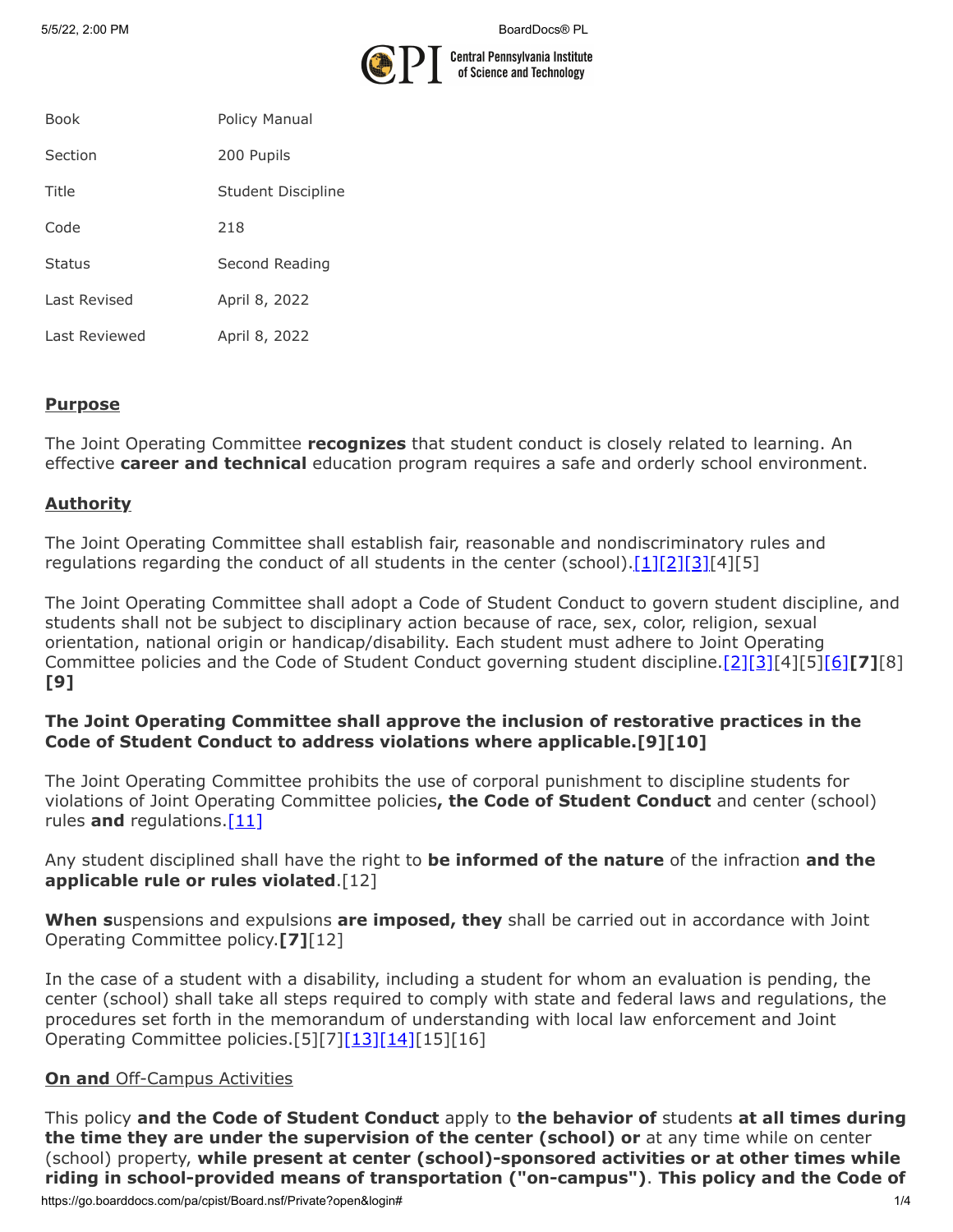| Book | Policy Manual |
| --- | --- |
| Section | 200 Pupils |
| Title | Student Discipline |
| Code | 218 |
| Status | Second Reading |
| Last Revised | April 8, 2022 |
| Last Reviewed | April 8, 2022 |

## Purpose

The Joint Operating Committee **recognizes** that student conduct is closely related to learning. An effective **career and technical** education program requires a safe and orderly school environment.

## Authority

The Joint Operating Committee shall establish fair, reasonable and nondiscriminatory rules and regulations regarding the conduct of all students in the center (school).[1][2][3][4][5]

The Joint Operating Committee shall adopt a Code of Student Conduct to govern student discipline, and students shall not be subject to disciplinary action because of race, sex, color, religion, sexual orientation, national origin or handicap/disability. Each student must adhere to Joint Operating Committee policies and the Code of Student Conduct governing student discipline.[2][3][4][5][6]**[7]**[8]**[9]**

**The Joint Operating Committee shall approve the inclusion of restorative practices in the Code of Student Conduct to address violations where applicable.[9][10]**

The Joint Operating Committee prohibits the use of corporal punishment to discipline students for violations of Joint Operating Committee policies**, the Code of Student Conduct** and center (school) rules **and** regulations.[11]

Any student disciplined shall have the right to **be informed of the nature** of the infraction **and the applicable rule or rules violated**.[12]

**When s**uspensions and expulsions **are imposed, they** shall be carried out in accordance with Joint Operating Committee policy.**[7]**[12]

In the case of a student with a disability, including a student for whom an evaluation is pending, the center (school) shall take all steps required to comply with state and federal laws and regulations, the procedures set forth in the memorandum of understanding with local law enforcement and Joint Operating Committee policies.[5][7][13][14][15][16]

## **On and** Off-Campus Activities

This policy **and the Code of Student Conduct** apply to **the behavior of** students **at all times during the time they are under the supervision of the center (school) or** at any time while on center (school) property, **while present at center (school)-sponsored activities or at other times while riding in school-provided means of transportation ("on-campus")**. **This policy and the Code of**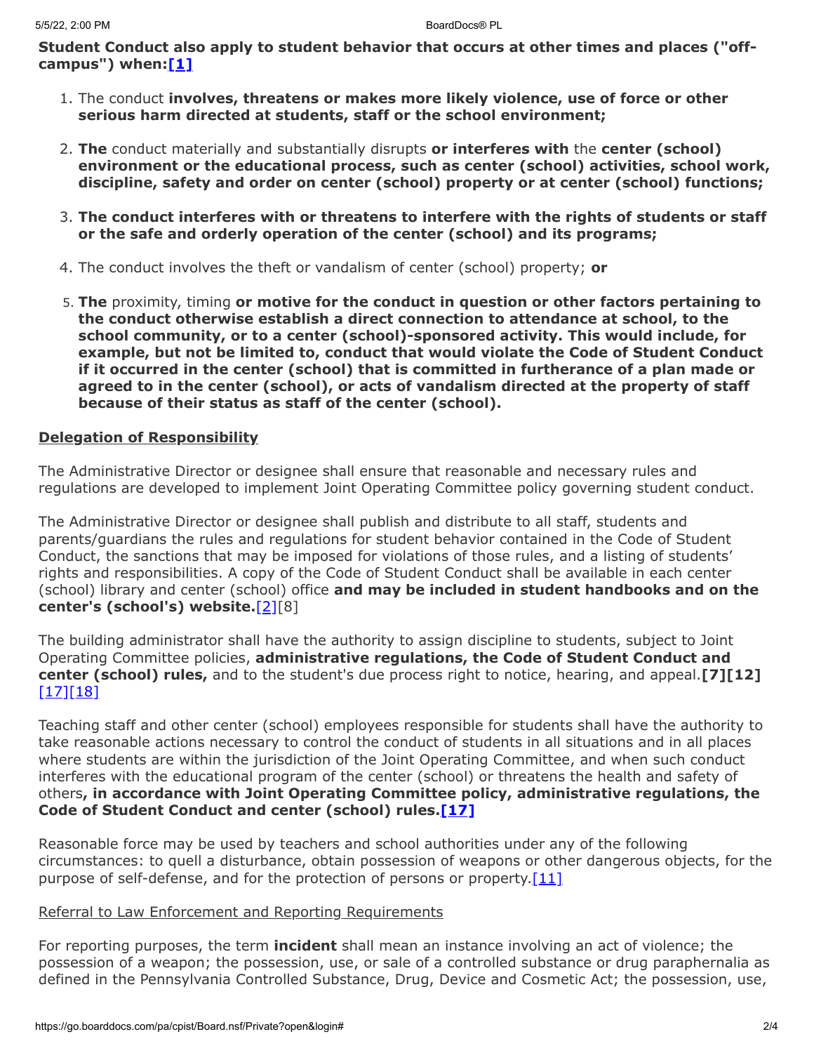**Student Conduct also apply to student behavior that occurs at other times and places ("off-campus") when:[1]**

1. The conduct **involves, threatens or makes more likely violence, use of force or other serious harm directed at students, staff or the school environment;**
2. **The** conduct materially and substantially disrupts **or interferes with** the **center (school) environment or the educational process, such as center (school) activities, school work, discipline, safety and order on center (school) property or at center (school) functions;**
3. **The conduct interferes with or threatens to interfere with the rights of students or staff or the safe and orderly operation of the center (school) and its programs;**
4. The conduct involves the theft or vandalism of center (school) property; **or**
5. **The** proximity, timing **or motive for the conduct in question or other factors pertaining to the conduct otherwise establish a direct connection to attendance at school, to the school community, or to a center (school)-sponsored activity. This would include, for example, but not be limited to, conduct that would violate the Code of Student Conduct if it occurred in the center (school) that is committed in furtherance of a plan made or agreed to in the center (school), or acts of vandalism directed at the property of staff because of their status as staff of the center (school).**

## Delegation of Responsibility

The Administrative Director or designee shall ensure that reasonable and necessary rules and regulations are developed to implement Joint Operating Committee policy governing student conduct.

The Administrative Director or designee shall publish and distribute to all staff, students and parents/guardians the rules and regulations for student behavior contained in the Code of Student Conduct, the sanctions that may be imposed for violations of those rules, and a listing of students' rights and responsibilities. A copy of the Code of Student Conduct shall be available in each center (school) library and center (school) office **and may be included in student handbooks and on the center's (school's) website.**[2][8]

The building administrator shall have the authority to assign discipline to students, subject to Joint Operating Committee policies, **administrative regulations, the Code of Student Conduct and center (school) rules,** and to the student's due process right to notice, hearing, and appeal.**[7][12]**[17][18]

Teaching staff and other center (school) employees responsible for students shall have the authority to take reasonable actions necessary to control the conduct of students in all situations and in all places where students are within the jurisdiction of the Joint Operating Committee, and when such conduct interferes with the educational program of the center (school) or threatens the health and safety of others**, in accordance with Joint Operating Committee policy, administrative regulations, the Code of Student Conduct and center (school) rules.[17]**

Reasonable force may be used by teachers and school authorities under any of the following circumstances: to quell a disturbance, obtain possession of weapons or other dangerous objects, for the purpose of self-defense, and for the protection of persons or property.[11]

### Referral to Law Enforcement and Reporting Requirements

For reporting purposes, the term **incident** shall mean an instance involving an act of violence; the possession of a weapon; the possession, use, or sale of a controlled substance or drug paraphernalia as defined in the Pennsylvania Controlled Substance, Drug, Device and Cosmetic Act; the possession, use,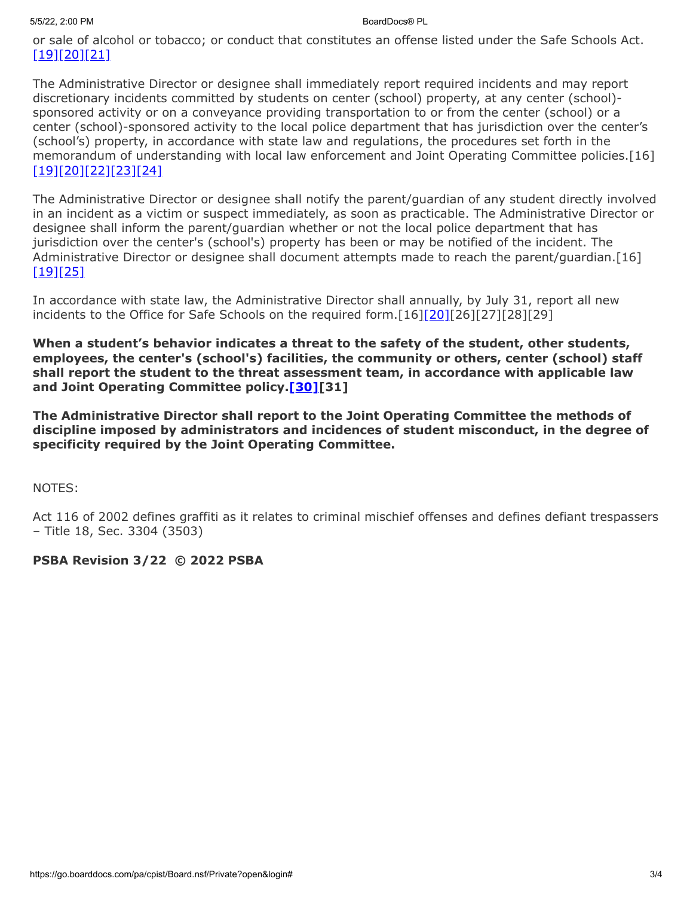or sale of alcohol or tobacco; or conduct that constitutes an offense listed under the Safe Schools Act.[19][20][21]

The Administrative Director or designee shall immediately report required incidents and may report discretionary incidents committed by students on center (school) property, at any center (school)-sponsored activity or on a conveyance providing transportation to or from the center (school) or a center (school)-sponsored activity to the local police department that has jurisdiction over the center's (school's) property, in accordance with state law and regulations, the procedures set forth in the memorandum of understanding with local law enforcement and Joint Operating Committee policies.[16][19][20][22][23][24]

The Administrative Director or designee shall notify the parent/guardian of any student directly involved in an incident as a victim or suspect immediately, as soon as practicable. The Administrative Director or designee shall inform the parent/guardian whether or not the local police department that has jurisdiction over the center's (school's) property has been or may be notified of the incident. The Administrative Director or designee shall document attempts made to reach the parent/guardian.[16][19][25]

In accordance with state law, the Administrative Director shall annually, by July 31, report all new incidents to the Office for Safe Schools on the required form.[16][20][26][27][28][29]

**When a student's behavior indicates a threat to the safety of the student, other students, employees, the center's (school's) facilities, the community or others, center (school) staff shall report the student to the threat assessment team, in accordance with applicable law and Joint Operating Committee policy.[30][31]**

**The Administrative Director shall report to the Joint Operating Committee the methods of discipline imposed by administrators and incidences of student misconduct, in the degree of specificity required by the Joint Operating Committee.**

NOTES:

Act 116 of 2002 defines graffiti as it relates to criminal mischief offenses and defines defiant trespassers – Title 18, Sec. 3304 (3503)

**PSBA Revision 3/22 © 2022 PSBA**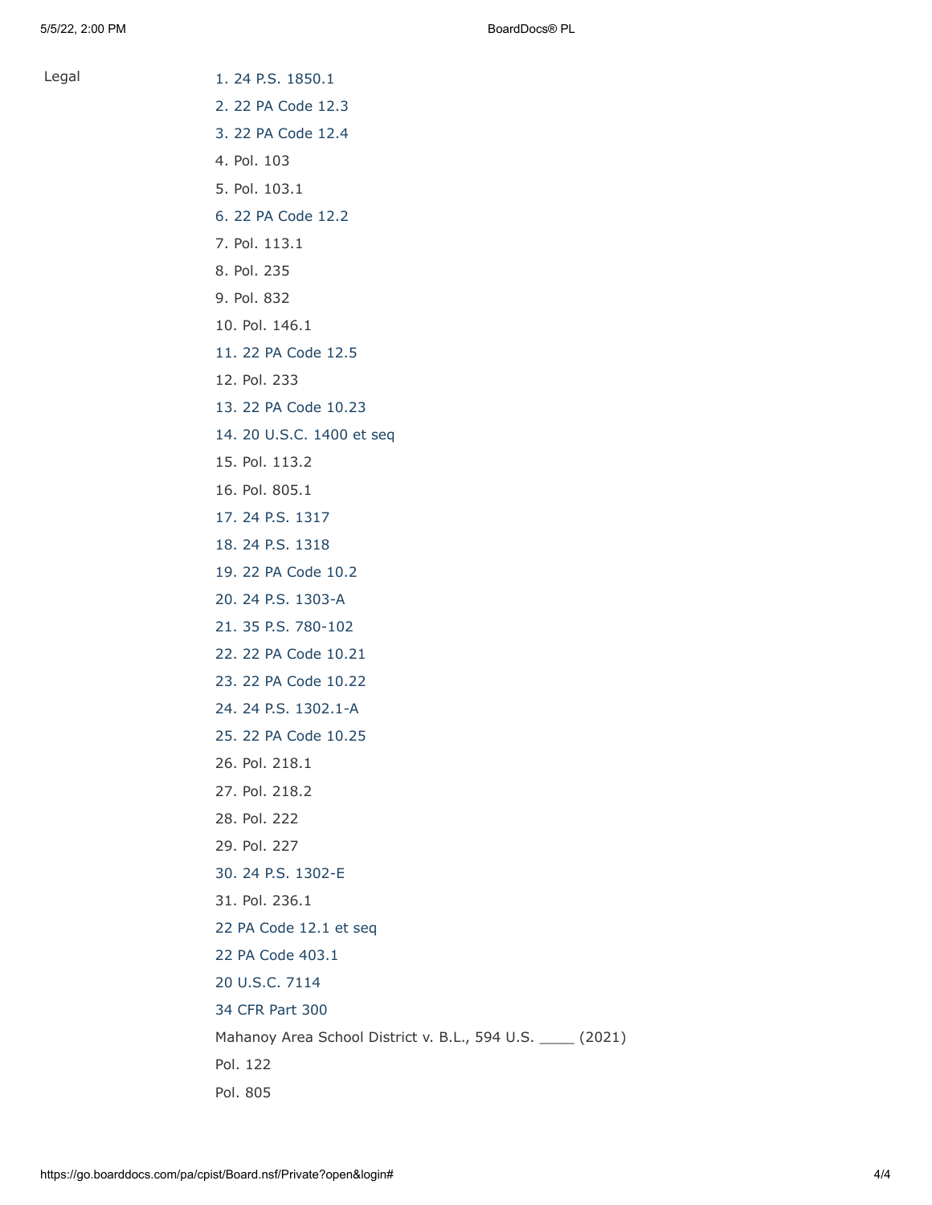Legal

1. 24 P.S. 1850.1
2. 22 PA Code 12.3
3. 22 PA Code 12.4
4. Pol. 103
5. Pol. 103.1
6. 22 PA Code 12.2
7. Pol. 113.1
8. Pol. 235
9. Pol. 832
10. Pol. 146.1
11. 22 PA Code 12.5
12. Pol. 233
13. 22 PA Code 10.23
14. 20 U.S.C. 1400 et seq
15. Pol. 113.2
16. Pol. 805.1
17. 24 P.S. 1317
18. 24 P.S. 1318
19. 22 PA Code 10.2
20. 24 P.S. 1303-A
21. 35 P.S. 780-102
22. 22 PA Code 10.21
23. 22 PA Code 10.22
24. 24 P.S. 1302.1-A
25. 22 PA Code 10.25
26. Pol. 218.1
27. Pol. 218.2
28. Pol. 222
29. Pol. 227
30. 24 P.S. 1302-E
31. Pol. 236.1

22 PA Code 12.1 et seq

22 PA Code 403.1

20 U.S.C. 7114

34 CFR Part 300

Mahanoy Area School District v. B.L., 594 U.S. ____ (2021)

Pol. 122

Pol. 805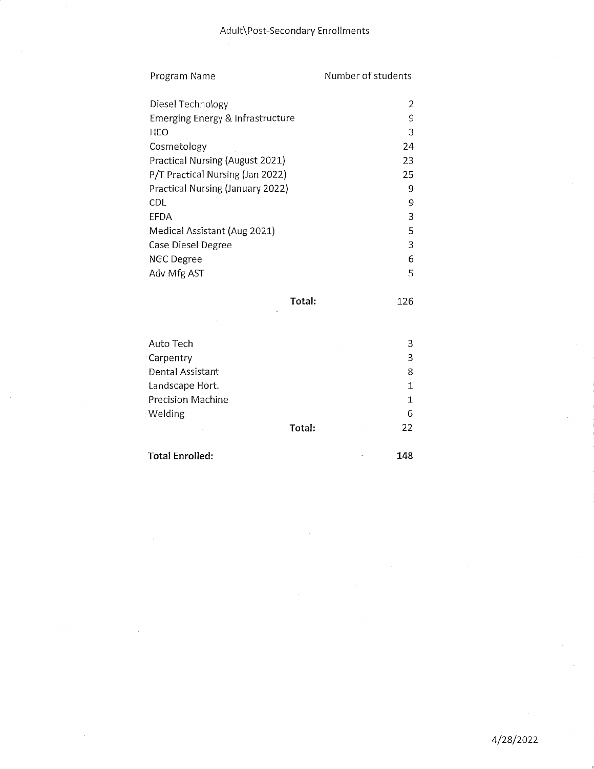# Adult\Post-Secondary Enrollments

| Program Name | Number of students |
|---|---|
| Diesel Technology | 2 |
| Emerging Energy & Infrastructure | 9 |
| HEO | 3 |
| Cosmetology | 24 |
| Practical Nursing (August 2021) | 23 |
| P/T Practical Nursing (Jan 2022) | 25 |
| Practical Nursing (January 2022) | 9 |
| CDL | 9 |
| EFDA | 3 |
| Medical Assistant (Aug 2021) | 5 |
| Case Diesel Degree | 3 |
| NGC Degree | 6 |
| Adv Mfg AST | 5 |
| **Total:** | 126 |

| | |
|---|---|
| Auto Tech | 3 |
| Carpentry | 3 |
| Dental Assistant | 8 |
| Landscape Hort. | 1 |
| Precision Machine | 1 |
| Welding | 6 |
| **Total:** | 22 |

| | |
|---|---|
| **Total Enrolled:** | **148** |

4/28/2022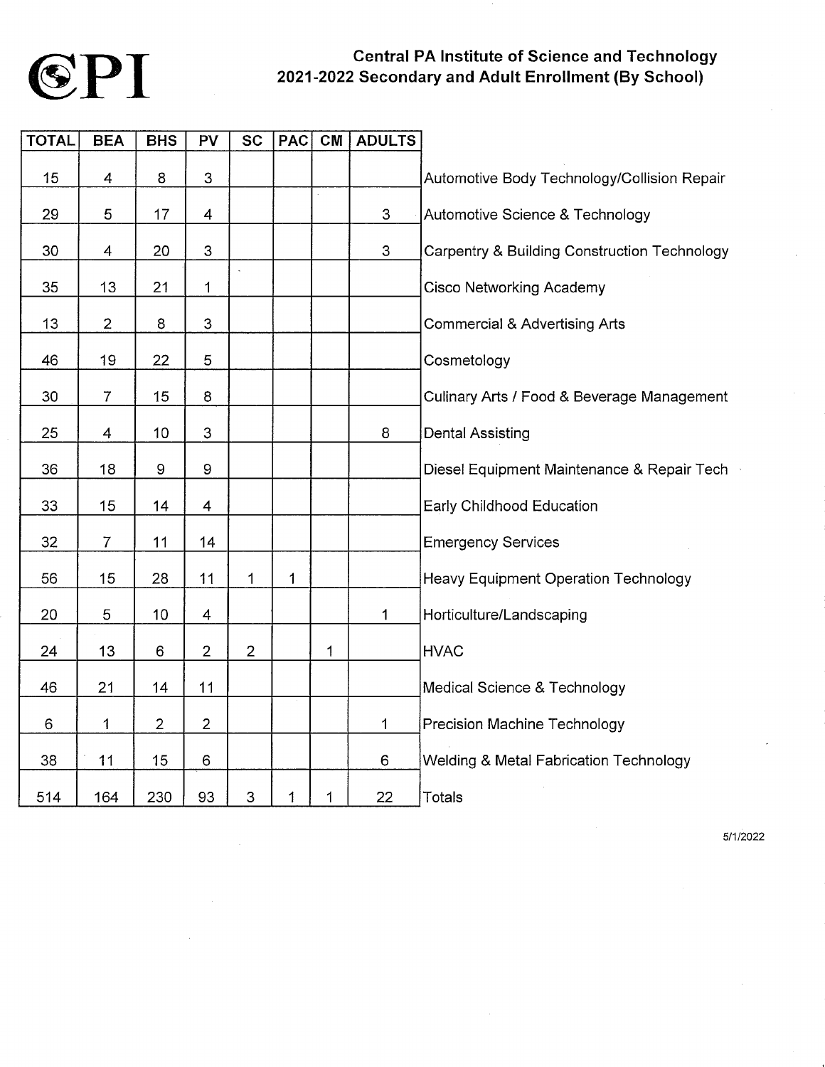# CPI

## Central PA Institute of Science and Technology
## 2021-2022 Secondary and Adult Enrollment (By School)

| TOTAL | BEA | BHS | PV | SC | PAC | CM | ADULTS | |
|---|---|---|---|---|---|---|---|---|
| 15 | 4 | 8 | 3 | | | | | Automotive Body Technology/Collision Repair |
| 29 | 5 | 17 | 4 | | | | 3 | Automotive Science & Technology |
| 30 | 4 | 20 | 3 | | | | 3 | Carpentry & Building Construction Technology |
| 35 | 13 | 21 | 1 | | | | | Cisco Networking Academy |
| 13 | 2 | 8 | 3 | | | | | Commercial & Advertising Arts |
| 46 | 19 | 22 | 5 | | | | | Cosmetology |
| 30 | 7 | 15 | 8 | | | | | Culinary Arts / Food & Beverage Management |
| 25 | 4 | 10 | 3 | | | | 8 | Dental Assisting |
| 36 | 18 | 9 | 9 | | | | | Diesel Equipment Maintenance & Repair Tech |
| 33 | 15 | 14 | 4 | | | | | Early Childhood Education |
| 32 | 7 | 11 | 14 | | | | | Emergency Services |
| 56 | 15 | 28 | 11 | 1 | 1 | | | Heavy Equipment Operation Technology |
| 20 | 5 | 10 | 4 | | | | 1 | Horticulture/Landscaping |
| 24 | 13 | 6 | 2 | 2 | | 1 | | HVAC |
| 46 | 21 | 14 | 11 | | | | | Medical Science & Technology |
| 6 | 1 | 2 | 2 | | | | 1 | Precision Machine Technology |
| 38 | 11 | 15 | 6 | | | | 6 | Welding & Metal Fabrication Technology |
| 514 | 164 | 230 | 93 | 3 | 1 | 1 | 22 | Totals |

5/1/2022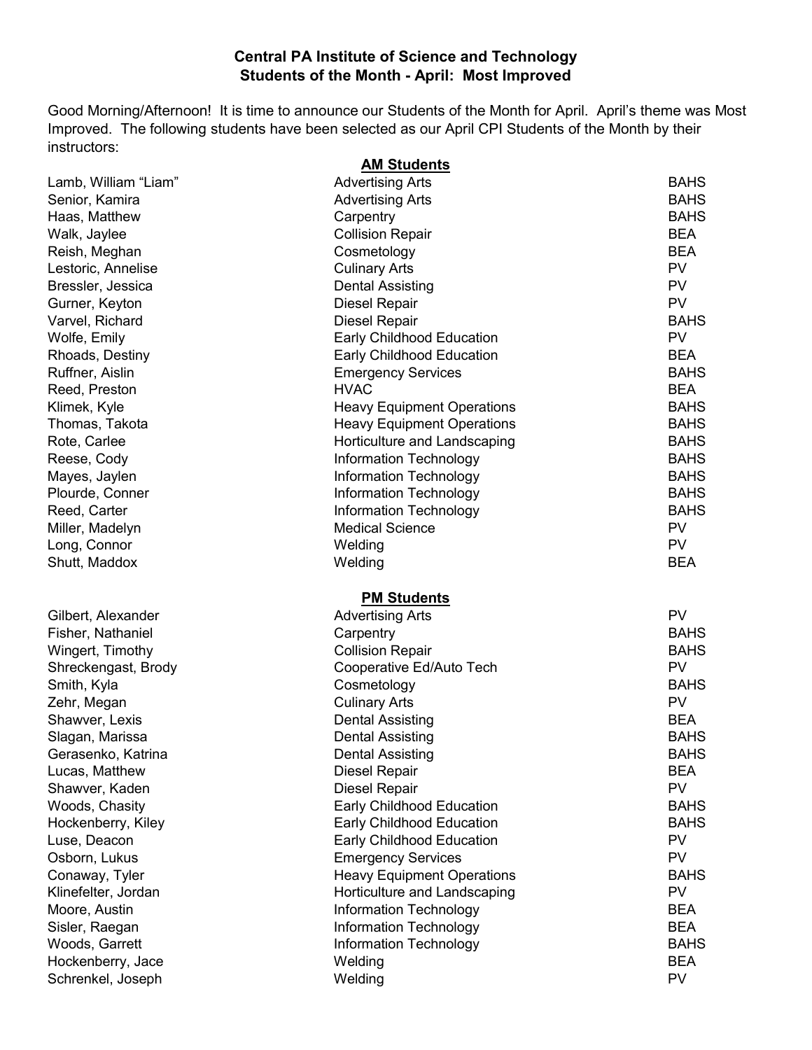**Central PA Institute of Science and Technology**
**Students of the Month - April: Most Improved**

Good Morning/Afternoon! It is time to announce our Students of the Month for April. April's theme was Most Improved. The following students have been selected as our April CPI Students of the Month by their instructors:

**AM Students**

| | | |
|---|---|---|
| Lamb, William "Liam" | Advertising Arts | BAHS |
| Senior, Kamira | Advertising Arts | BAHS |
| Haas, Matthew | Carpentry | BAHS |
| Walk, Jaylee | Collision Repair | BEA |
| Reish, Meghan | Cosmetology | BEA |
| Lestoric, Annelise | Culinary Arts | PV |
| Bressler, Jessica | Dental Assisting | PV |
| Gurner, Keyton | Diesel Repair | PV |
| Varvel, Richard | Diesel Repair | BAHS |
| Wolfe, Emily | Early Childhood Education | PV |
| Rhoads, Destiny | Early Childhood Education | BEA |
| Ruffner, Aislin | Emergency Services | BAHS |
| Reed, Preston | HVAC | BEA |
| Klimek, Kyle | Heavy Equipment Operations | BAHS |
| Thomas, Takota | Heavy Equipment Operations | BAHS |
| Rote, Carlee | Horticulture and Landscaping | BAHS |
| Reese, Cody | Information Technology | BAHS |
| Mayes, Jaylen | Information Technology | BAHS |
| Plourde, Conner | Information Technology | BAHS |
| Reed, Carter | Information Technology | BAHS |
| Miller, Madelyn | Medical Science | PV |
| Long, Connor | Welding | PV |
| Shutt, Maddox | Welding | BEA |

**PM Students**

| | | |
|---|---|---|
| Gilbert, Alexander | Advertising Arts | PV |
| Fisher, Nathaniel | Carpentry | BAHS |
| Wingert, Timothy | Collision Repair | BAHS |
| Shreckengast, Brody | Cooperative Ed/Auto Tech | PV |
| Smith, Kyla | Cosmetology | BAHS |
| Zehr, Megan | Culinary Arts | PV |
| Shawver, Lexis | Dental Assisting | BEA |
| Slagan, Marissa | Dental Assisting | BAHS |
| Gerasenko, Katrina | Dental Assisting | BAHS |
| Lucas, Matthew | Diesel Repair | BEA |
| Shawver, Kaden | Diesel Repair | PV |
| Woods, Chasity | Early Childhood Education | BAHS |
| Hockenberry, Kiley | Early Childhood Education | BAHS |
| Luse, Deacon | Early Childhood Education | PV |
| Osborn, Lukus | Emergency Services | PV |
| Conaway, Tyler | Heavy Equipment Operations | BAHS |
| Klinefelter, Jordan | Horticulture and Landscaping | PV |
| Moore, Austin | Information Technology | BEA |
| Sisler, Raegan | Information Technology | BEA |
| Woods, Garrett | Information Technology | BAHS |
| Hockenberry, Jace | Welding | BEA |
| Schrenkel, Joseph | Welding | PV |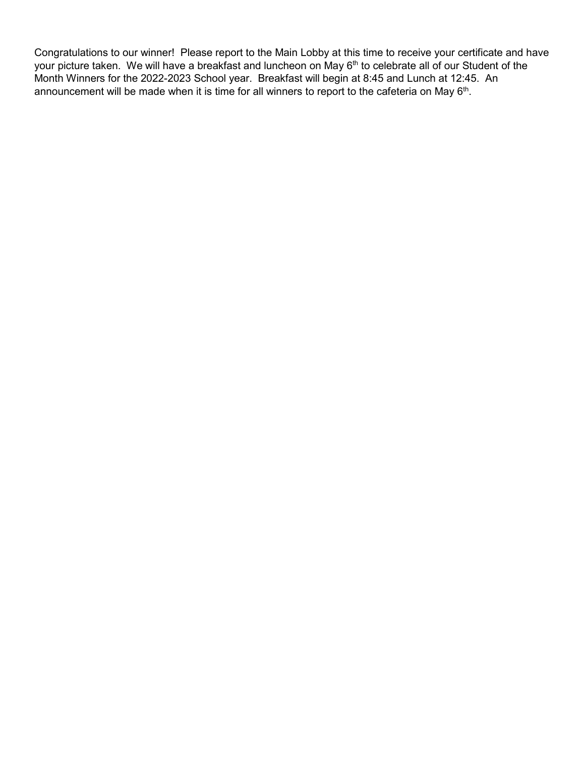Congratulations to our winner! Please report to the Main Lobby at this time to receive your certificate and have your picture taken. We will have a breakfast and luncheon on May 6th to celebrate all of our Student of the Month Winners for the 2022-2023 School year. Breakfast will begin at 8:45 and Lunch at 12:45. An announcement will be made when it is time for all winners to report to the cafeteria on May 6th.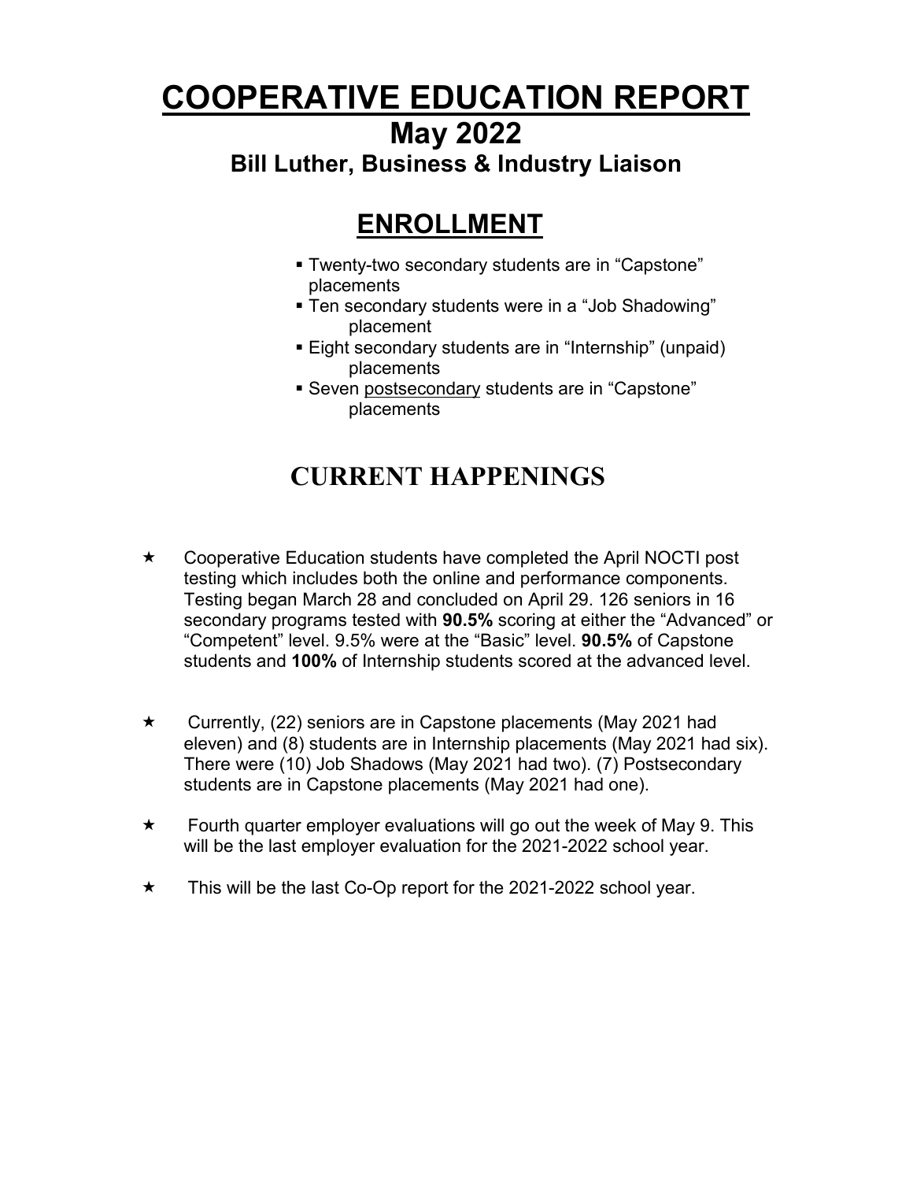# COOPERATIVE EDUCATION REPORT

## May 2022

### Bill Luther, Business & Industry Liaison

## ENROLLMENT

- Twenty-two secondary students are in "Capstone" placements
- Ten secondary students were in a "Job Shadowing" placement
- Eight secondary students are in "Internship" (unpaid) placements
- Seven postsecondary students are in "Capstone" placements

## CURRENT HAPPENINGS

★ Cooperative Education students have completed the April NOCTI post testing which includes both the online and performance components. Testing began March 28 and concluded on April 29. 126 seniors in 16 secondary programs tested with **90.5%** scoring at either the "Advanced" or "Competent" level. 9.5% were at the "Basic" level. **90.5%** of Capstone students and **100%** of Internship students scored at the advanced level.

★ Currently, (22) seniors are in Capstone placements (May 2021 had eleven) and (8) students are in Internship placements (May 2021 had six). There were (10) Job Shadows (May 2021 had two). (7) Postsecondary students are in Capstone placements (May 2021 had one).

★ Fourth quarter employer evaluations will go out the week of May 9. This will be the last employer evaluation for the 2021-2022 school year.

★ This will be the last Co-Op report for the 2021-2022 school year.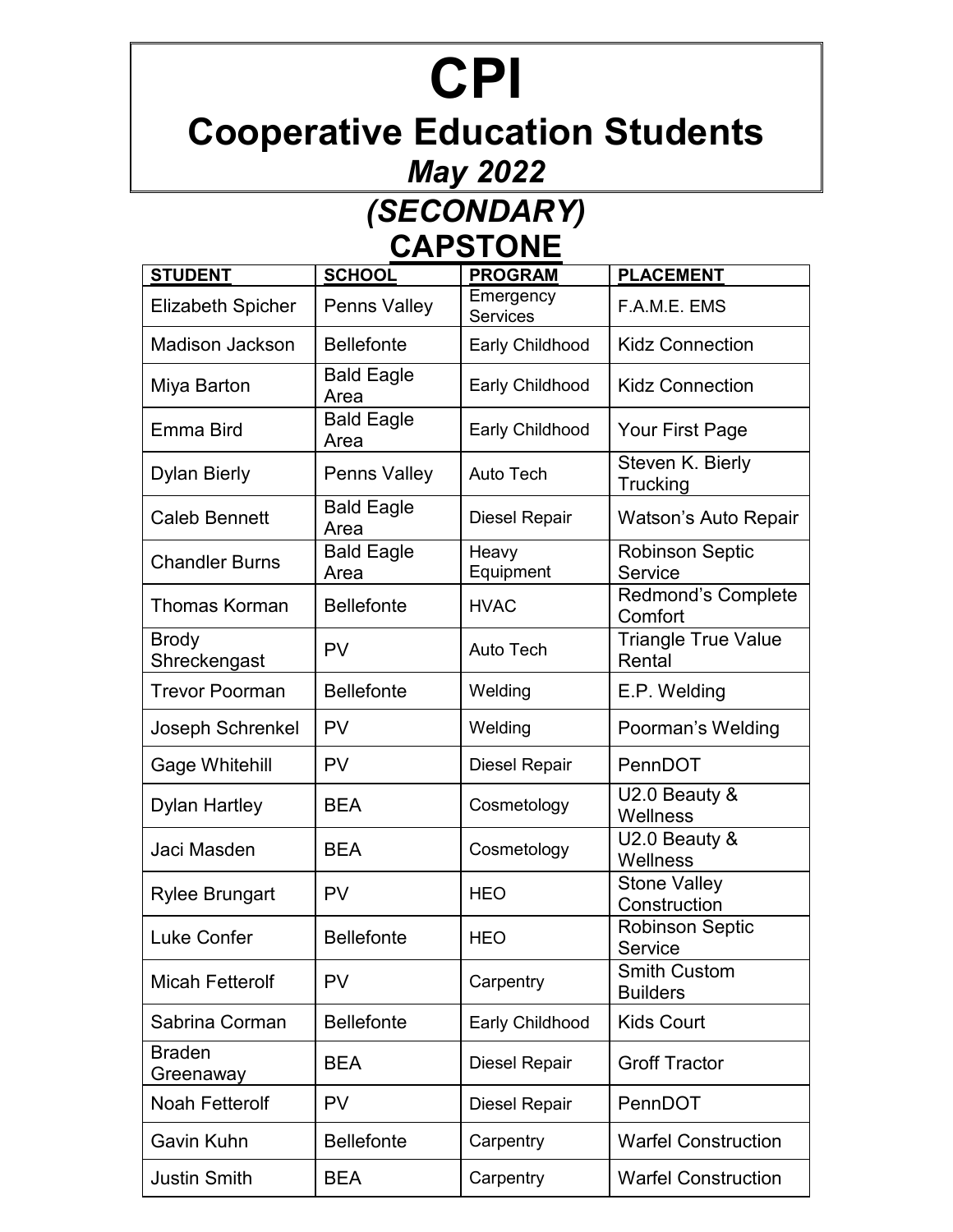# CPI

## Cooperative Education Students

### *May 2022*

### *(SECONDARY)*

### CAPSTONE

| STUDENT | SCHOOL | PROGRAM | PLACEMENT |
|---|---|---|---|
| Elizabeth Spicher | Penns Valley | Emergency Services | F.A.M.E. EMS |
| Madison Jackson | Bellefonte | Early Childhood | Kidz Connection |
| Miya Barton | Bald Eagle Area | Early Childhood | Kidz Connection |
| Emma Bird | Bald Eagle Area | Early Childhood | Your First Page |
| Dylan Bierly | Penns Valley | Auto Tech | Steven K. Bierly Trucking |
| Caleb Bennett | Bald Eagle Area | Diesel Repair | Watson's Auto Repair |
| Chandler Burns | Bald Eagle Area | Heavy Equipment | Robinson Septic Service |
| Thomas Korman | Bellefonte | HVAC | Redmond's Complete Comfort |
| Brody Shreckengast | PV | Auto Tech | Triangle True Value Rental |
| Trevor Poorman | Bellefonte | Welding | E.P. Welding |
| Joseph Schrenkel | PV | Welding | Poorman's Welding |
| Gage Whitehill | PV | Diesel Repair | PennDOT |
| Dylan Hartley | BEA | Cosmetology | U2.0 Beauty & Wellness |
| Jaci Masden | BEA | Cosmetology | U2.0 Beauty & Wellness |
| Rylee Brungart | PV | HEO | Stone Valley Construction |
| Luke Confer | Bellefonte | HEO | Robinson Septic Service |
| Micah Fetterolf | PV | Carpentry | Smith Custom Builders |
| Sabrina Corman | Bellefonte | Early Childhood | Kids Court |
| Braden Greenaway | BEA | Diesel Repair | Groff Tractor |
| Noah Fetterolf | PV | Diesel Repair | PennDOT |
| Gavin Kuhn | Bellefonte | Carpentry | Warfel Construction |
| Justin Smith | BEA | Carpentry | Warfel Construction |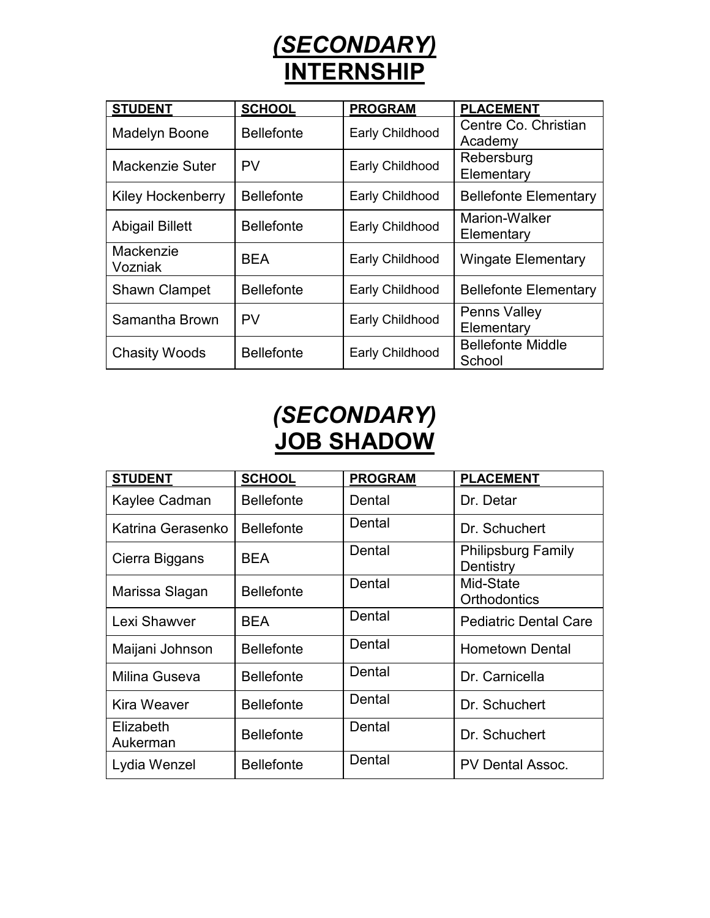# *(SECONDARY)* INTERNSHIP

| STUDENT | SCHOOL | PROGRAM | PLACEMENT |
|---|---|---|---|
| Madelyn Boone | Bellefonte | Early Childhood | Centre Co. Christian Academy |
| Mackenzie Suter | PV | Early Childhood | Rebersburg Elementary |
| Kiley Hockenberry | Bellefonte | Early Childhood | Bellefonte Elementary |
| Abigail Billett | Bellefonte | Early Childhood | Marion-Walker Elementary |
| Mackenzie Vozniak | BEA | Early Childhood | Wingate Elementary |
| Shawn Clampet | Bellefonte | Early Childhood | Bellefonte Elementary |
| Samantha Brown | PV | Early Childhood | Penns Valley Elementary |
| Chasity Woods | Bellefonte | Early Childhood | Bellefonte Middle School |

# *(SECONDARY)* JOB SHADOW

| STUDENT | SCHOOL | PROGRAM | PLACEMENT |
|---|---|---|---|
| Kaylee Cadman | Bellefonte | Dental | Dr. Detar |
| Katrina Gerasenko | Bellefonte | Dental | Dr. Schuchert |
| Cierra Biggans | BEA | Dental | Philipsburg Family Dentistry |
| Marissa Slagan | Bellefonte | Dental | Mid-State Orthodontics |
| Lexi Shawver | BEA | Dental | Pediatric Dental Care |
| Maijani Johnson | Bellefonte | Dental | Hometown Dental |
| Milina Guseva | Bellefonte | Dental | Dr. Carnicella |
| Kira Weaver | Bellefonte | Dental | Dr. Schuchert |
| Elizabeth Aukerman | Bellefonte | Dental | Dr. Schuchert |
| Lydia Wenzel | Bellefonte | Dental | PV Dental Assoc. |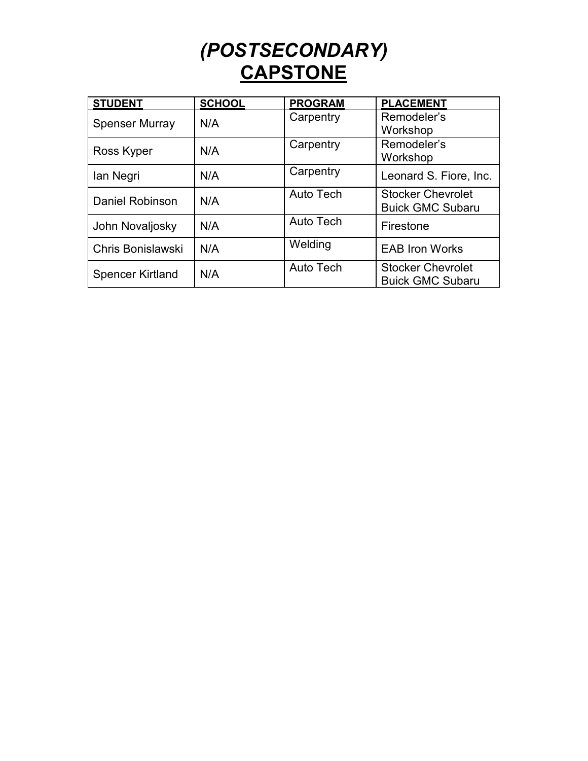# *(POSTSECONDARY)*
# CAPSTONE

| **STUDENT** | **SCHOOL** | **PROGRAM** | **PLACEMENT** |
|---|---|---|---|
| Spenser Murray | N/A | Carpentry | Remodeler's Workshop |
| Ross Kyper | N/A | Carpentry | Remodeler's Workshop |
| Ian Negri | N/A | Carpentry | Leonard S. Fiore, Inc. |
| Daniel Robinson | N/A | Auto Tech | Stocker Chevrolet Buick GMC Subaru |
| John Novaljosky | N/A | Auto Tech | Firestone |
| Chris Bonislawski | N/A | Welding | EAB Iron Works |
| Spencer Kirtland | N/A | Auto Tech | Stocker Chevrolet Buick GMC Subaru |